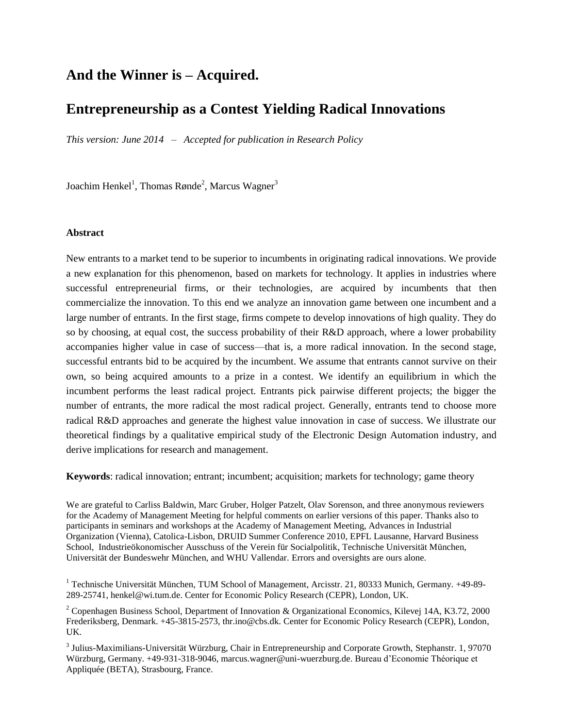# And the Winner is – Acquired.

# Entrepreneurship as a Contest Yielding Radical Innovations

*This version: June 2014 – Accepted for publication in Research Policy*

Joachim Henkel[1], Thomas Rønde[2], Marcus Wagner[3]

**Abstract**

New entrants to a market tend to be superior to incumbents in originating radical innovations. We provide a new explanation for this phenomenon, based on markets for technology. It applies in industries where successful entrepreneurial firms, or their technologies, are acquired by incumbents that then commercialize the innovation. To this end we analyze an innovation game between one incumbent and a large number of entrants. In the first stage, firms compete to develop innovations of high quality. They do so by choosing, at equal cost, the success probability of their R&D approach, where a lower probability accompanies higher value in case of success—that is, a more radical innovation. In the second stage, successful entrants bid to be acquired by the incumbent. We assume that entrants cannot survive on their own, so being acquired amounts to a prize in a contest. We identify an equilibrium in which the incumbent performs the least radical project. Entrants pick pairwise different projects; the bigger the number of entrants, the more radical the most radical project. Generally, entrants tend to choose more radical R&D approaches and generate the highest value innovation in case of success. We illustrate our theoretical findings by a qualitative empirical study of the Electronic Design Automation industry, and derive implications for research and management.

**Keywords**: radical innovation; entrant; incumbent; acquisition; markets for technology; game theory

We are grateful to Carliss Baldwin, Marc Gruber, Holger Patzelt, Olav Sorenson, and three anonymous reviewers for the Academy of Management Meeting for helpful comments on earlier versions of this paper. Thanks also to participants in seminars and workshops at the Academy of Management Meeting, Advances in Industrial Organization (Vienna), Catolica-Lisbon, DRUID Summer Conference 2010, EPFL Lausanne, Harvard Business School, Industrieökonomischer Ausschuss of the Verein für Socialpolitik, Technische Universität München, Universität der Bundeswehr München, and WHU Vallendar. Errors and oversights are ours alone.

[1] Technische Universität München, TUM School of Management, Arcisstr. 21, 80333 Munich, Germany. +49-89-289-25741, henkel@wi.tum.de. Center for Economic Policy Research (CEPR), London, UK.

[2] Copenhagen Business School, Department of Innovation & Organizational Economics, Kilevej 14A, K3.72, 2000 Frederiksberg, Denmark. +45-3815-2573, thr.ino@cbs.dk. Center for Economic Policy Research (CEPR), London, UK.

[3] Julius-Maximilians-Universität Würzburg, Chair in Entrepreneurship and Corporate Growth, Stephanstr. 1, 97070 Würzburg, Germany. +49-931-318-9046, marcus.wagner@uni-wuerzburg.de. Bureau d'Economie Théorique et Appliquée (BETA), Strasbourg, France.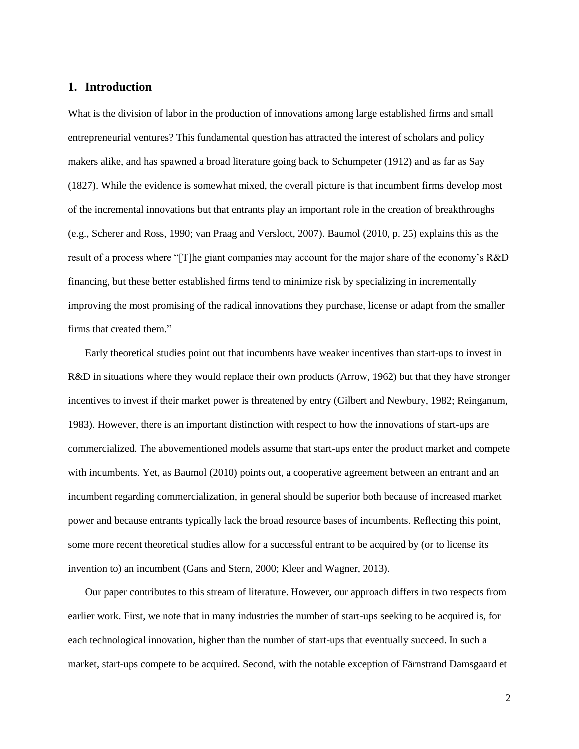## 1. Introduction

What is the division of labor in the production of innovations among large established firms and small entrepreneurial ventures? This fundamental question has attracted the interest of scholars and policy makers alike, and has spawned a broad literature going back to Schumpeter (1912) and as far as Say (1827). While the evidence is somewhat mixed, the overall picture is that incumbent firms develop most of the incremental innovations but that entrants play an important role in the creation of breakthroughs (e.g., Scherer and Ross, 1990; van Praag and Versloot, 2007). Baumol (2010, p. 25) explains this as the result of a process where "[T]he giant companies may account for the major share of the economy's R&D financing, but these better established firms tend to minimize risk by specializing in incrementally improving the most promising of the radical innovations they purchase, license or adapt from the smaller firms that created them."

Early theoretical studies point out that incumbents have weaker incentives than start-ups to invest in R&D in situations where they would replace their own products (Arrow, 1962) but that they have stronger incentives to invest if their market power is threatened by entry (Gilbert and Newbury, 1982; Reinganum, 1983). However, there is an important distinction with respect to how the innovations of start-ups are commercialized. The abovementioned models assume that start-ups enter the product market and compete with incumbents. Yet, as Baumol (2010) points out, a cooperative agreement between an entrant and an incumbent regarding commercialization, in general should be superior both because of increased market power and because entrants typically lack the broad resource bases of incumbents. Reflecting this point, some more recent theoretical studies allow for a successful entrant to be acquired by (or to license its invention to) an incumbent (Gans and Stern, 2000; Kleer and Wagner, 2013).

Our paper contributes to this stream of literature. However, our approach differs in two respects from earlier work. First, we note that in many industries the number of start-ups seeking to be acquired is, for each technological innovation, higher than the number of start-ups that eventually succeed. In such a market, start-ups compete to be acquired. Second, with the notable exception of Färnstrand Damsgaard et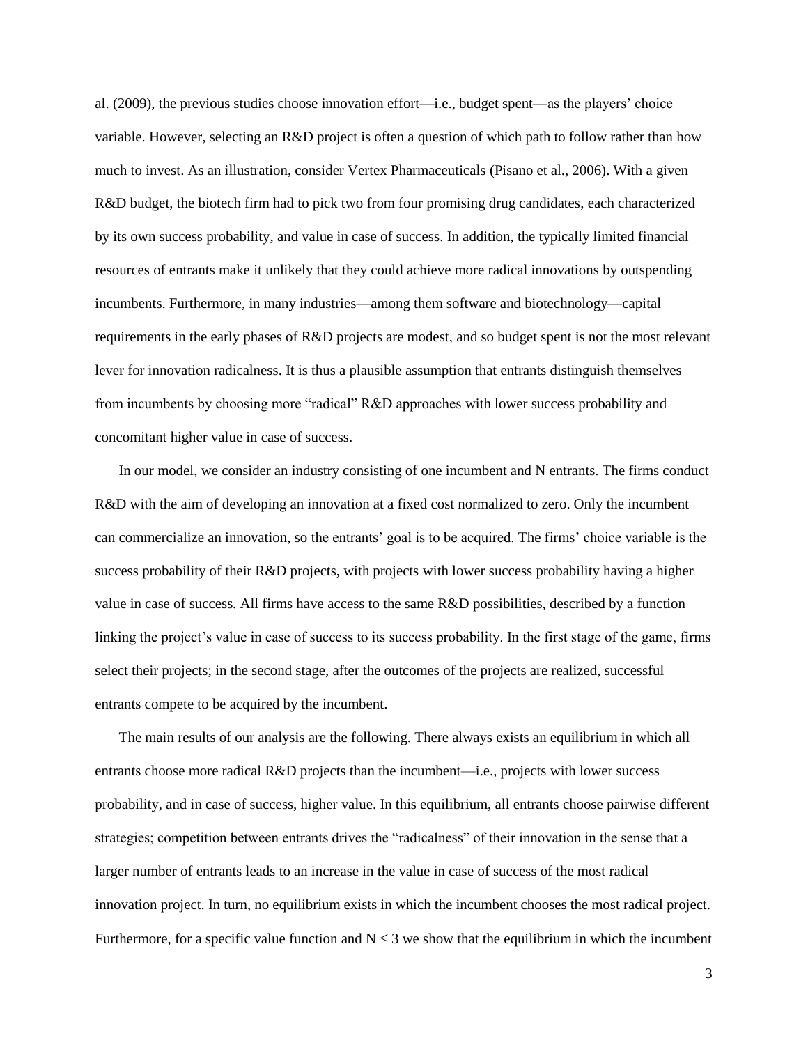al. (2009), the previous studies choose innovation effort—i.e., budget spent—as the players' choice variable. However, selecting an R&D project is often a question of which path to follow rather than how much to invest. As an illustration, consider Vertex Pharmaceuticals (Pisano et al., 2006). With a given R&D budget, the biotech firm had to pick two from four promising drug candidates, each characterized by its own success probability, and value in case of success. In addition, the typically limited financial resources of entrants make it unlikely that they could achieve more radical innovations by outspending incumbents. Furthermore, in many industries—among them software and biotechnology—capital requirements in the early phases of R&D projects are modest, and so budget spent is not the most relevant lever for innovation radicalness. It is thus a plausible assumption that entrants distinguish themselves from incumbents by choosing more "radical" R&D approaches with lower success probability and concomitant higher value in case of success.

In our model, we consider an industry consisting of one incumbent and N entrants. The firms conduct R&D with the aim of developing an innovation at a fixed cost normalized to zero. Only the incumbent can commercialize an innovation, so the entrants' goal is to be acquired. The firms' choice variable is the success probability of their R&D projects, with projects with lower success probability having a higher value in case of success. All firms have access to the same R&D possibilities, described by a function linking the project's value in case of success to its success probability. In the first stage of the game, firms select their projects; in the second stage, after the outcomes of the projects are realized, successful entrants compete to be acquired by the incumbent.

The main results of our analysis are the following. There always exists an equilibrium in which all entrants choose more radical R&D projects than the incumbent—i.e., projects with lower success probability, and in case of success, higher value. In this equilibrium, all entrants choose pairwise different strategies; competition between entrants drives the "radicalness" of their innovation in the sense that a larger number of entrants leads to an increase in the value in case of success of the most radical innovation project. In turn, no equilibrium exists in which the incumbent chooses the most radical project. Furthermore, for a specific value function and $N \leq 3$ we show that the equilibrium in which the incumbent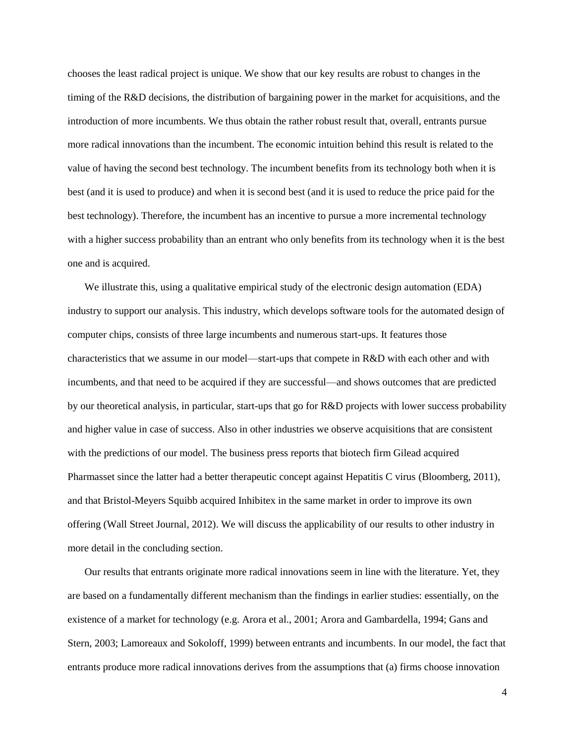chooses the least radical project is unique. We show that our key results are robust to changes in the timing of the R&D decisions, the distribution of bargaining power in the market for acquisitions, and the introduction of more incumbents. We thus obtain the rather robust result that, overall, entrants pursue more radical innovations than the incumbent. The economic intuition behind this result is related to the value of having the second best technology. The incumbent benefits from its technology both when it is best (and it is used to produce) and when it is second best (and it is used to reduce the price paid for the best technology). Therefore, the incumbent has an incentive to pursue a more incremental technology with a higher success probability than an entrant who only benefits from its technology when it is the best one and is acquired.

We illustrate this, using a qualitative empirical study of the electronic design automation (EDA) industry to support our analysis. This industry, which develops software tools for the automated design of computer chips, consists of three large incumbents and numerous start-ups. It features those characteristics that we assume in our model—start-ups that compete in R&D with each other and with incumbents, and that need to be acquired if they are successful—and shows outcomes that are predicted by our theoretical analysis, in particular, start-ups that go for R&D projects with lower success probability and higher value in case of success. Also in other industries we observe acquisitions that are consistent with the predictions of our model. The business press reports that biotech firm Gilead acquired Pharmasset since the latter had a better therapeutic concept against Hepatitis C virus (Bloomberg, 2011), and that Bristol-Meyers Squibb acquired Inhibitex in the same market in order to improve its own offering (Wall Street Journal, 2012). We will discuss the applicability of our results to other industry in more detail in the concluding section.

Our results that entrants originate more radical innovations seem in line with the literature. Yet, they are based on a fundamentally different mechanism than the findings in earlier studies: essentially, on the existence of a market for technology (e.g. Arora et al., 2001; Arora and Gambardella, 1994; Gans and Stern, 2003; Lamoreaux and Sokoloff, 1999) between entrants and incumbents. In our model, the fact that entrants produce more radical innovations derives from the assumptions that (a) firms choose innovation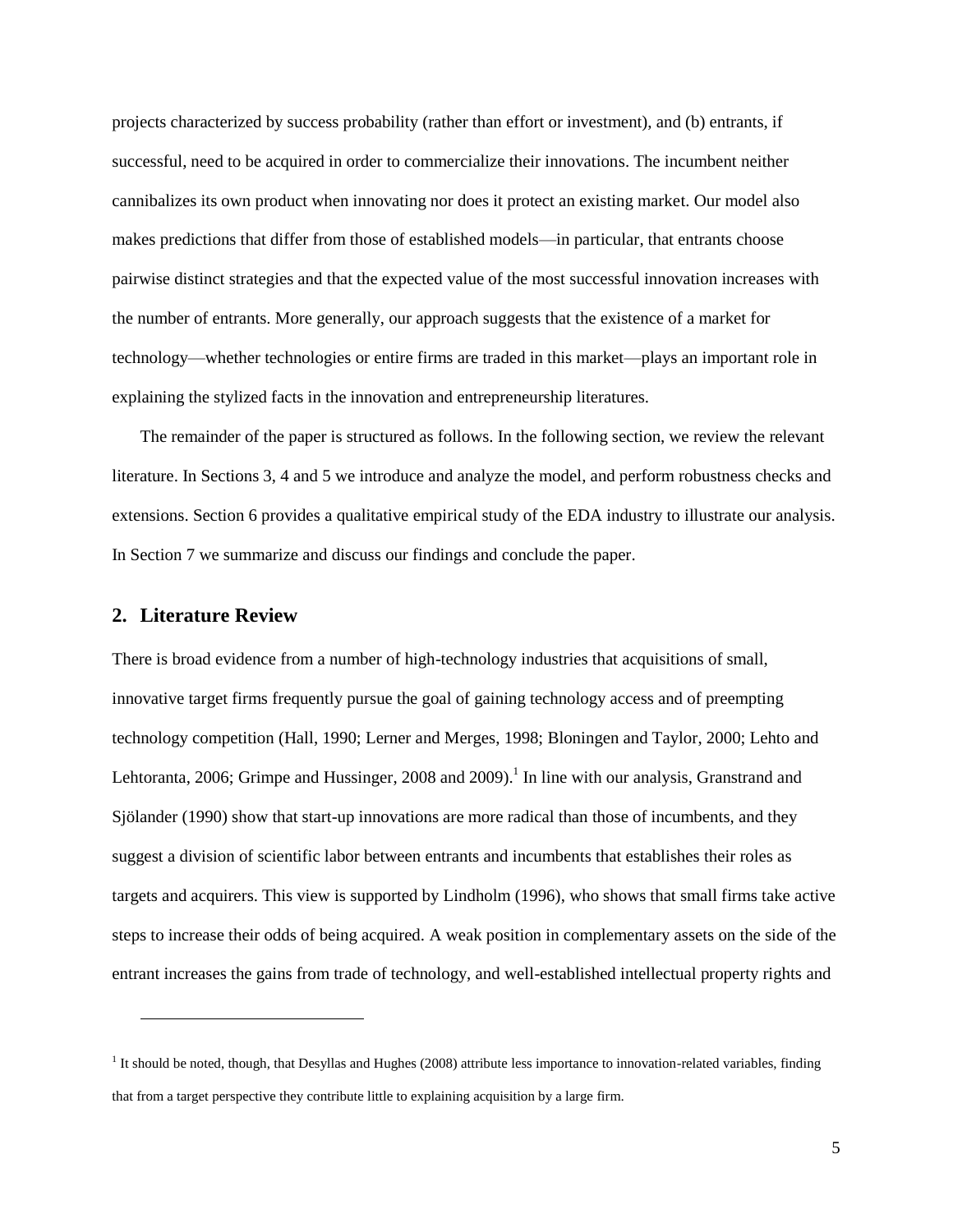projects characterized by success probability (rather than effort or investment), and (b) entrants, if successful, need to be acquired in order to commercialize their innovations. The incumbent neither cannibalizes its own product when innovating nor does it protect an existing market. Our model also makes predictions that differ from those of established models—in particular, that entrants choose pairwise distinct strategies and that the expected value of the most successful innovation increases with the number of entrants. More generally, our approach suggests that the existence of a market for technology—whether technologies or entire firms are traded in this market—plays an important role in explaining the stylized facts in the innovation and entrepreneurship literatures.

The remainder of the paper is structured as follows. In the following section, we review the relevant literature. In Sections 3, 4 and 5 we introduce and analyze the model, and perform robustness checks and extensions. Section 6 provides a qualitative empirical study of the EDA industry to illustrate our analysis. In Section 7 we summarize and discuss our findings and conclude the paper.

## 2. Literature Review

There is broad evidence from a number of high-technology industries that acquisitions of small, innovative target firms frequently pursue the goal of gaining technology access and of preempting technology competition (Hall, 1990; Lerner and Merges, 1998; Bloningen and Taylor, 2000; Lehto and Lehtoranta, 2006; Grimpe and Hussinger, 2008 and 2009).[1] In line with our analysis, Granstrand and Sjölander (1990) show that start-up innovations are more radical than those of incumbents, and they suggest a division of scientific labor between entrants and incumbents that establishes their roles as targets and acquirers. This view is supported by Lindholm (1996), who shows that small firms take active steps to increase their odds of being acquired. A weak position in complementary assets on the side of the entrant increases the gains from trade of technology, and well-established intellectual property rights and

[1] It should be noted, though, that Desyllas and Hughes (2008) attribute less importance to innovation-related variables, finding that from a target perspective they contribute little to explaining acquisition by a large firm.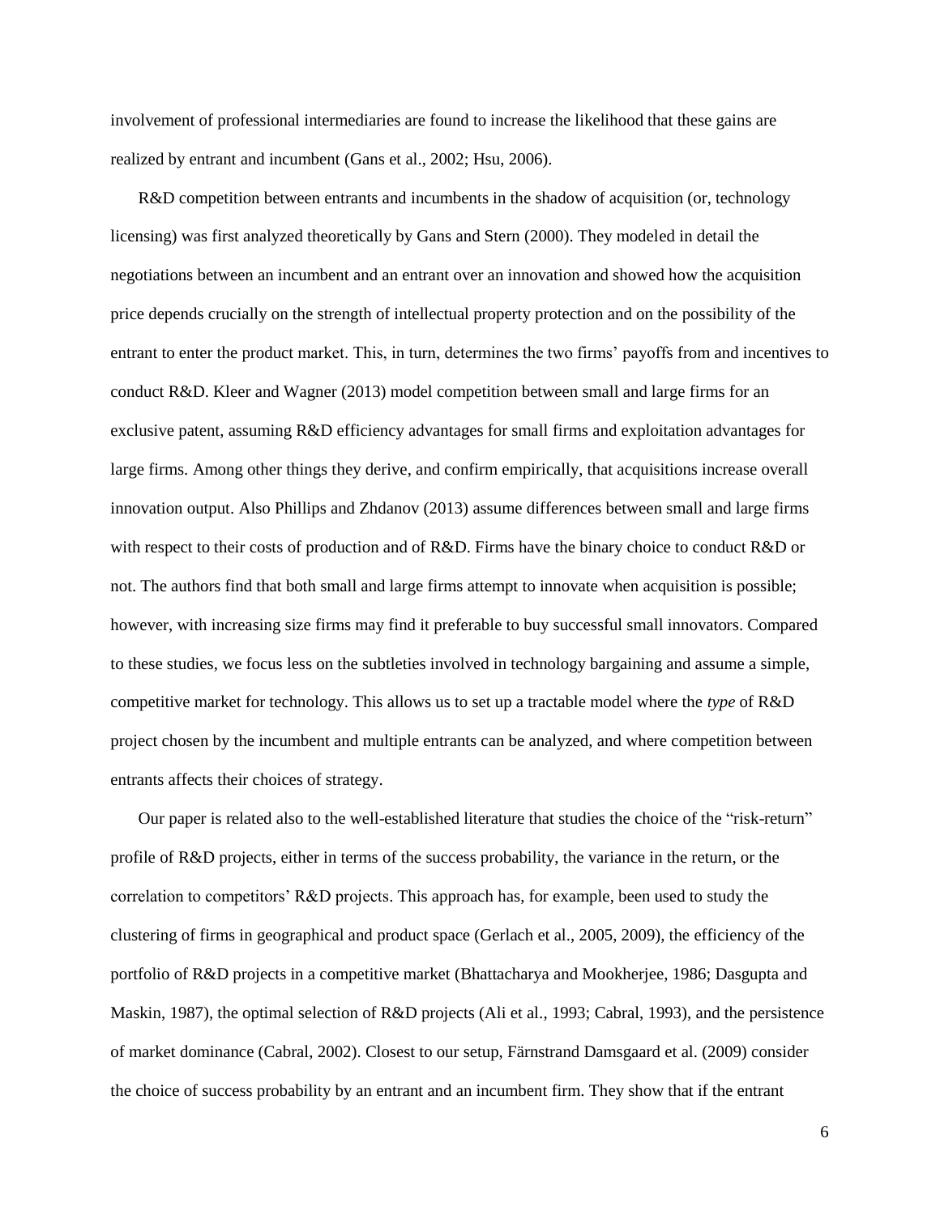involvement of professional intermediaries are found to increase the likelihood that these gains are realized by entrant and incumbent (Gans et al., 2002; Hsu, 2006).

R&D competition between entrants and incumbents in the shadow of acquisition (or, technology licensing) was first analyzed theoretically by Gans and Stern (2000). They modeled in detail the negotiations between an incumbent and an entrant over an innovation and showed how the acquisition price depends crucially on the strength of intellectual property protection and on the possibility of the entrant to enter the product market. This, in turn, determines the two firms' payoffs from and incentives to conduct R&D. Kleer and Wagner (2013) model competition between small and large firms for an exclusive patent, assuming R&D efficiency advantages for small firms and exploitation advantages for large firms. Among other things they derive, and confirm empirically, that acquisitions increase overall innovation output. Also Phillips and Zhdanov (2013) assume differences between small and large firms with respect to their costs of production and of R&D. Firms have the binary choice to conduct R&D or not. The authors find that both small and large firms attempt to innovate when acquisition is possible; however, with increasing size firms may find it preferable to buy successful small innovators. Compared to these studies, we focus less on the subtleties involved in technology bargaining and assume a simple, competitive market for technology. This allows us to set up a tractable model where the *type* of R&D project chosen by the incumbent and multiple entrants can be analyzed, and where competition between entrants affects their choices of strategy.

Our paper is related also to the well-established literature that studies the choice of the "risk-return" profile of R&D projects, either in terms of the success probability, the variance in the return, or the correlation to competitors' R&D projects. This approach has, for example, been used to study the clustering of firms in geographical and product space (Gerlach et al., 2005, 2009), the efficiency of the portfolio of R&D projects in a competitive market (Bhattacharya and Mookherjee, 1986; Dasgupta and Maskin, 1987), the optimal selection of R&D projects (Ali et al., 1993; Cabral, 1993), and the persistence of market dominance (Cabral, 2002). Closest to our setup, Färnstrand Damsgaard et al. (2009) consider the choice of success probability by an entrant and an incumbent firm. They show that if the entrant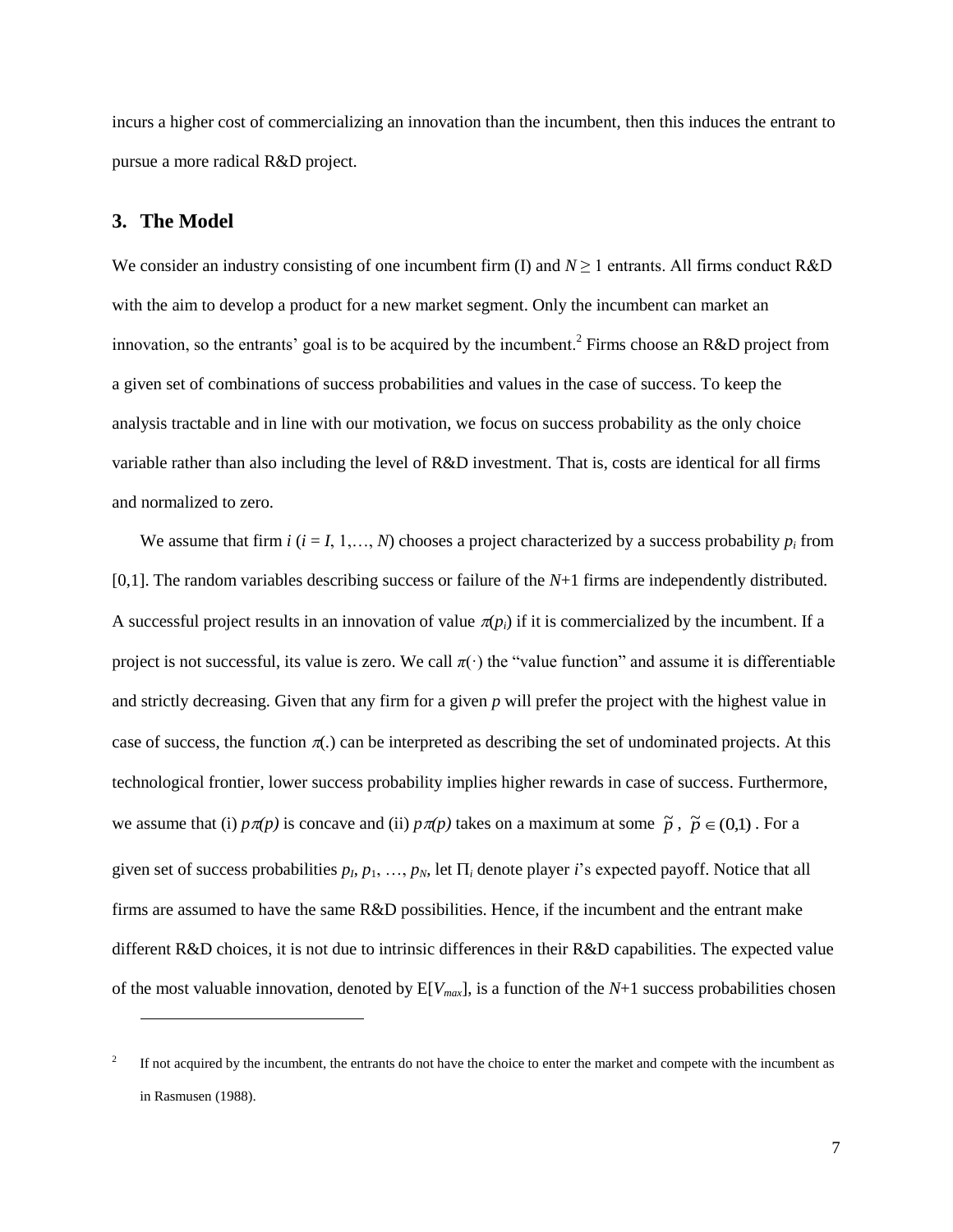incurs a higher cost of commercializing an innovation than the incumbent, then this induces the entrant to pursue a more radical R&D project.

## 3. The Model

We consider an industry consisting of one incumbent firm (I) and $N \geq 1$ entrants. All firms conduct R&D with the aim to develop a product for a new market segment. Only the incumbent can market an innovation, so the entrants' goal is to be acquired by the incumbent.[2] Firms choose an R&D project from a given set of combinations of success probabilities and values in the case of success. To keep the analysis tractable and in line with our motivation, we focus on success probability as the only choice variable rather than also including the level of R&D investment. That is, costs are identical for all firms and normalized to zero.

We assume that firm $i$ ($i = I, 1,\ldots, N$) chooses a project characterized by a success probability $p_i$ from [0,1]. The random variables describing success or failure of the $N$+1 firms are independently distributed. A successful project results in an innovation of value $\pi(p_i)$ if it is commercialized by the incumbent. If a project is not successful, its value is zero. We call $\pi(\cdot)$ the "value function" and assume it is differentiable and strictly decreasing. Given that any firm for a given $p$ will prefer the project with the highest value in case of success, the function $\pi(.)$ can be interpreted as describing the set of undominated projects. At this technological frontier, lower success probability implies higher rewards in case of success. Furthermore, we assume that (i) $p\pi(p)$ is concave and (ii) $p\pi(p)$ takes on a maximum at some $\tilde{p}$, $\tilde{p} \in (0,1)$. For a given set of success probabilities $p_I, p_1, \ldots, p_N$, let $\Pi_i$ denote player $i$'s expected payoff. Notice that all firms are assumed to have the same R&D possibilities. Hence, if the incumbent and the entrant make different R&D choices, it is not due to intrinsic differences in their R&D capabilities. The expected value of the most valuable innovation, denoted by E[$V_{max}$], is a function of the $N$+1 success probabilities chosen

---

[2] If not acquired by the incumbent, the entrants do not have the choice to enter the market and compete with the incumbent as in Rasmusen (1988).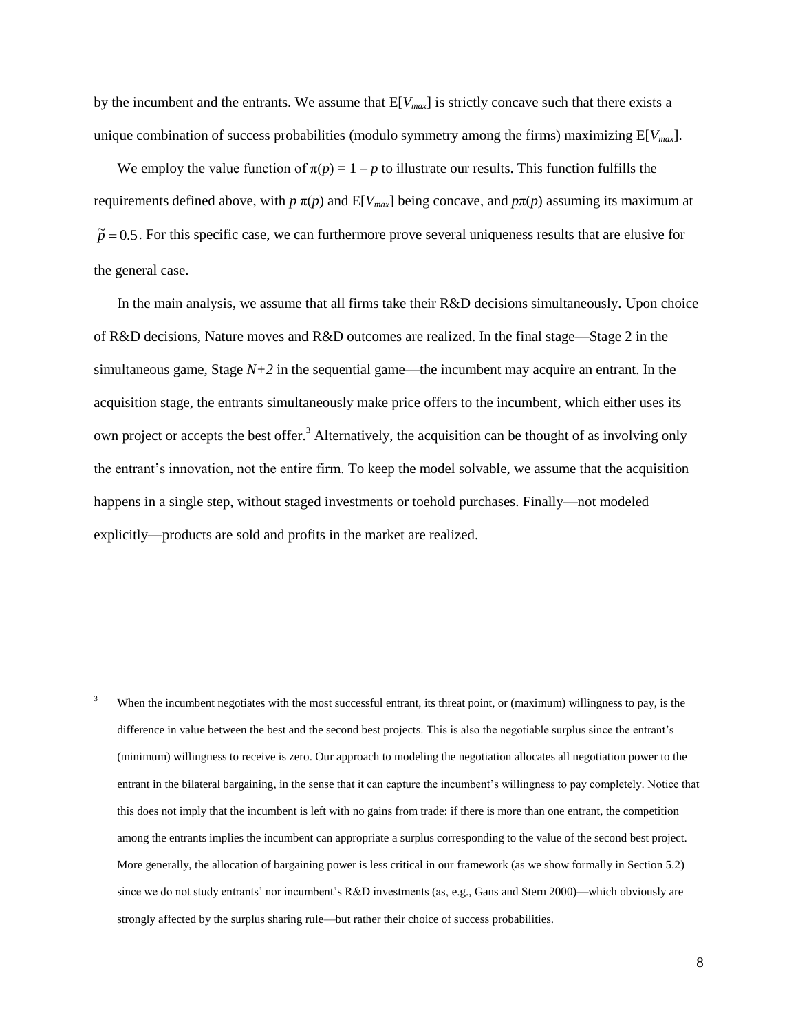by the incumbent and the entrants. We assume that $E[V_{max}]$ is strictly concave such that there exists a unique combination of success probabilities (modulo symmetry among the firms) maximizing $E[V_{max}]$.

We employ the value function of $\pi(p) = 1 - p$ to illustrate our results. This function fulfills the requirements defined above, with $p\,\pi(p)$ and $E[V_{max}]$ being concave, and $p\pi(p)$ assuming its maximum at $\tilde{p} = 0.5$. For this specific case, we can furthermore prove several uniqueness results that are elusive for the general case.

In the main analysis, we assume that all firms take their R&D decisions simultaneously. Upon choice of R&D decisions, Nature moves and R&D outcomes are realized. In the final stage—Stage 2 in the simultaneous game, Stage *N+2* in the sequential game—the incumbent may acquire an entrant. In the acquisition stage, the entrants simultaneously make price offers to the incumbent, which either uses its own project or accepts the best offer.[3] Alternatively, the acquisition can be thought of as involving only the entrant's innovation, not the entire firm. To keep the model solvable, we assume that the acquisition happens in a single step, without staged investments or toehold purchases. Finally—not modeled explicitly—products are sold and profits in the market are realized.

---

[3] When the incumbent negotiates with the most successful entrant, its threat point, or (maximum) willingness to pay, is the difference in value between the best and the second best projects. This is also the negotiable surplus since the entrant's (minimum) willingness to receive is zero. Our approach to modeling the negotiation allocates all negotiation power to the entrant in the bilateral bargaining, in the sense that it can capture the incumbent's willingness to pay completely. Notice that this does not imply that the incumbent is left with no gains from trade: if there is more than one entrant, the competition among the entrants implies the incumbent can appropriate a surplus corresponding to the value of the second best project. More generally, the allocation of bargaining power is less critical in our framework (as we show formally in Section 5.2) since we do not study entrants' nor incumbent's R&D investments (as, e.g., Gans and Stern 2000)—which obviously are strongly affected by the surplus sharing rule—but rather their choice of success probabilities.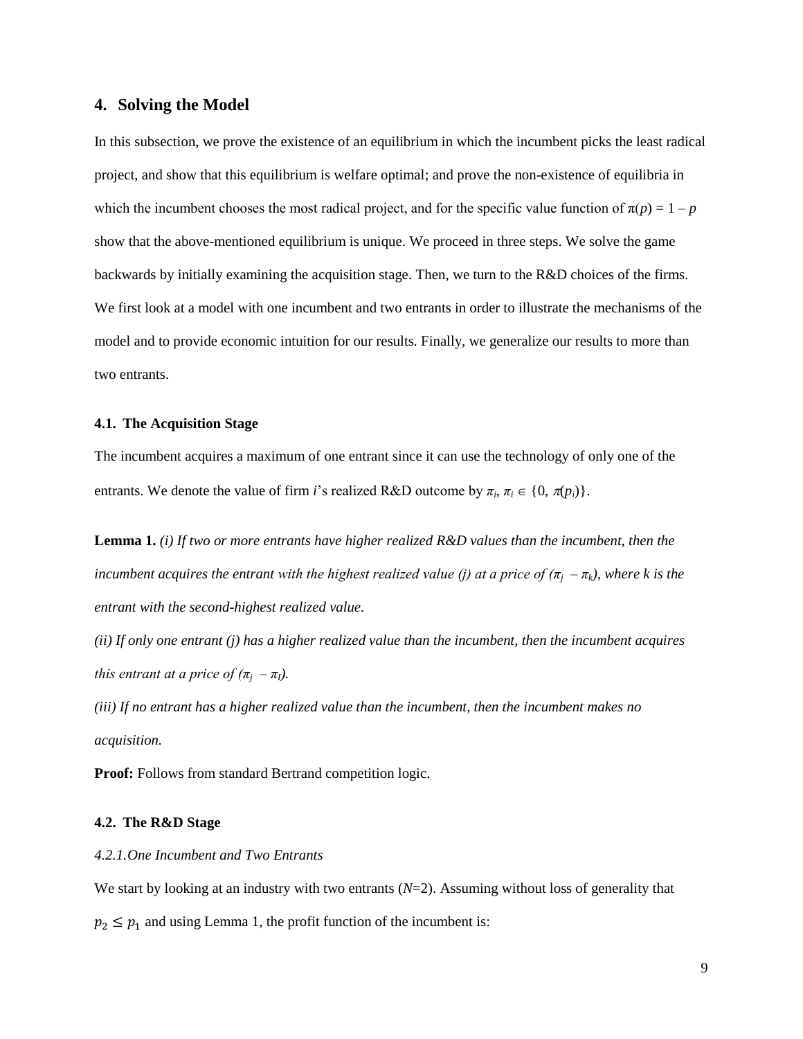## 4. Solving the Model

In this subsection, we prove the existence of an equilibrium in which the incumbent picks the least radical project, and show that this equilibrium is welfare optimal; and prove the non-existence of equilibria in which the incumbent chooses the most radical project, and for the specific value function of $\pi(p) = 1 - p$ show that the above-mentioned equilibrium is unique. We proceed in three steps. We solve the game backwards by initially examining the acquisition stage. Then, we turn to the R&D choices of the firms. We first look at a model with one incumbent and two entrants in order to illustrate the mechanisms of the model and to provide economic intuition for our results. Finally, we generalize our results to more than two entrants.

### 4.1. The Acquisition Stage

The incumbent acquires a maximum of one entrant since it can use the technology of only one of the entrants. We denote the value of firm *i*'s realized R&D outcome by $\pi_i$, $\pi_i \in \{0, \pi(p_i)\}$.

**Lemma 1.** *(i) If two or more entrants have higher realized R&D values than the incumbent, then the incumbent acquires the entrant with the highest realized value (j) at a price of ($\pi_j - \pi_k$), where k is the entrant with the second-highest realized value.*

*(ii) If only one entrant (j) has a higher realized value than the incumbent, then the incumbent acquires this entrant at a price of ($\pi_j - \pi_I$).*

*(iii) If no entrant has a higher realized value than the incumbent, then the incumbent makes no acquisition.*

**Proof:** Follows from standard Bertrand competition logic.

### 4.2. The R&D Stage

*4.2.1. One Incumbent and Two Entrants*

We start by looking at an industry with two entrants ($N$=2). Assuming without loss of generality that $p_2 \leq p_1$ and using Lemma 1, the profit function of the incumbent is: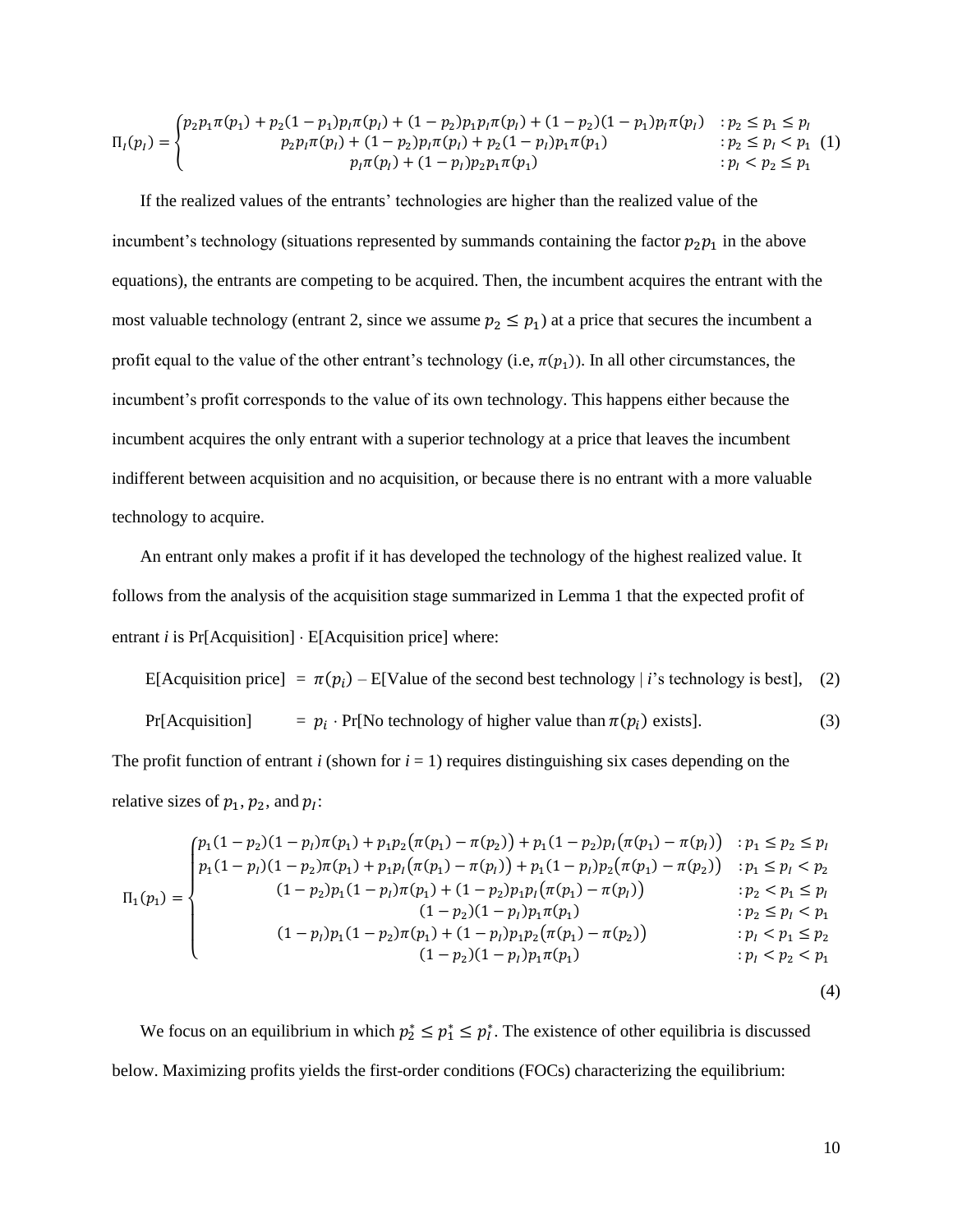$$\Pi_I(p_I) = \begin{cases} p_2 p_1 \pi(p_1) + p_2(1-p_1)p_I\pi(p_I) + (1-p_2)p_1 p_I \pi(p_I) + (1-p_2)(1-p_1)p_I\pi(p_I) & : p_2 \leq p_1 \leq p_I \\ p_2 p_I \pi(p_I) + (1-p_2)p_I\pi(p_I) + p_2(1-p_I)p_1\pi(p_1) & : p_2 \leq p_I < p_1 \\ p_I\pi(p_I) + (1-p_I)p_2 p_1 \pi(p_1) & : p_I < p_2 \leq p_1 \end{cases} \quad (1)$$

If the realized values of the entrants' technologies are higher than the realized value of the incumbent's technology (situations represented by summands containing the factor $p_2 p_1$ in the above equations), the entrants are competing to be acquired. Then, the incumbent acquires the entrant with the most valuable technology (entrant 2, since we assume $p_2 \leq p_1$) at a price that secures the incumbent a profit equal to the value of the other entrant's technology (i.e, $\pi(p_1)$). In all other circumstances, the incumbent's profit corresponds to the value of its own technology. This happens either because the incumbent acquires the only entrant with a superior technology at a price that leaves the incumbent indifferent between acquisition and no acquisition, or because there is no entrant with a more valuable technology to acquire.

An entrant only makes a profit if it has developed the technology of the highest realized value. It follows from the analysis of the acquisition stage summarized in Lemma 1 that the expected profit of entrant *i* is Pr[Acquisition] · E[Acquisition price] where:

$$\text{E[Acquisition price]} = \pi(p_i) - \text{E[Value of the second best technology} \mid i\text{'s technology is best]}, \quad (2)$$

$$\text{Pr[Acquisition]} = p_i \cdot \text{Pr[No technology of higher value than } \pi(p_i) \text{ exists]}. \quad (3)$$

The profit function of entrant *i* (shown for *i* = 1) requires distinguishing six cases depending on the relative sizes of $p_1$, $p_2$, and $p_I$:

$$\Pi_1(p_1) = \begin{cases} p_1(1-p_2)(1-p_I)\pi(p_1) + p_1 p_2\big(\pi(p_1) - \pi(p_2)\big) + p_1(1-p_2)p_I\big(\pi(p_1) - \pi(p_I)\big) & : p_1 \leq p_2 \leq p_I \\ p_1(1-p_I)(1-p_2)\pi(p_1) + p_1 p_I\big(\pi(p_1) - \pi(p_I)\big) + p_1(1-p_I)p_2\big(\pi(p_1) - \pi(p_2)\big) & : p_1 \leq p_I < p_2 \\ (1-p_2)p_1(1-p_I)\pi(p_1) + (1-p_2)p_1 p_I\big(\pi(p_1) - \pi(p_I)\big) & : p_2 < p_1 \leq p_I \\ (1-p_2)(1-p_I)p_1\pi(p_1) & : p_2 \leq p_I < p_1 \\ (1-p_I)p_1(1-p_2)\pi(p_1) + (1-p_I)p_1 p_2\big(\pi(p_1) - \pi(p_2)\big) & : p_I < p_1 \leq p_2 \\ (1-p_2)(1-p_I)p_1\pi(p_1) & : p_I < p_2 < p_1 \end{cases}$$

(4)

We focus on an equilibrium in which $p_2^* \leq p_1^* \leq p_I^*$. The existence of other equilibria is discussed below. Maximizing profits yields the first-order conditions (FOCs) characterizing the equilibrium: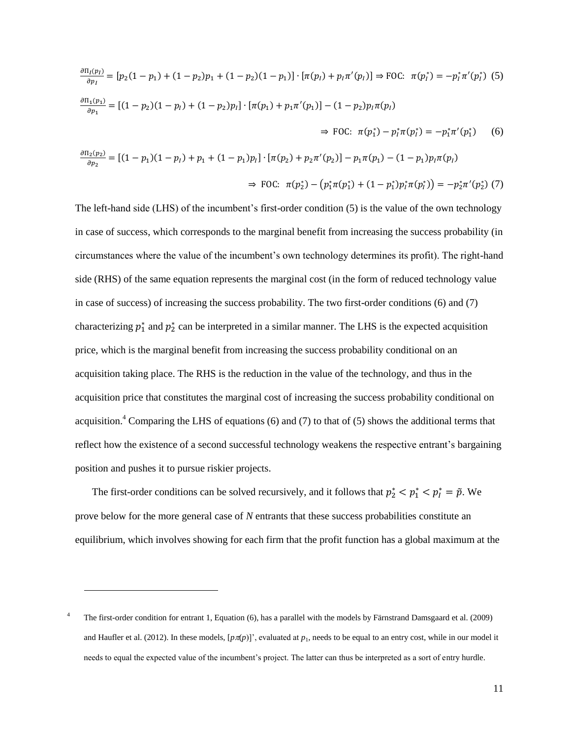$$\frac{\partial \Pi_I(p_I)}{\partial p_I} = [p_2(1-p_1) + (1-p_2)p_1 + (1-p_2)(1-p_1)] \cdot [\pi(p_I) + p_I\pi'(p_I)] \Rightarrow \text{FOC: } \pi(p_I^*) = -p_I^*\pi'(p_I^*) \quad (5)$$

$$\frac{\partial \Pi_1(p_1)}{\partial p_1} = [(1-p_2)(1-p_I) + (1-p_2)p_I] \cdot [\pi(p_1) + p_1\pi'(p_1)] - (1-p_2)p_I\pi(p_I)$$

$$\Rightarrow \text{FOC: } \pi(p_1^*) - p_I^*\pi(p_I^*) = -p_1^*\pi'(p_1^*) \quad (6)$$

$$\frac{\partial \Pi_2(p_2)}{\partial p_2} = [(1-p_1)(1-p_I) + p_1 + (1-p_1)p_I] \cdot [\pi(p_2) + p_2\pi'(p_2)] - p_1\pi(p_1) - (1-p_1)p_I\pi(p_I)$$

$$\Rightarrow \text{FOC: } \pi(p_2^*) - \left(p_1^*\pi(p_1^*) + (1-p_1^*)p_I^*\pi(p_I^*)\right) = -p_2^*\pi'(p_2^*) \quad (7)$$

The left-hand side (LHS) of the incumbent's first-order condition (5) is the value of the own technology in case of success, which corresponds to the marginal benefit from increasing the success probability (in circumstances where the value of the incumbent's own technology determines its profit). The right-hand side (RHS) of the same equation represents the marginal cost (in the form of reduced technology value in case of success) of increasing the success probability. The two first-order conditions (6) and (7) characterizing $p_1^*$ and $p_2^*$ can be interpreted in a similar manner. The LHS is the expected acquisition price, which is the marginal benefit from increasing the success probability conditional on an acquisition taking place. The RHS is the reduction in the value of the technology, and thus in the acquisition price that constitutes the marginal cost of increasing the success probability conditional on acquisition.[4] Comparing the LHS of equations (6) and (7) to that of (5) shows the additional terms that reflect how the existence of a second successful technology weakens the respective entrant's bargaining position and pushes it to pursue riskier projects.

The first-order conditions can be solved recursively, and it follows that $p_2^* < p_1^* < p_I^* = \tilde{p}$. We prove below for the more general case of *N* entrants that these success probabilities constitute an equilibrium, which involves showing for each firm that the profit function has a global maximum at the

[4] The first-order condition for entrant 1, Equation (6), has a parallel with the models by Färnstrand Damsgaard et al. (2009) and Haufler et al. (2012). In these models, $[p\pi(p)]'$, evaluated at $p_1$, needs to be equal to an entry cost, while in our model it needs to equal the expected value of the incumbent's project. The latter can thus be interpreted as a sort of entry hurdle.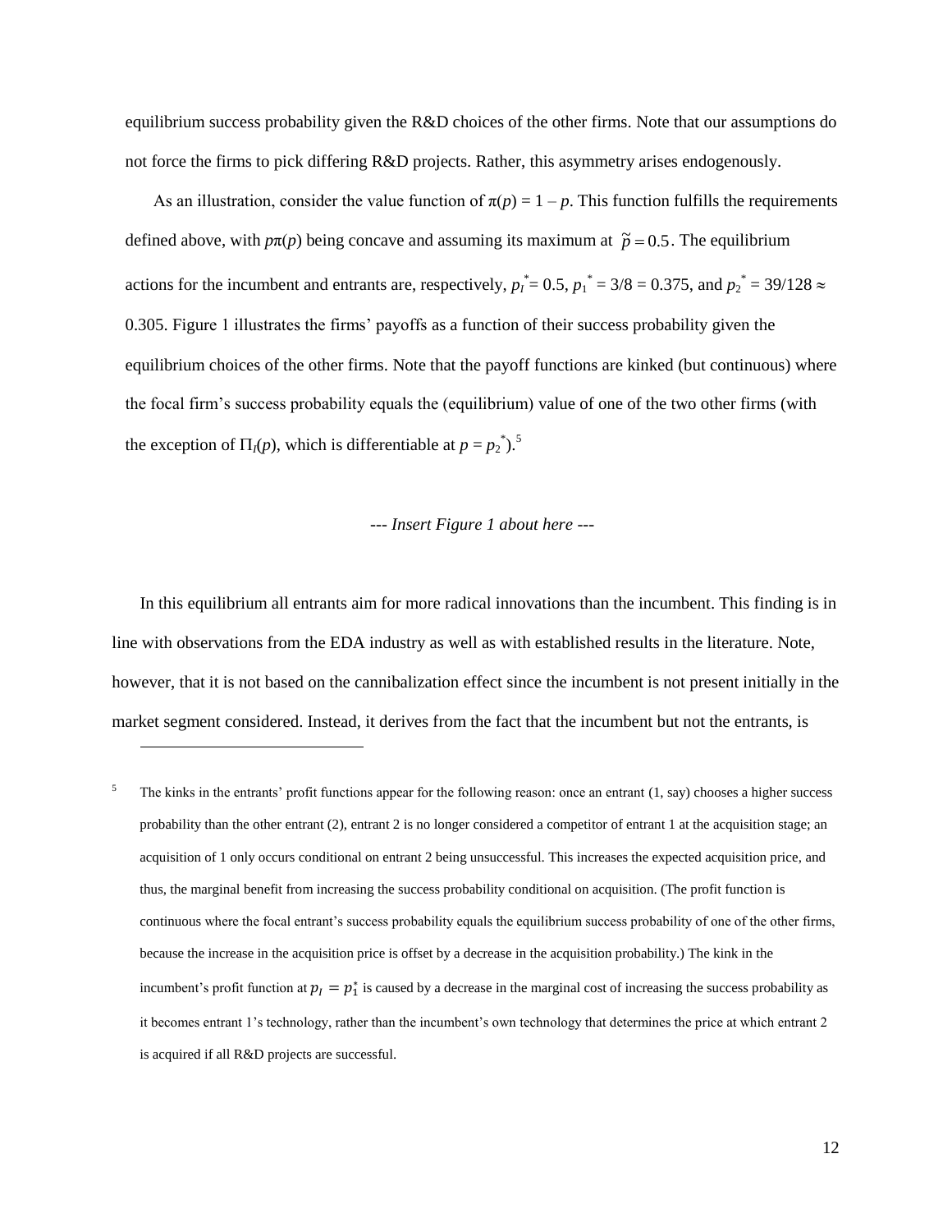equilibrium success probability given the R&D choices of the other firms. Note that our assumptions do not force the firms to pick differing R&D projects. Rather, this asymmetry arises endogenously.

As an illustration, consider the value function of $\pi(p) = 1 - p$. This function fulfills the requirements defined above, with $p\pi(p)$ being concave and assuming its maximum at $\tilde{p} = 0.5$. The equilibrium actions for the incumbent and entrants are, respectively, $p_I^* = 0.5$, $p_1^* = 3/8 = 0.375$, and $p_2^* = 39/128 \approx 0.305$. Figure 1 illustrates the firms' payoffs as a function of their success probability given the equilibrium choices of the other firms. Note that the payoff functions are kinked (but continuous) where the focal firm's success probability equals the (equilibrium) value of one of the two other firms (with the exception of $\Pi_I(p)$, which is differentiable at $p = p_2^*$).[5]

*--- Insert Figure 1 about here ---*

In this equilibrium all entrants aim for more radical innovations than the incumbent. This finding is in line with observations from the EDA industry as well as with established results in the literature. Note, however, that it is not based on the cannibalization effect since the incumbent is not present initially in the market segment considered. Instead, it derives from the fact that the incumbent but not the entrants, is

---

[5] The kinks in the entrants' profit functions appear for the following reason: once an entrant (1, say) chooses a higher success probability than the other entrant (2), entrant 2 is no longer considered a competitor of entrant 1 at the acquisition stage; an acquisition of 1 only occurs conditional on entrant 2 being unsuccessful. This increases the expected acquisition price, and thus, the marginal benefit from increasing the success probability conditional on acquisition. (The profit function is continuous where the focal entrant's success probability equals the equilibrium success probability of one of the other firms, because the increase in the acquisition price is offset by a decrease in the acquisition probability.) The kink in the incumbent's profit function at $p_I = p_1^*$ is caused by a decrease in the marginal cost of increasing the success probability as it becomes entrant 1's technology, rather than the incumbent's own technology that determines the price at which entrant 2 is acquired if all R&D projects are successful.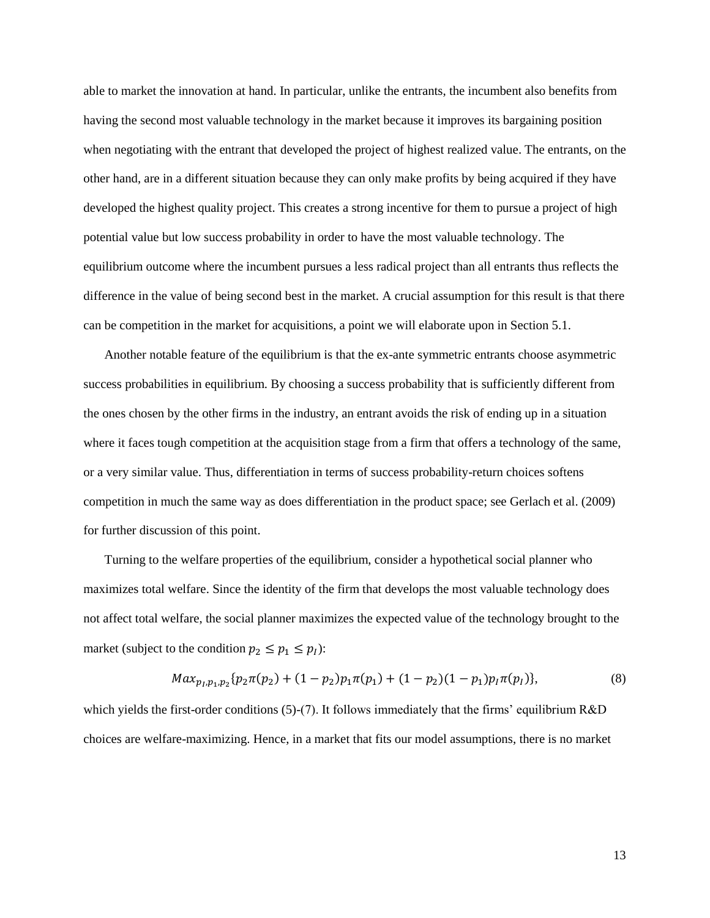able to market the innovation at hand. In particular, unlike the entrants, the incumbent also benefits from having the second most valuable technology in the market because it improves its bargaining position when negotiating with the entrant that developed the project of highest realized value. The entrants, on the other hand, are in a different situation because they can only make profits by being acquired if they have developed the highest quality project. This creates a strong incentive for them to pursue a project of high potential value but low success probability in order to have the most valuable technology. The equilibrium outcome where the incumbent pursues a less radical project than all entrants thus reflects the difference in the value of being second best in the market. A crucial assumption for this result is that there can be competition in the market for acquisitions, a point we will elaborate upon in Section 5.1.

Another notable feature of the equilibrium is that the ex-ante symmetric entrants choose asymmetric success probabilities in equilibrium. By choosing a success probability that is sufficiently different from the ones chosen by the other firms in the industry, an entrant avoids the risk of ending up in a situation where it faces tough competition at the acquisition stage from a firm that offers a technology of the same, or a very similar value. Thus, differentiation in terms of success probability-return choices softens competition in much the same way as does differentiation in the product space; see Gerlach et al. (2009) for further discussion of this point.

Turning to the welfare properties of the equilibrium, consider a hypothetical social planner who maximizes total welfare. Since the identity of the firm that develops the most valuable technology does not affect total welfare, the social planner maximizes the expected value of the technology brought to the market (subject to the condition $p_2 \leq p_1 \leq p_I$):

$$Max_{p_I,p_1,p_2}\{p_2\pi(p_2) + (1-p_2)p_1\pi(p_1) + (1-p_2)(1-p_1)p_I\pi(p_I)\}, \tag{8}$$

which yields the first-order conditions (5)-(7). It follows immediately that the firms' equilibrium R&D choices are welfare-maximizing. Hence, in a market that fits our model assumptions, there is no market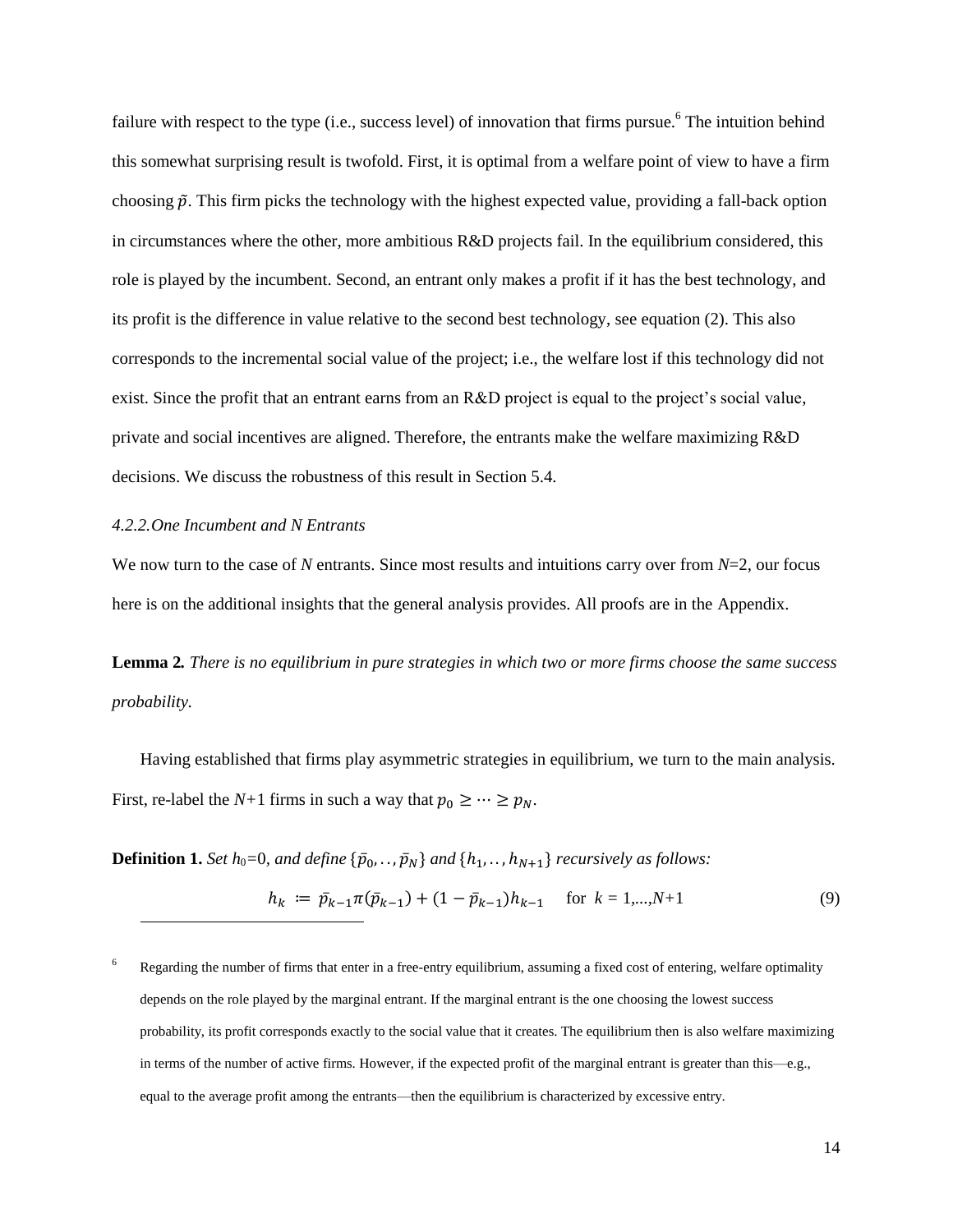failure with respect to the type (i.e., success level) of innovation that firms pursue.[6] The intuition behind this somewhat surprising result is twofold. First, it is optimal from a welfare point of view to have a firm choosing $\tilde{p}$. This firm picks the technology with the highest expected value, providing a fall-back option in circumstances where the other, more ambitious R&D projects fail. In the equilibrium considered, this role is played by the incumbent. Second, an entrant only makes a profit if it has the best technology, and its profit is the difference in value relative to the second best technology, see equation (2). This also corresponds to the incremental social value of the project; i.e., the welfare lost if this technology did not exist. Since the profit that an entrant earns from an R&D project is equal to the project's social value, private and social incentives are aligned. Therefore, the entrants make the welfare maximizing R&D decisions. We discuss the robustness of this result in Section 5.4.

### 4.2.2. One Incumbent and N Entrants

We now turn to the case of $N$ entrants. Since most results and intuitions carry over from $N$=2, our focus here is on the additional insights that the general analysis provides. All proofs are in the Appendix.

**Lemma 2.** *There is no equilibrium in pure strategies in which two or more firms choose the same success probability.*

Having established that firms play asymmetric strategies in equilibrium, we turn to the main analysis. First, re-label the $N$+1 firms in such a way that $p_0 \geq \cdots \geq p_N$.

**Definition 1.** *Set $h_0$=0, and define $\{\bar{p}_0, \ldots, \bar{p}_N\}$ and $\{h_1, \ldots, h_{N+1}\}$ recursively as follows:*

$$h_k := \bar{p}_{k-1}\pi(\bar{p}_{k-1}) + (1-\bar{p}_{k-1})h_{k-1} \quad \text{for } k = 1,\ldots,N+1 \tag{9}$$

[6] Regarding the number of firms that enter in a free-entry equilibrium, assuming a fixed cost of entering, welfare optimality depends on the role played by the marginal entrant. If the marginal entrant is the one choosing the lowest success probability, its profit corresponds exactly to the social value that it creates. The equilibrium then is also welfare maximizing in terms of the number of active firms. However, if the expected profit of the marginal entrant is greater than this—e.g., equal to the average profit among the entrants—then the equilibrium is characterized by excessive entry.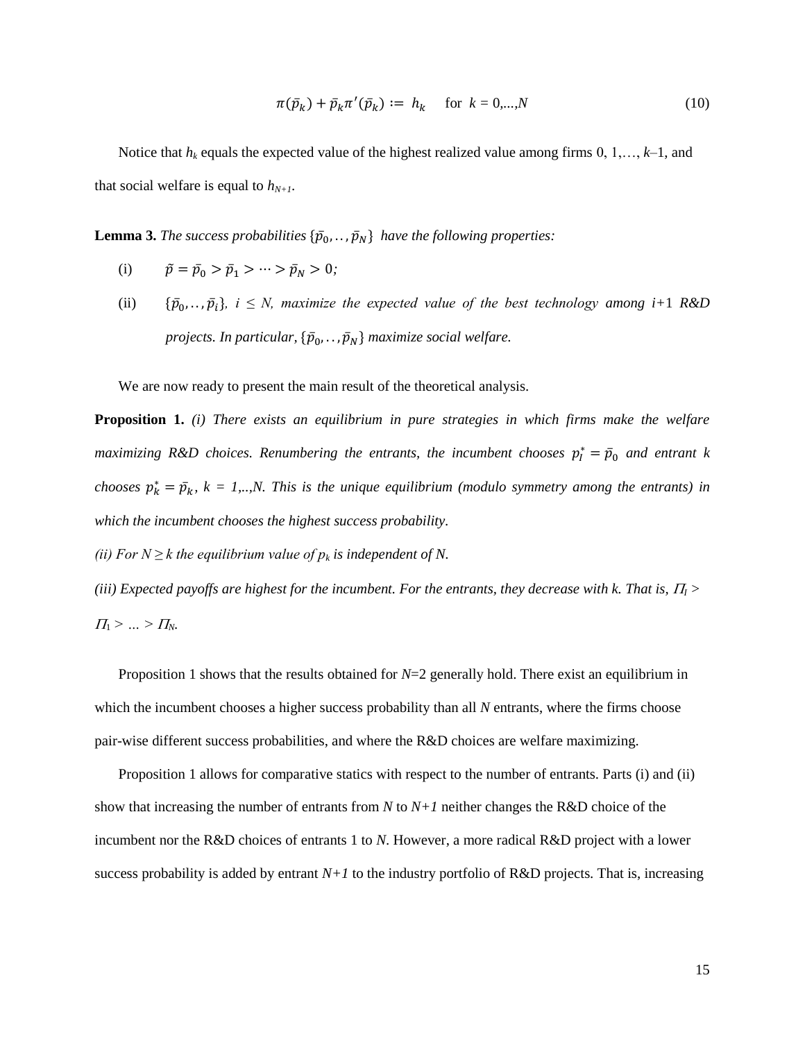$$\pi(\bar{p}_k) + \bar{p}_k \pi'(\bar{p}_k) := h_k \quad \text{for } k = 0,...,N \tag{10}$$

Notice that $h_k$ equals the expected value of the highest realized value among firms 0, 1,…, $k$–1, and that social welfare is equal to $h_{N+1}$.

**Lemma 3.** *The success probabilities $\{\bar{p}_0, .., \bar{p}_N\}$ have the following properties:*

(i) $\tilde{p} = \bar{p}_0 > \bar{p}_1 > \cdots > \bar{p}_N > 0$;

(ii) *$\{\bar{p}_0, .., \bar{p}_i\}$, $i \leq N$, maximize the expected value of the best technology among $i$+1 R&D projects. In particular, $\{\bar{p}_0, .., \bar{p}_N\}$ maximize social welfare.*

We are now ready to present the main result of the theoretical analysis.

**Proposition 1.** *(i) There exists an equilibrium in pure strategies in which firms make the welfare maximizing R&D choices. Renumbering the entrants, the incumbent chooses $p_I^* = \bar{p}_0$ and entrant $k$ chooses $p_k^* = \bar{p}_k$, $k$ = 1,..,N. This is the unique equilibrium (modulo symmetry among the entrants) in which the incumbent chooses the highest success probability.*

*(ii) For $N \geq k$ the equilibrium value of $p_k$ is independent of N.*

*(iii) Expected payoffs are highest for the incumbent. For the entrants, they decrease with k. That is, $\Pi_I > \Pi_1 > \ldots > \Pi_N$.*

Proposition 1 shows that the results obtained for $N$=2 generally hold. There exist an equilibrium in which the incumbent chooses a higher success probability than all $N$ entrants, where the firms choose pair-wise different success probabilities, and where the R&D choices are welfare maximizing.

Proposition 1 allows for comparative statics with respect to the number of entrants. Parts (i) and (ii) show that increasing the number of entrants from $N$ to $N+1$ neither changes the R&D choice of the incumbent nor the R&D choices of entrants 1 to $N$. However, a more radical R&D project with a lower success probability is added by entrant $N+1$ to the industry portfolio of R&D projects. That is, increasing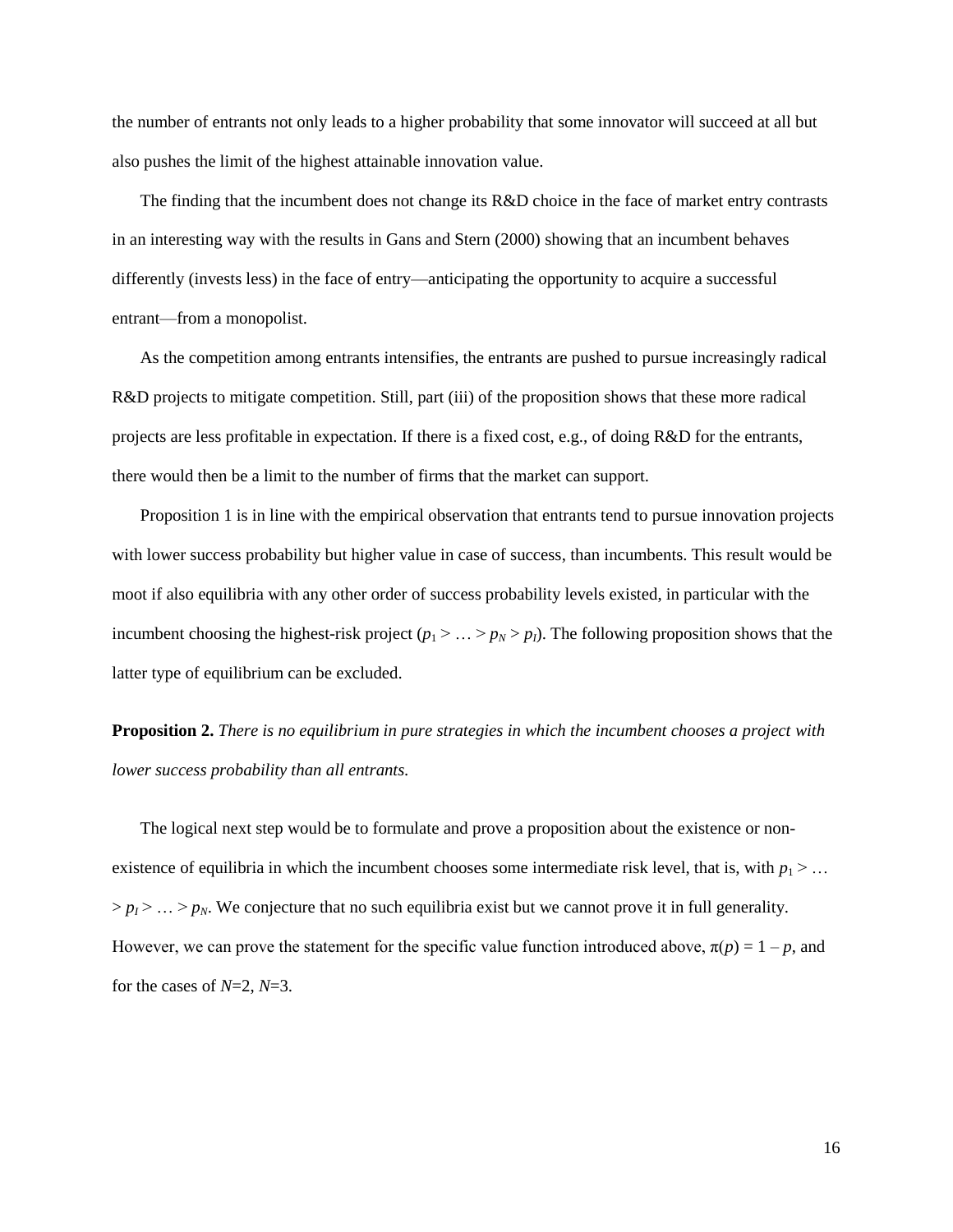the number of entrants not only leads to a higher probability that some innovator will succeed at all but also pushes the limit of the highest attainable innovation value.

The finding that the incumbent does not change its R&D choice in the face of market entry contrasts in an interesting way with the results in Gans and Stern (2000) showing that an incumbent behaves differently (invests less) in the face of entry—anticipating the opportunity to acquire a successful entrant—from a monopolist.

As the competition among entrants intensifies, the entrants are pushed to pursue increasingly radical R&D projects to mitigate competition. Still, part (iii) of the proposition shows that these more radical projects are less profitable in expectation. If there is a fixed cost, e.g., of doing R&D for the entrants, there would then be a limit to the number of firms that the market can support.

Proposition 1 is in line with the empirical observation that entrants tend to pursue innovation projects with lower success probability but higher value in case of success, than incumbents. This result would be moot if also equilibria with any other order of success probability levels existed, in particular with the incumbent choosing the highest-risk project ($p_1 > \ldots > p_N > p_I$). The following proposition shows that the latter type of equilibrium can be excluded.

**Proposition 2.** *There is no equilibrium in pure strategies in which the incumbent chooses a project with lower success probability than all entrants.*

The logical next step would be to formulate and prove a proposition about the existence or non-existence of equilibria in which the incumbent chooses some intermediate risk level, that is, with $p_1 > \ldots > p_I > \ldots > p_N$. We conjecture that no such equilibria exist but we cannot prove it in full generality. However, we can prove the statement for the specific value function introduced above, $\pi(p) = 1 - p$, and for the cases of $N$=2, $N$=3.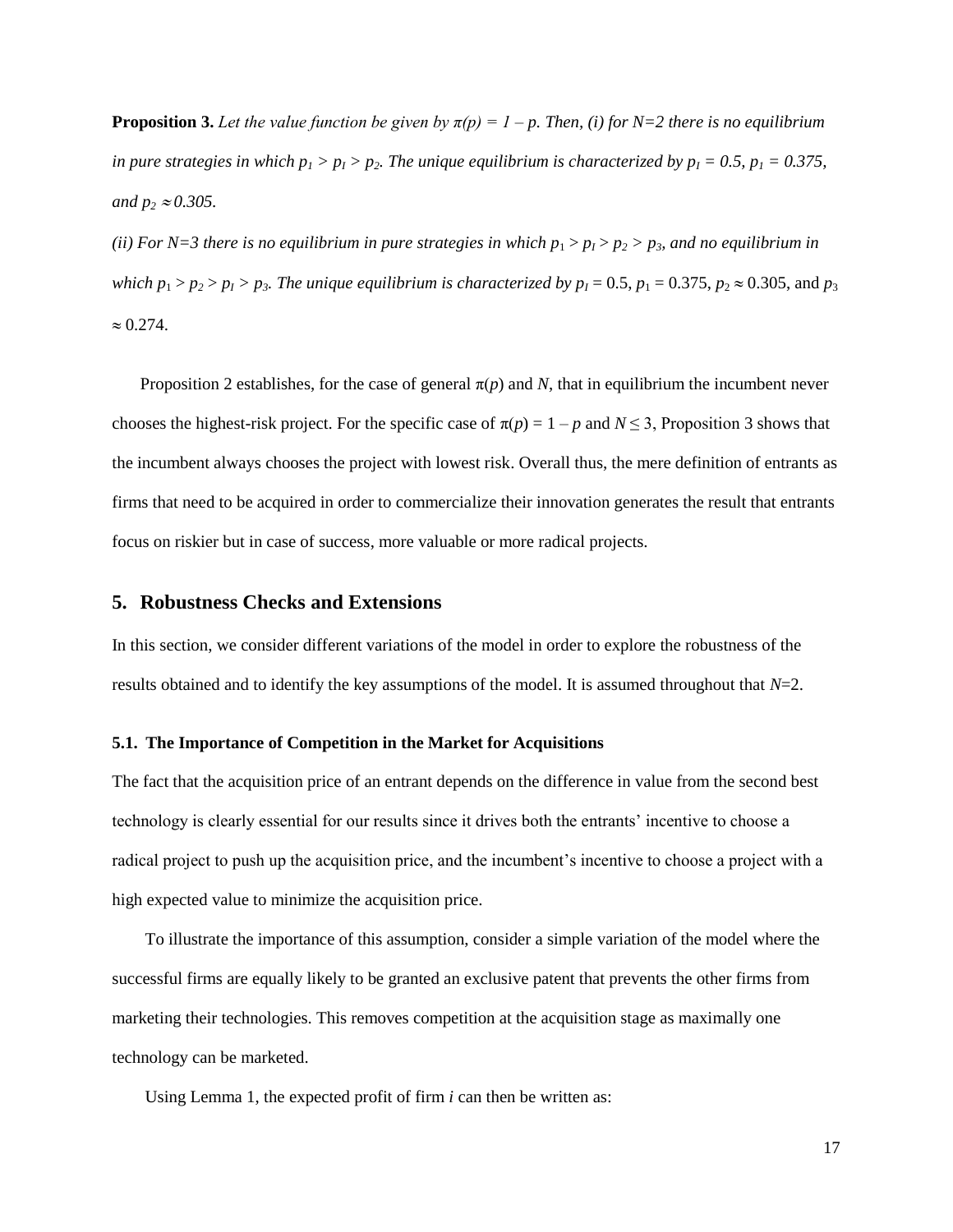**Proposition 3.** *Let the value function be given by $\pi(p) = 1 - p$. Then, (i) for N=2 there is no equilibrium in pure strategies in which $p_1 > p_I > p_2$. The unique equilibrium is characterized by $p_I = 0.5$, $p_1 = 0.375$, and $p_2 \approx 0.305$.*

*(ii) For N=3 there is no equilibrium in pure strategies in which $p_1 > p_I > p_2 > p_3$, and no equilibrium in which $p_1 > p_2 > p_I > p_3$. The unique equilibrium is characterized by* $p_I = 0.5$, $p_1 = 0.375$, $p_2 \approx 0.305$, and $p_3 \approx 0.274$.

Proposition 2 establishes, for the case of general $\pi(p)$ and $N$, that in equilibrium the incumbent never chooses the highest-risk project. For the specific case of $\pi(p) = 1 - p$ and $N \leq 3$, Proposition 3 shows that the incumbent always chooses the project with lowest risk. Overall thus, the mere definition of entrants as firms that need to be acquired in order to commercialize their innovation generates the result that entrants focus on riskier but in case of success, more valuable or more radical projects.

## 5. Robustness Checks and Extensions

In this section, we consider different variations of the model in order to explore the robustness of the results obtained and to identify the key assumptions of the model. It is assumed throughout that $N$=2.

### 5.1. The Importance of Competition in the Market for Acquisitions

The fact that the acquisition price of an entrant depends on the difference in value from the second best technology is clearly essential for our results since it drives both the entrants' incentive to choose a radical project to push up the acquisition price, and the incumbent's incentive to choose a project with a high expected value to minimize the acquisition price.

To illustrate the importance of this assumption, consider a simple variation of the model where the successful firms are equally likely to be granted an exclusive patent that prevents the other firms from marketing their technologies. This removes competition at the acquisition stage as maximally one technology can be marketed.

Using Lemma 1, the expected profit of firm *i* can then be written as: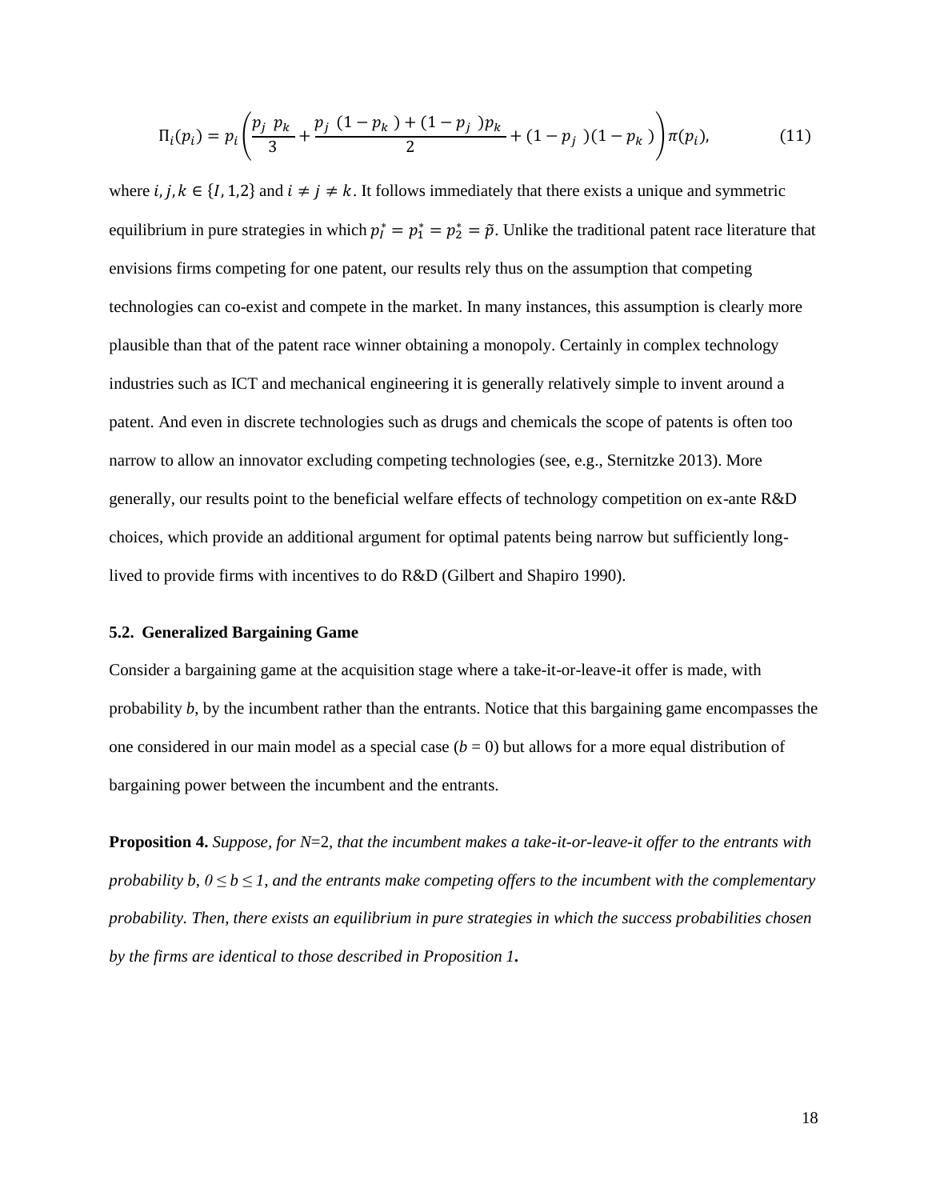$$\Pi_i(p_i) = p_i\left(\frac{p_j\ p_k}{3} + \frac{p_j\ (1-p_k\ ) + (1-p_j\ )p_k}{2} + (1-p_j\ )(1-p_k\ )\right)\pi(p_i), \tag{11}$$

where $i, j, k \in \{I, 1,2\}$ and $i \neq j \neq k$. It follows immediately that there exists a unique and symmetric equilibrium in pure strategies in which $p_I^* = p_1^* = p_2^* = \tilde{p}$. Unlike the traditional patent race literature that envisions firms competing for one patent, our results rely thus on the assumption that competing technologies can co-exist and compete in the market. In many instances, this assumption is clearly more plausible than that of the patent race winner obtaining a monopoly. Certainly in complex technology industries such as ICT and mechanical engineering it is generally relatively simple to invent around a patent. And even in discrete technologies such as drugs and chemicals the scope of patents is often too narrow to allow an innovator excluding competing technologies (see, e.g., Sternitzke 2013). More generally, our results point to the beneficial welfare effects of technology competition on ex-ante R&D choices, which provide an additional argument for optimal patents being narrow but sufficiently long-lived to provide firms with incentives to do R&D (Gilbert and Shapiro 1990).

### 5.2. Generalized Bargaining Game

Consider a bargaining game at the acquisition stage where a take-it-or-leave-it offer is made, with probability $b$, by the incumbent rather than the entrants. Notice that this bargaining game encompasses the one considered in our main model as a special case ($b = 0$) but allows for a more equal distribution of bargaining power between the incumbent and the entrants.

**Proposition 4.** *Suppose, for $N$=2, that the incumbent makes a take-it-or-leave-it offer to the entrants with probability $b$, $0 \leq b \leq 1$, and the entrants make competing offers to the incumbent with the complementary probability. Then, there exists an equilibrium in pure strategies in which the success probabilities chosen by the firms are identical to those described in Proposition 1.*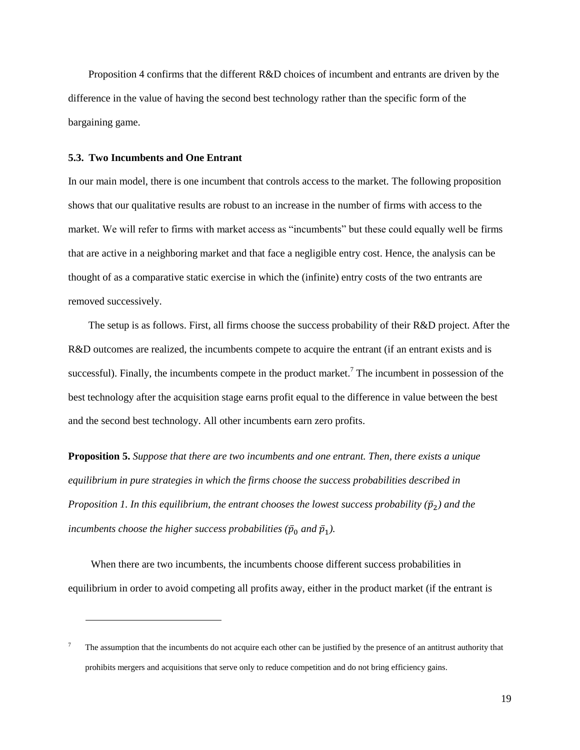Proposition 4 confirms that the different R&D choices of incumbent and entrants are driven by the difference in the value of having the second best technology rather than the specific form of the bargaining game.

### 5.3. Two Incumbents and One Entrant

In our main model, there is one incumbent that controls access to the market. The following proposition shows that our qualitative results are robust to an increase in the number of firms with access to the market. We will refer to firms with market access as "incumbents" but these could equally well be firms that are active in a neighboring market and that face a negligible entry cost. Hence, the analysis can be thought of as a comparative static exercise in which the (infinite) entry costs of the two entrants are removed successively.

The setup is as follows. First, all firms choose the success probability of their R&D project. After the R&D outcomes are realized, the incumbents compete to acquire the entrant (if an entrant exists and is successful). Finally, the incumbents compete in the product market.[7] The incumbent in possession of the best technology after the acquisition stage earns profit equal to the difference in value between the best and the second best technology. All other incumbents earn zero profits.

**Proposition 5.** *Suppose that there are two incumbents and one entrant. Then, there exists a unique equilibrium in pure strategies in which the firms choose the success probabilities described in Proposition 1. In this equilibrium, the entrant chooses the lowest success probability ($\bar{p}_2$) and the incumbents choose the higher success probabilities ($\bar{p}_0$ and $\bar{p}_1$).*

When there are two incumbents, the incumbents choose different success probabilities in equilibrium in order to avoid competing all profits away, either in the product market (if the entrant is

---

[7] The assumption that the incumbents do not acquire each other can be justified by the presence of an antitrust authority that prohibits mergers and acquisitions that serve only to reduce competition and do not bring efficiency gains.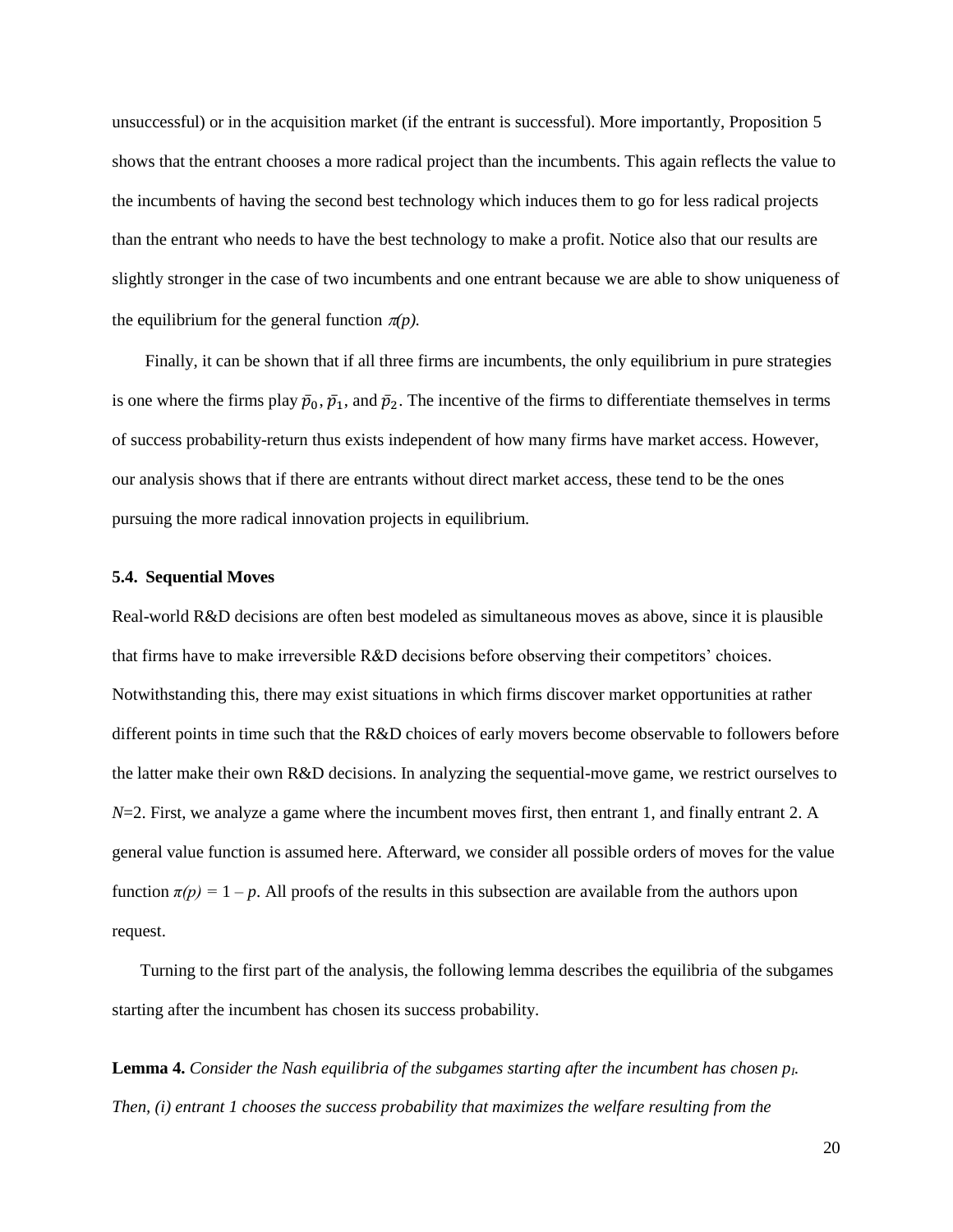unsuccessful) or in the acquisition market (if the entrant is successful). More importantly, Proposition 5 shows that the entrant chooses a more radical project than the incumbents. This again reflects the value to the incumbents of having the second best technology which induces them to go for less radical projects than the entrant who needs to have the best technology to make a profit. Notice also that our results are slightly stronger in the case of two incumbents and one entrant because we are able to show uniqueness of the equilibrium for the general function $\pi(p)$.

Finally, it can be shown that if all three firms are incumbents, the only equilibrium in pure strategies is one where the firms play $\bar{p}_0$, $\bar{p}_1$, and $\bar{p}_2$. The incentive of the firms to differentiate themselves in terms of success probability-return thus exists independent of how many firms have market access. However, our analysis shows that if there are entrants without direct market access, these tend to be the ones pursuing the more radical innovation projects in equilibrium.

### 5.4. Sequential Moves

Real-world R&D decisions are often best modeled as simultaneous moves as above, since it is plausible that firms have to make irreversible R&D decisions before observing their competitors' choices. Notwithstanding this, there may exist situations in which firms discover market opportunities at rather different points in time such that the R&D choices of early movers become observable to followers before the latter make their own R&D decisions. In analyzing the sequential-move game, we restrict ourselves to $N$=2. First, we analyze a game where the incumbent moves first, then entrant 1, and finally entrant 2. A general value function is assumed here. Afterward, we consider all possible orders of moves for the value function $\pi(p) = 1 - p$. All proofs of the results in this subsection are available from the authors upon request.

Turning to the first part of the analysis, the following lemma describes the equilibria of the subgames starting after the incumbent has chosen its success probability.

**Lemma 4.** *Consider the Nash equilibria of the subgames starting after the incumbent has chosen $p_I$. Then, (i) entrant 1 chooses the success probability that maximizes the welfare resulting from the*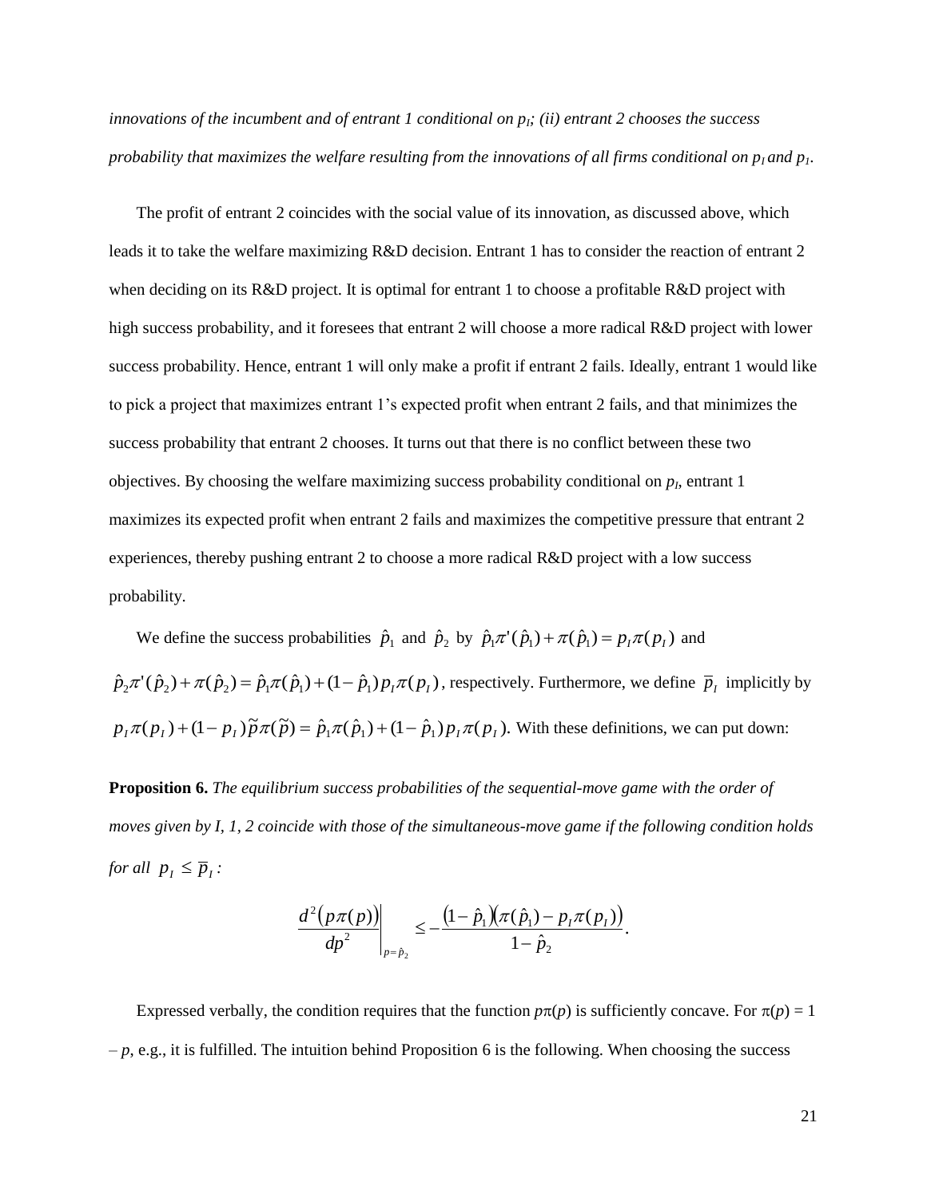*innovations of the incumbent and of entrant 1 conditional on $p_I$; (ii) entrant 2 chooses the success probability that maximizes the welfare resulting from the innovations of all firms conditional on $p_I$ and $p_1$.*

The profit of entrant 2 coincides with the social value of its innovation, as discussed above, which leads it to take the welfare maximizing R&D decision. Entrant 1 has to consider the reaction of entrant 2 when deciding on its R&D project. It is optimal for entrant 1 to choose a profitable R&D project with high success probability, and it foresees that entrant 2 will choose a more radical R&D project with lower success probability. Hence, entrant 1 will only make a profit if entrant 2 fails. Ideally, entrant 1 would like to pick a project that maximizes entrant 1's expected profit when entrant 2 fails, and that minimizes the success probability that entrant 2 chooses. It turns out that there is no conflict between these two objectives. By choosing the welfare maximizing success probability conditional on $p_I$, entrant 1 maximizes its expected profit when entrant 2 fails and maximizes the competitive pressure that entrant 2 experiences, thereby pushing entrant 2 to choose a more radical R&D project with a low success probability.

We define the success probabilities $\hat{p}_1$ and $\hat{p}_2$ by $\hat{p}_1\pi'(\hat{p}_1)+\pi(\hat{p}_1)=p_I\pi(p_I)$ and $\hat{p}_2\pi'(\hat{p}_2)+\pi(\hat{p}_2)=\hat{p}_1\pi(\hat{p}_1)+(1-\hat{p}_1)p_I\pi(p_I)$, respectively. Furthermore, we define $\overline{p}_I$ implicitly by $p_I\pi(p_I)+(1-p_I)\tilde{p}\pi(\tilde{p})=\hat{p}_1\pi(\hat{p}_1)+(1-\hat{p}_1)p_I\pi(p_I)$. With these definitions, we can put down:

**Proposition 6.** *The equilibrium success probabilities of the sequential-move game with the order of moves given by I, 1, 2 coincide with those of the simultaneous-move game if the following condition holds for all $p_I \leq \overline{p}_I$:*

$$\left.\frac{d^2\left(p\pi(p)\right)}{dp^2}\right|_{p=\hat{p}_2} \leq -\frac{(1-\hat{p}_1)(\pi(\hat{p}_1)-p_I\pi(p_I))}{1-\hat{p}_2}.$$

Expressed verbally, the condition requires that the function $p\pi(p)$ is sufficiently concave. For $\pi(p) = 1 - p$, e.g., it is fulfilled. The intuition behind Proposition 6 is the following. When choosing the success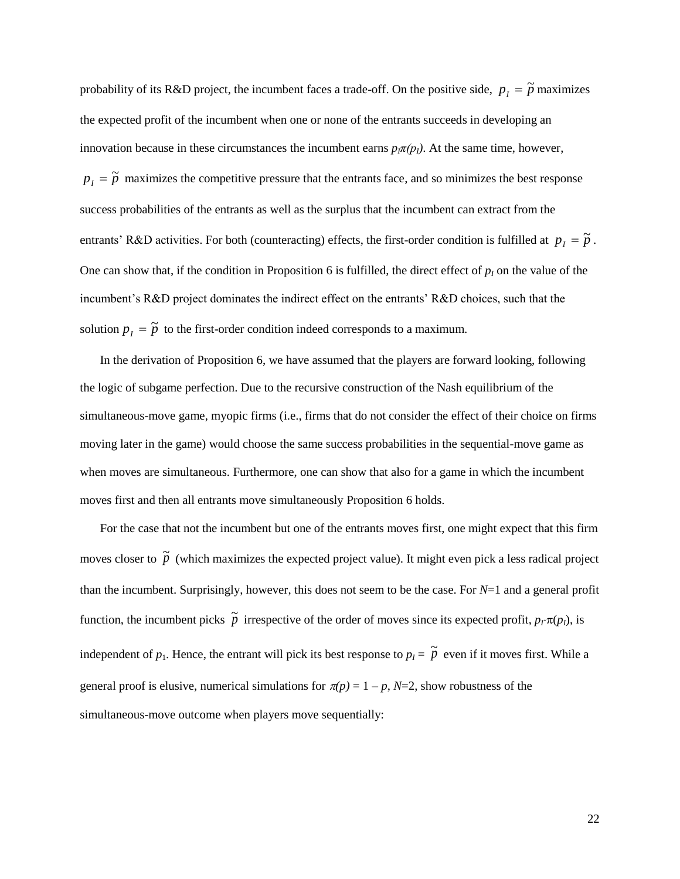probability of its R&D project, the incumbent faces a trade-off. On the positive side, $p_I = \tilde{p}$ maximizes the expected profit of the incumbent when one or none of the entrants succeeds in developing an innovation because in these circumstances the incumbent earns $p_I\pi(p_I)$. At the same time, however, $p_I = \tilde{p}$ maximizes the competitive pressure that the entrants face, and so minimizes the best response success probabilities of the entrants as well as the surplus that the incumbent can extract from the entrants' R&D activities. For both (counteracting) effects, the first-order condition is fulfilled at $p_I = \tilde{p}$. One can show that, if the condition in Proposition 6 is fulfilled, the direct effect of $p_I$ on the value of the incumbent's R&D project dominates the indirect effect on the entrants' R&D choices, such that the solution $p_I = \tilde{p}$ to the first-order condition indeed corresponds to a maximum.

In the derivation of Proposition 6, we have assumed that the players are forward looking, following the logic of subgame perfection. Due to the recursive construction of the Nash equilibrium of the simultaneous-move game, myopic firms (i.e., firms that do not consider the effect of their choice on firms moving later in the game) would choose the same success probabilities in the sequential-move game as when moves are simultaneous. Furthermore, one can show that also for a game in which the incumbent moves first and then all entrants move simultaneously Proposition 6 holds.

For the case that not the incumbent but one of the entrants moves first, one might expect that this firm moves closer to $\tilde{p}$ (which maximizes the expected project value). It might even pick a less radical project than the incumbent. Surprisingly, however, this does not seem to be the case. For $N$=1 and a general profit function, the incumbent picks $\tilde{p}$ irrespective of the order of moves since its expected profit, $p_I \cdot \pi(p_I)$, is independent of $p_1$. Hence, the entrant will pick its best response to $p_I = \tilde{p}$ even if it moves first. While a general proof is elusive, numerical simulations for $\pi(p) = 1 - p$, $N$=2, show robustness of the simultaneous-move outcome when players move sequentially: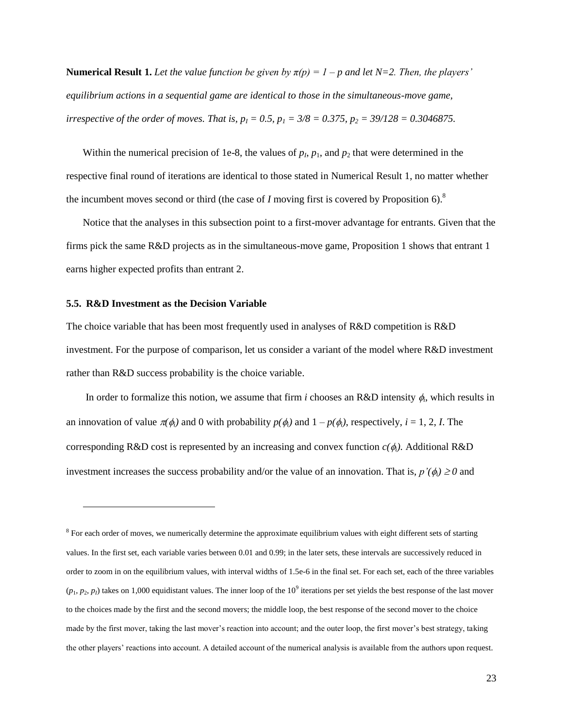**Numerical Result 1.** *Let the value function be given by $\pi(p) = 1 - p$ and let $N=2$. Then, the players' equilibrium actions in a sequential game are identical to those in the simultaneous-move game, irrespective of the order of moves. That is, $p_I = 0.5$, $p_1 = 3/8 = 0.375$, $p_2 = 39/128 = 0.3046875$.*

Within the numerical precision of 1e-8, the values of $p_I$, $p_1$, and $p_2$ that were determined in the respective final round of iterations are identical to those stated in Numerical Result 1, no matter whether the incumbent moves second or third (the case of $I$ moving first is covered by Proposition 6).[8]

Notice that the analyses in this subsection point to a first-mover advantage for entrants. Given that the firms pick the same R&D projects as in the simultaneous-move game, Proposition 1 shows that entrant 1 earns higher expected profits than entrant 2.

### 5.5. R&D Investment as the Decision Variable

The choice variable that has been most frequently used in analyses of R&D competition is R&D investment. For the purpose of comparison, let us consider a variant of the model where R&D investment rather than R&D success probability is the choice variable.

In order to formalize this notion, we assume that firm $i$ chooses an R&D intensity $\phi_i$, which results in an innovation of value $\pi(\phi_i)$ and 0 with probability $p(\phi_i)$ and $1 - p(\phi_i)$, respectively, $i = 1, 2, I$. The corresponding R&D cost is represented by an increasing and convex function $c(\phi_i)$. Additional R&D investment increases the success probability and/or the value of an innovation. That is, $p'(\phi_i) \geq 0$ and

---

[8] For each order of moves, we numerically determine the approximate equilibrium values with eight different sets of starting values. In the first set, each variable varies between 0.01 and 0.99; in the later sets, these intervals are successively reduced in order to zoom in on the equilibrium values, with interval widths of 1.5e-6 in the final set. For each set, each of the three variables ($p_1$, $p_2$, $p_I$) takes on 1,000 equidistant values. The inner loop of the $10^9$ iterations per set yields the best response of the last mover to the choices made by the first and the second movers; the middle loop, the best response of the second mover to the choice made by the first mover, taking the last mover's reaction into account; and the outer loop, the first mover's best strategy, taking the other players' reactions into account. A detailed account of the numerical analysis is available from the authors upon request.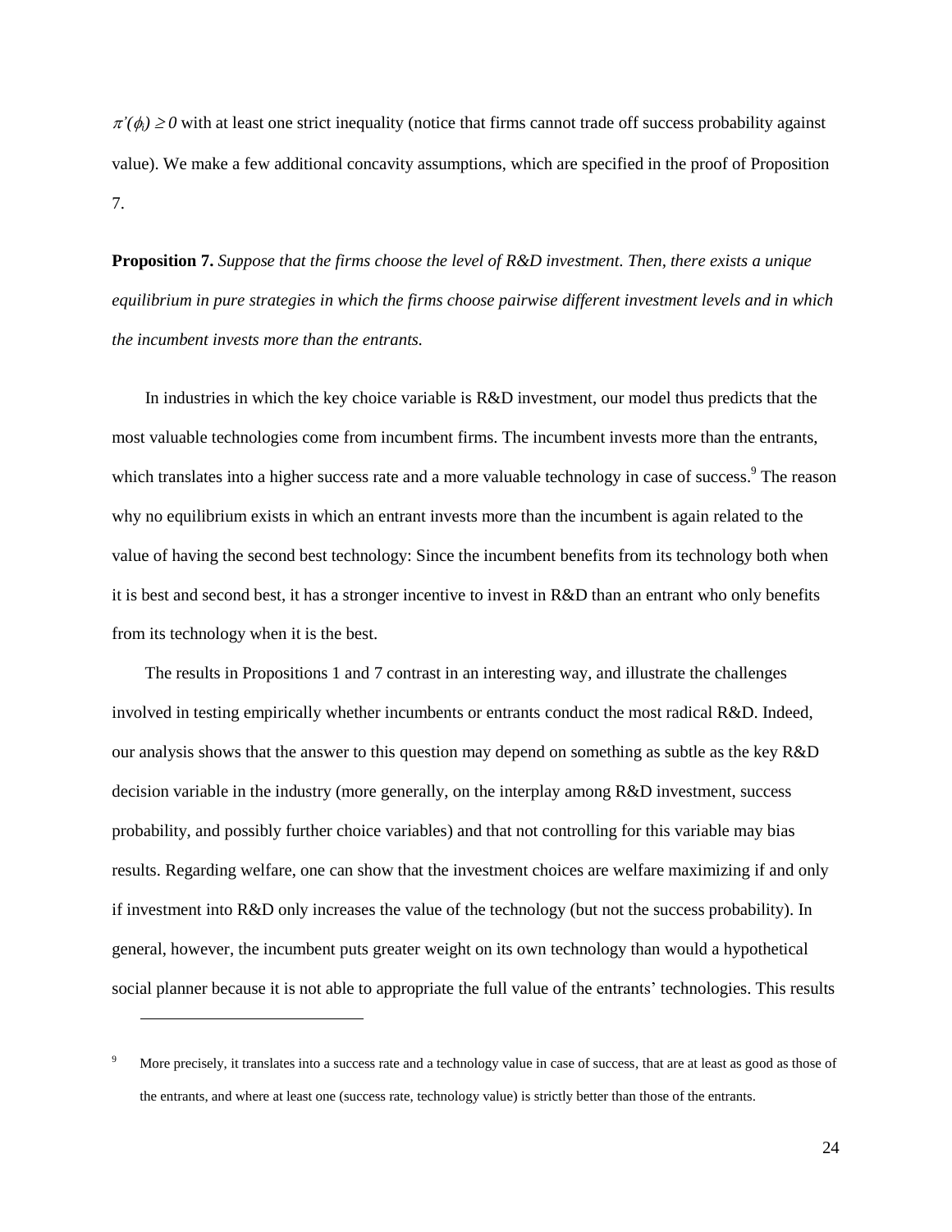$\pi'(\phi_i) \geq 0$ with at least one strict inequality (notice that firms cannot trade off success probability against value). We make a few additional concavity assumptions, which are specified in the proof of Proposition 7.

**Proposition 7.** *Suppose that the firms choose the level of R&D investment. Then, there exists a unique equilibrium in pure strategies in which the firms choose pairwise different investment levels and in which the incumbent invests more than the entrants.*

In industries in which the key choice variable is R&D investment, our model thus predicts that the most valuable technologies come from incumbent firms. The incumbent invests more than the entrants, which translates into a higher success rate and a more valuable technology in case of success.[9] The reason why no equilibrium exists in which an entrant invests more than the incumbent is again related to the value of having the second best technology: Since the incumbent benefits from its technology both when it is best and second best, it has a stronger incentive to invest in R&D than an entrant who only benefits from its technology when it is the best.

The results in Propositions 1 and 7 contrast in an interesting way, and illustrate the challenges involved in testing empirically whether incumbents or entrants conduct the most radical R&D. Indeed, our analysis shows that the answer to this question may depend on something as subtle as the key R&D decision variable in the industry (more generally, on the interplay among R&D investment, success probability, and possibly further choice variables) and that not controlling for this variable may bias results. Regarding welfare, one can show that the investment choices are welfare maximizing if and only if investment into R&D only increases the value of the technology (but not the success probability). In general, however, the incumbent puts greater weight on its own technology than would a hypothetical social planner because it is not able to appropriate the full value of the entrants' technologies. This results

[9] More precisely, it translates into a success rate and a technology value in case of success, that are at least as good as those of the entrants, and where at least one (success rate, technology value) is strictly better than those of the entrants.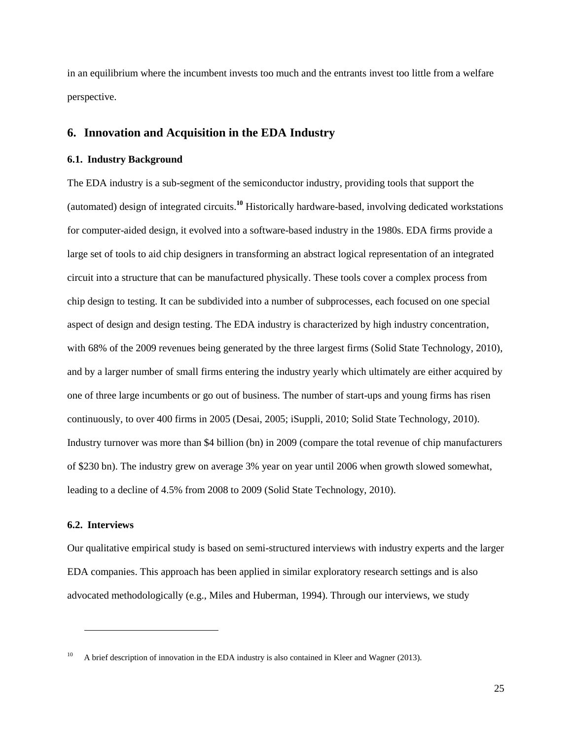in an equilibrium where the incumbent invests too much and the entrants invest too little from a welfare perspective.

## 6. Innovation and Acquisition in the EDA Industry

### 6.1. Industry Background

The EDA industry is a sub-segment of the semiconductor industry, providing tools that support the (automated) design of integrated circuits.[10] Historically hardware-based, involving dedicated workstations for computer-aided design, it evolved into a software-based industry in the 1980s. EDA firms provide a large set of tools to aid chip designers in transforming an abstract logical representation of an integrated circuit into a structure that can be manufactured physically. These tools cover a complex process from chip design to testing. It can be subdivided into a number of subprocesses, each focused on one special aspect of design and design testing. The EDA industry is characterized by high industry concentration, with 68% of the 2009 revenues being generated by the three largest firms (Solid State Technology, 2010), and by a larger number of small firms entering the industry yearly which ultimately are either acquired by one of three large incumbents or go out of business. The number of start-ups and young firms has risen continuously, to over 400 firms in 2005 (Desai, 2005; iSuppli, 2010; Solid State Technology, 2010). Industry turnover was more than \$4 billion (bn) in 2009 (compare the total revenue of chip manufacturers of \$230 bn). The industry grew on average 3% year on year until 2006 when growth slowed somewhat, leading to a decline of 4.5% from 2008 to 2009 (Solid State Technology, 2010).

### 6.2. Interviews

Our qualitative empirical study is based on semi-structured interviews with industry experts and the larger EDA companies. This approach has been applied in similar exploratory research settings and is also advocated methodologically (e.g., Miles and Huberman, 1994). Through our interviews, we study

---

[10] A brief description of innovation in the EDA industry is also contained in Kleer and Wagner (2013).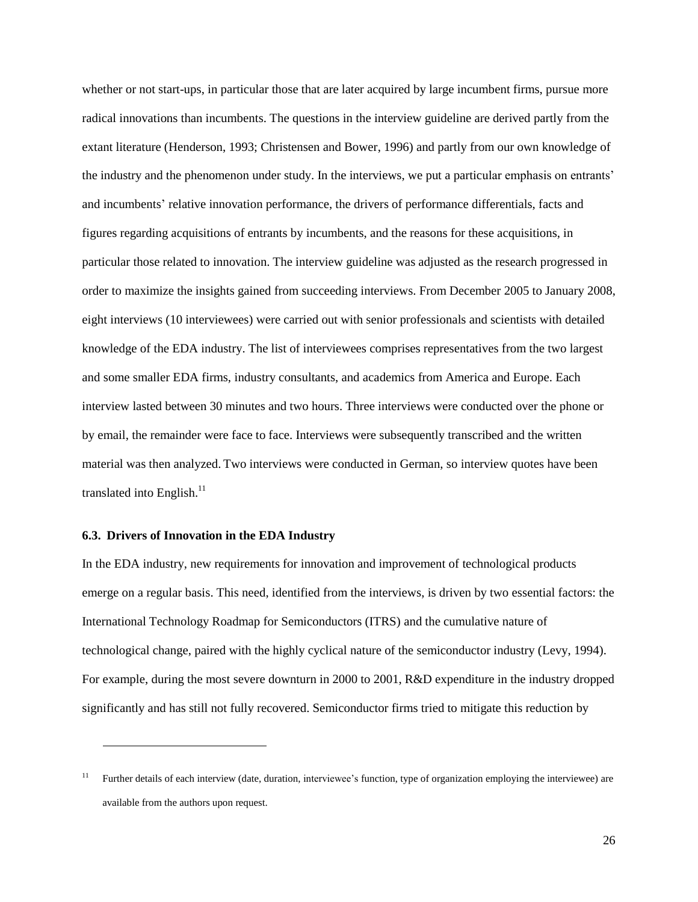whether or not start-ups, in particular those that are later acquired by large incumbent firms, pursue more radical innovations than incumbents. The questions in the interview guideline are derived partly from the extant literature (Henderson, 1993; Christensen and Bower, 1996) and partly from our own knowledge of the industry and the phenomenon under study. In the interviews, we put a particular emphasis on entrants' and incumbents' relative innovation performance, the drivers of performance differentials, facts and figures regarding acquisitions of entrants by incumbents, and the reasons for these acquisitions, in particular those related to innovation. The interview guideline was adjusted as the research progressed in order to maximize the insights gained from succeeding interviews. From December 2005 to January 2008, eight interviews (10 interviewees) were carried out with senior professionals and scientists with detailed knowledge of the EDA industry. The list of interviewees comprises representatives from the two largest and some smaller EDA firms, industry consultants, and academics from America and Europe. Each interview lasted between 30 minutes and two hours. Three interviews were conducted over the phone or by email, the remainder were face to face. Interviews were subsequently transcribed and the written material was then analyzed. Two interviews were conducted in German, so interview quotes have been translated into English.[11]

### 6.3. Drivers of Innovation in the EDA Industry

In the EDA industry, new requirements for innovation and improvement of technological products emerge on a regular basis. This need, identified from the interviews, is driven by two essential factors: the International Technology Roadmap for Semiconductors (ITRS) and the cumulative nature of technological change, paired with the highly cyclical nature of the semiconductor industry (Levy, 1994). For example, during the most severe downturn in 2000 to 2001, R&D expenditure in the industry dropped significantly and has still not fully recovered. Semiconductor firms tried to mitigate this reduction by

---

[11] Further details of each interview (date, duration, interviewee's function, type of organization employing the interviewee) are available from the authors upon request.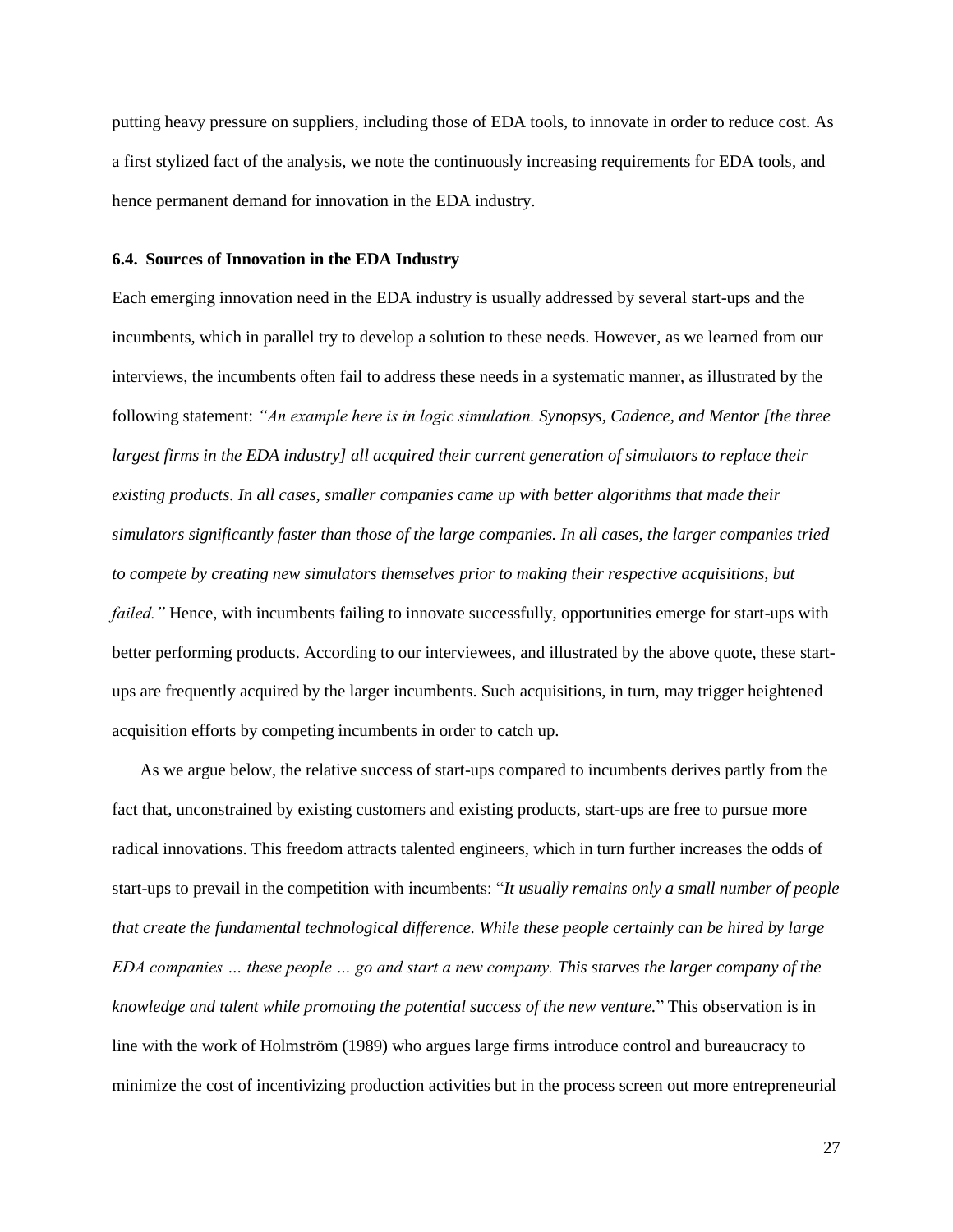putting heavy pressure on suppliers, including those of EDA tools, to innovate in order to reduce cost. As a first stylized fact of the analysis, we note the continuously increasing requirements for EDA tools, and hence permanent demand for innovation in the EDA industry.

### 6.4. Sources of Innovation in the EDA Industry

Each emerging innovation need in the EDA industry is usually addressed by several start-ups and the incumbents, which in parallel try to develop a solution to these needs. However, as we learned from our interviews, the incumbents often fail to address these needs in a systematic manner, as illustrated by the following statement: *"An example here is in logic simulation. Synopsys, Cadence, and Mentor [the three largest firms in the EDA industry] all acquired their current generation of simulators to replace their existing products. In all cases, smaller companies came up with better algorithms that made their simulators significantly faster than those of the large companies. In all cases, the larger companies tried to compete by creating new simulators themselves prior to making their respective acquisitions, but failed."* Hence, with incumbents failing to innovate successfully, opportunities emerge for start-ups with better performing products. According to our interviewees, and illustrated by the above quote, these start-ups are frequently acquired by the larger incumbents. Such acquisitions, in turn, may trigger heightened acquisition efforts by competing incumbents in order to catch up.

As we argue below, the relative success of start-ups compared to incumbents derives partly from the fact that, unconstrained by existing customers and existing products, start-ups are free to pursue more radical innovations. This freedom attracts talented engineers, which in turn further increases the odds of start-ups to prevail in the competition with incumbents: "*It usually remains only a small number of people that create the fundamental technological difference. While these people certainly can be hired by large EDA companies … these people … go and start a new company. This starves the larger company of the knowledge and talent while promoting the potential success of the new venture.*" This observation is in line with the work of Holmström (1989) who argues large firms introduce control and bureaucracy to minimize the cost of incentivizing production activities but in the process screen out more entrepreneurial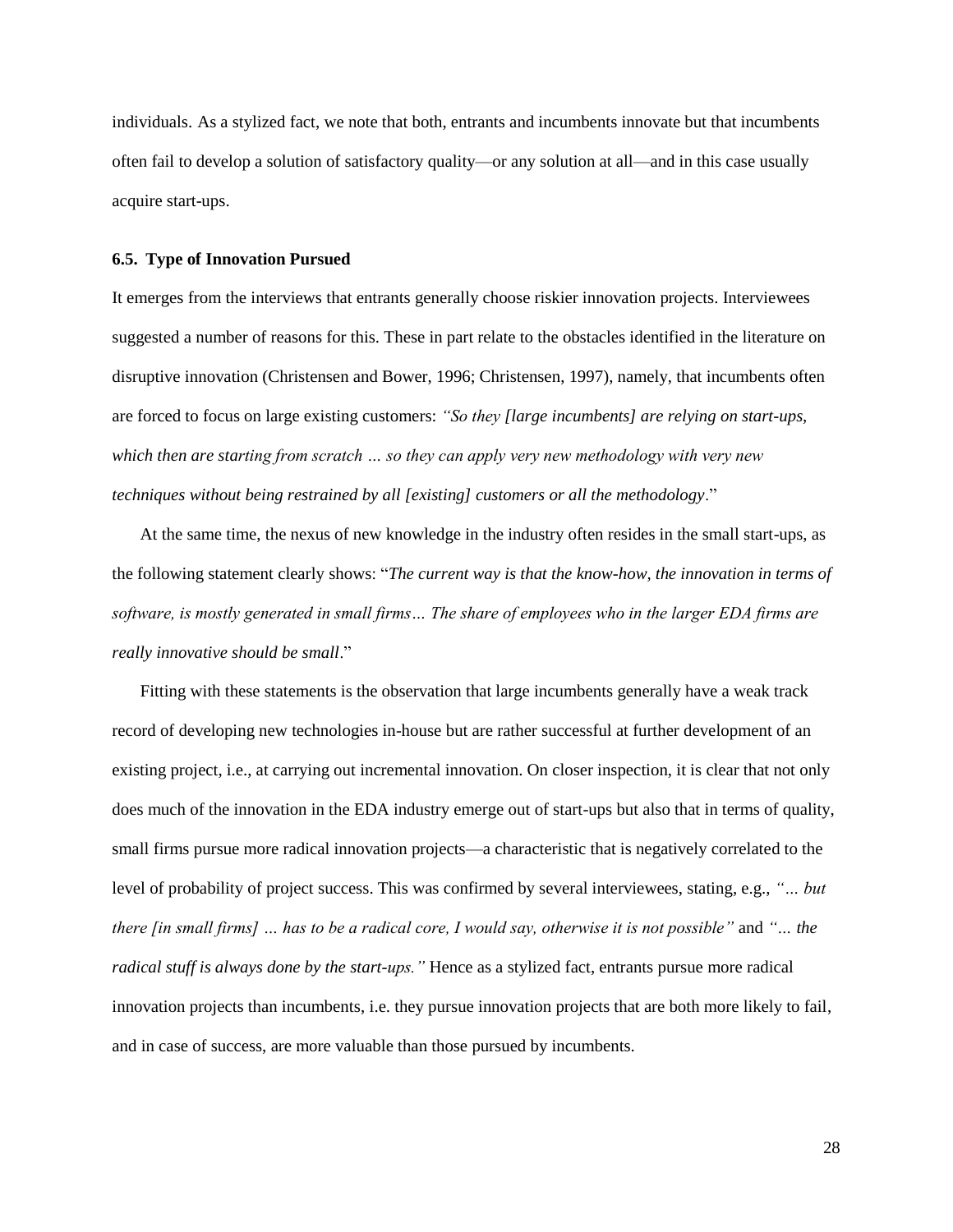individuals. As a stylized fact, we note that both, entrants and incumbents innovate but that incumbents often fail to develop a solution of satisfactory quality—or any solution at all—and in this case usually acquire start-ups.

### 6.5. Type of Innovation Pursued

It emerges from the interviews that entrants generally choose riskier innovation projects. Interviewees suggested a number of reasons for this. These in part relate to the obstacles identified in the literature on disruptive innovation (Christensen and Bower, 1996; Christensen, 1997), namely, that incumbents often are forced to focus on large existing customers: *"So they [large incumbents] are relying on start-ups, which then are starting from scratch … so they can apply very new methodology with very new techniques without being restrained by all [existing] customers or all the methodology*."

At the same time, the nexus of new knowledge in the industry often resides in the small start-ups, as the following statement clearly shows: "*The current way is that the know-how, the innovation in terms of software, is mostly generated in small firms… The share of employees who in the larger EDA firms are really innovative should be small*."

Fitting with these statements is the observation that large incumbents generally have a weak track record of developing new technologies in-house but are rather successful at further development of an existing project, i.e., at carrying out incremental innovation. On closer inspection, it is clear that not only does much of the innovation in the EDA industry emerge out of start-ups but also that in terms of quality, small firms pursue more radical innovation projects—a characteristic that is negatively correlated to the level of probability of project success. This was confirmed by several interviewees, stating, e.g., *"… but there [in small firms] … has to be a radical core, I would say, otherwise it is not possible"* and *"… the radical stuff is always done by the start-ups."* Hence as a stylized fact, entrants pursue more radical innovation projects than incumbents, i.e. they pursue innovation projects that are both more likely to fail, and in case of success, are more valuable than those pursued by incumbents.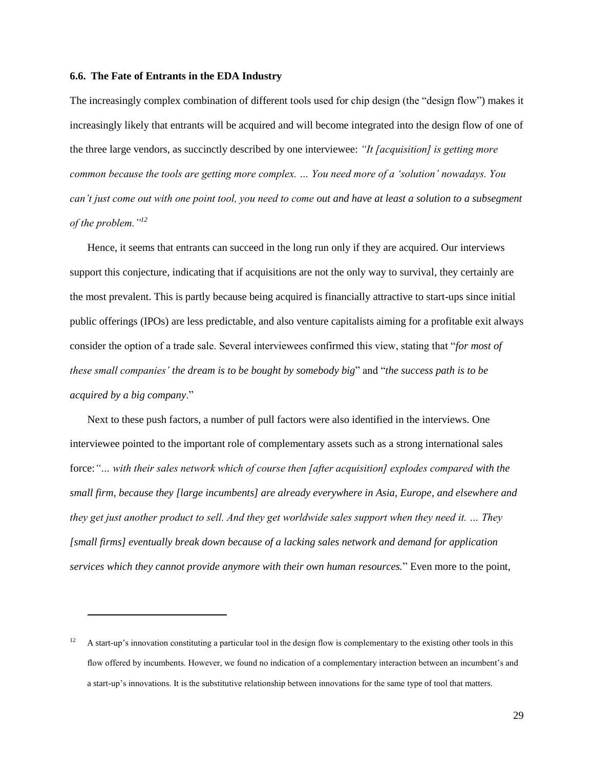### 6.6. The Fate of Entrants in the EDA Industry

The increasingly complex combination of different tools used for chip design (the "design flow") makes it increasingly likely that entrants will be acquired and will become integrated into the design flow of one of the three large vendors, as succinctly described by one interviewee: *"It [acquisition] is getting more common because the tools are getting more complex. … You need more of a 'solution' nowadays. You can't just come out with one point tool, you need to come out and have at least a solution to a subsegment of the problem."*[12]

Hence, it seems that entrants can succeed in the long run only if they are acquired. Our interviews support this conjecture, indicating that if acquisitions are not the only way to survival, they certainly are the most prevalent. This is partly because being acquired is financially attractive to start-ups since initial public offerings (IPOs) are less predictable, and also venture capitalists aiming for a profitable exit always consider the option of a trade sale. Several interviewees confirmed this view, stating that "*for most of these small companies' the dream is to be bought by somebody big*" and "*the success path is to be acquired by a big company*."

Next to these push factors, a number of pull factors were also identified in the interviews. One interviewee pointed to the important role of complementary assets such as a strong international sales force: *"… with their sales network which of course then [after acquisition] explodes compared with the small firm, because they [large incumbents] are already everywhere in Asia, Europe, and elsewhere and they get just another product to sell. And they get worldwide sales support when they need it. … They [small firms] eventually break down because of a lacking sales network and demand for application services which they cannot provide anymore with their own human resources.*" Even more to the point,

---

[12] A start-up's innovation constituting a particular tool in the design flow is complementary to the existing other tools in this flow offered by incumbents. However, we found no indication of a complementary interaction between an incumbent's and a start-up's innovations. It is the substitutive relationship between innovations for the same type of tool that matters.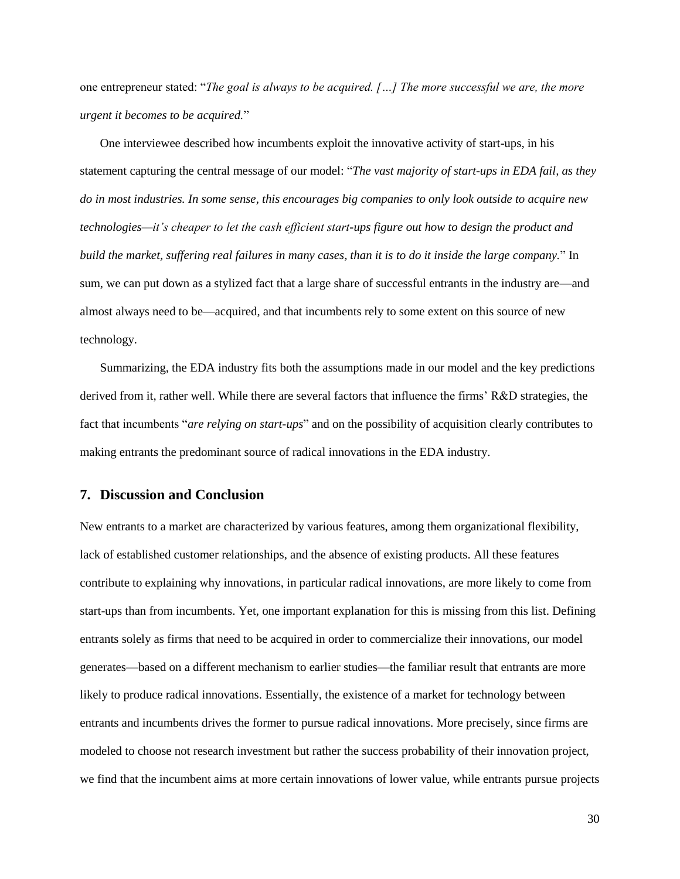one entrepreneur stated: "*The goal is always to be acquired. […] The more successful we are, the more urgent it becomes to be acquired.*"

One interviewee described how incumbents exploit the innovative activity of start-ups, in his statement capturing the central message of our model: "*The vast majority of start-ups in EDA fail, as they do in most industries. In some sense, this encourages big companies to only look outside to acquire new technologies—it's cheaper to let the cash efficient start-ups figure out how to design the product and build the market, suffering real failures in many cases, than it is to do it inside the large company.*" In sum, we can put down as a stylized fact that a large share of successful entrants in the industry are—and almost always need to be—acquired, and that incumbents rely to some extent on this source of new technology.

Summarizing, the EDA industry fits both the assumptions made in our model and the key predictions derived from it, rather well. While there are several factors that influence the firms' R&D strategies, the fact that incumbents "*are relying on start-ups*" and on the possibility of acquisition clearly contributes to making entrants the predominant source of radical innovations in the EDA industry.

## 7. Discussion and Conclusion

New entrants to a market are characterized by various features, among them organizational flexibility, lack of established customer relationships, and the absence of existing products. All these features contribute to explaining why innovations, in particular radical innovations, are more likely to come from start-ups than from incumbents. Yet, one important explanation for this is missing from this list. Defining entrants solely as firms that need to be acquired in order to commercialize their innovations, our model generates—based on a different mechanism to earlier studies—the familiar result that entrants are more likely to produce radical innovations. Essentially, the existence of a market for technology between entrants and incumbents drives the former to pursue radical innovations. More precisely, since firms are modeled to choose not research investment but rather the success probability of their innovation project, we find that the incumbent aims at more certain innovations of lower value, while entrants pursue projects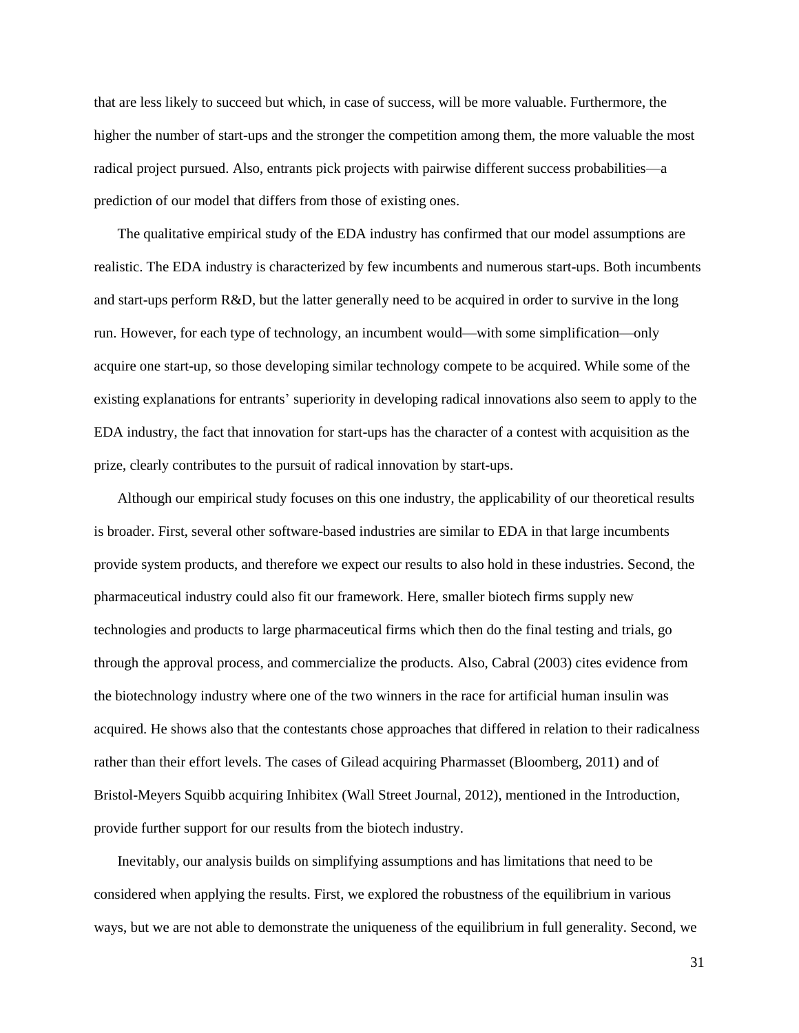that are less likely to succeed but which, in case of success, will be more valuable. Furthermore, the higher the number of start-ups and the stronger the competition among them, the more valuable the most radical project pursued. Also, entrants pick projects with pairwise different success probabilities—a prediction of our model that differs from those of existing ones.

The qualitative empirical study of the EDA industry has confirmed that our model assumptions are realistic. The EDA industry is characterized by few incumbents and numerous start-ups. Both incumbents and start-ups perform R&D, but the latter generally need to be acquired in order to survive in the long run. However, for each type of technology, an incumbent would—with some simplification—only acquire one start-up, so those developing similar technology compete to be acquired. While some of the existing explanations for entrants' superiority in developing radical innovations also seem to apply to the EDA industry, the fact that innovation for start-ups has the character of a contest with acquisition as the prize, clearly contributes to the pursuit of radical innovation by start-ups.

Although our empirical study focuses on this one industry, the applicability of our theoretical results is broader. First, several other software-based industries are similar to EDA in that large incumbents provide system products, and therefore we expect our results to also hold in these industries. Second, the pharmaceutical industry could also fit our framework. Here, smaller biotech firms supply new technologies and products to large pharmaceutical firms which then do the final testing and trials, go through the approval process, and commercialize the products. Also, Cabral (2003) cites evidence from the biotechnology industry where one of the two winners in the race for artificial human insulin was acquired. He shows also that the contestants chose approaches that differed in relation to their radicalness rather than their effort levels. The cases of Gilead acquiring Pharmasset (Bloomberg, 2011) and of Bristol-Meyers Squibb acquiring Inhibitex (Wall Street Journal, 2012), mentioned in the Introduction, provide further support for our results from the biotech industry.

Inevitably, our analysis builds on simplifying assumptions and has limitations that need to be considered when applying the results. First, we explored the robustness of the equilibrium in various ways, but we are not able to demonstrate the uniqueness of the equilibrium in full generality. Second, we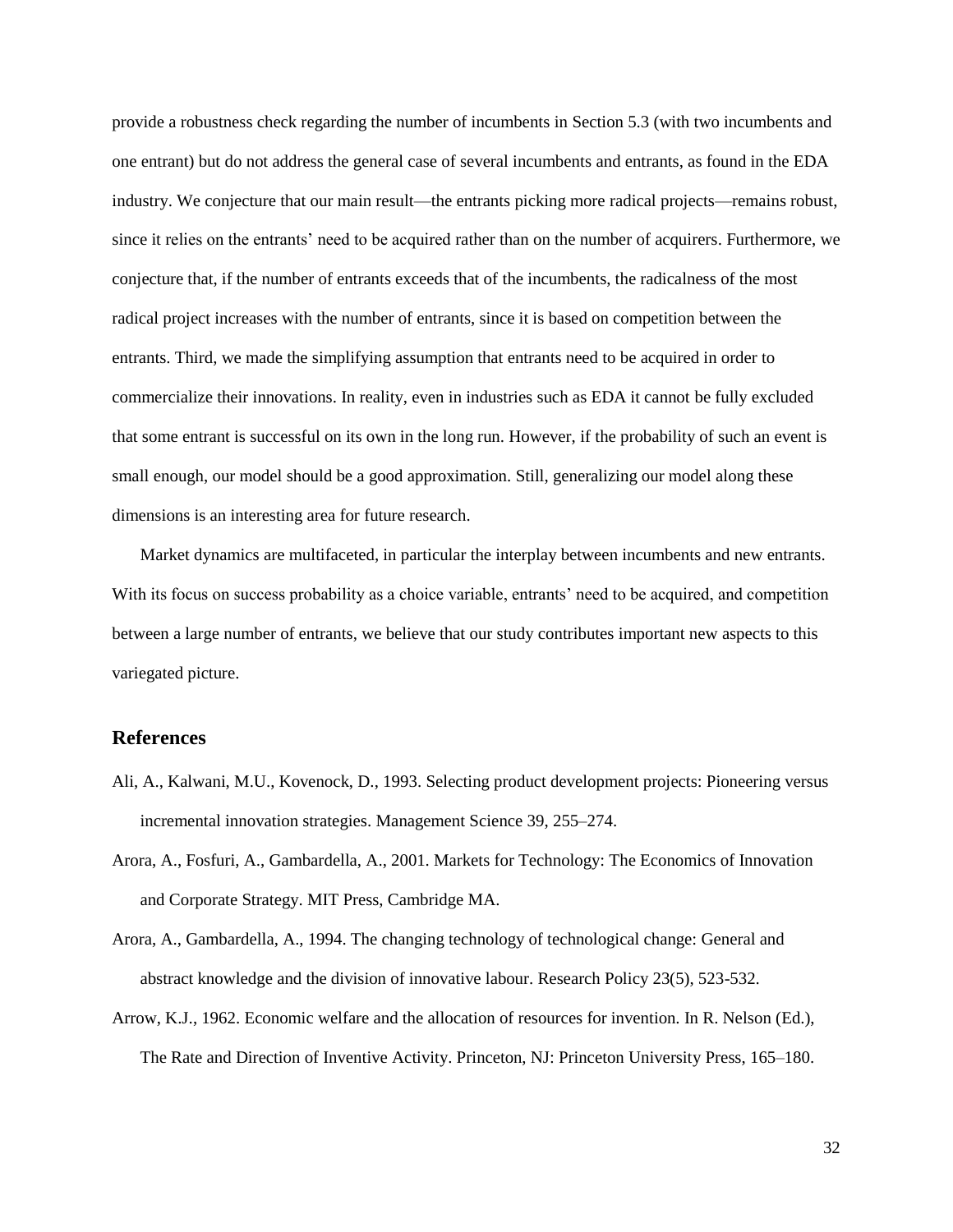provide a robustness check regarding the number of incumbents in Section 5.3 (with two incumbents and one entrant) but do not address the general case of several incumbents and entrants, as found in the EDA industry. We conjecture that our main result—the entrants picking more radical projects—remains robust, since it relies on the entrants' need to be acquired rather than on the number of acquirers. Furthermore, we conjecture that, if the number of entrants exceeds that of the incumbents, the radicalness of the most radical project increases with the number of entrants, since it is based on competition between the entrants. Third, we made the simplifying assumption that entrants need to be acquired in order to commercialize their innovations. In reality, even in industries such as EDA it cannot be fully excluded that some entrant is successful on its own in the long run. However, if the probability of such an event is small enough, our model should be a good approximation. Still, generalizing our model along these dimensions is an interesting area for future research.

Market dynamics are multifaceted, in particular the interplay between incumbents and new entrants. With its focus on success probability as a choice variable, entrants' need to be acquired, and competition between a large number of entrants, we believe that our study contributes important new aspects to this variegated picture.

## References

Ali, A., Kalwani, M.U., Kovenock, D., 1993. Selecting product development projects: Pioneering versus incremental innovation strategies. Management Science 39, 255–274.

Arora, A., Fosfuri, A., Gambardella, A., 2001. Markets for Technology: The Economics of Innovation and Corporate Strategy. MIT Press, Cambridge MA.

Arora, A., Gambardella, A., 1994. The changing technology of technological change: General and abstract knowledge and the division of innovative labour. Research Policy 23(5), 523-532.

Arrow, K.J., 1962. Economic welfare and the allocation of resources for invention. In R. Nelson (Ed.), The Rate and Direction of Inventive Activity. Princeton, NJ: Princeton University Press, 165–180.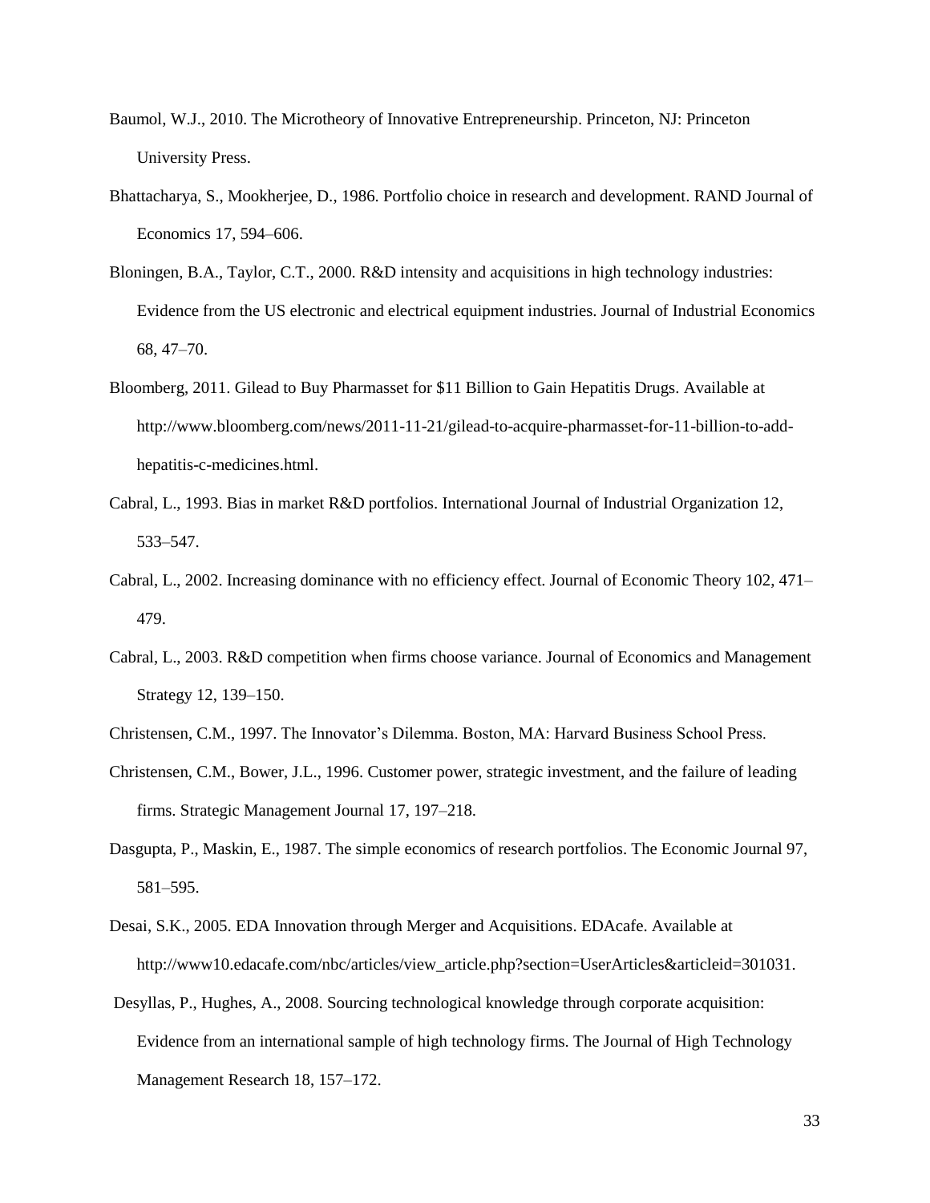Baumol, W.J., 2010. The Microtheory of Innovative Entrepreneurship. Princeton, NJ: Princeton University Press.

Bhattacharya, S., Mookherjee, D., 1986. Portfolio choice in research and development. RAND Journal of Economics 17, 594–606.

Bloningen, B.A., Taylor, C.T., 2000. R&D intensity and acquisitions in high technology industries: Evidence from the US electronic and electrical equipment industries. Journal of Industrial Economics 68, 47–70.

Bloomberg, 2011. Gilead to Buy Pharmasset for $11 Billion to Gain Hepatitis Drugs. Available at http://www.bloomberg.com/news/2011-11-21/gilead-to-acquire-pharmasset-for-11-billion-to-add-hepatitis-c-medicines.html.

Cabral, L., 1993. Bias in market R&D portfolios. International Journal of Industrial Organization 12, 533–547.

Cabral, L., 2002. Increasing dominance with no efficiency effect. Journal of Economic Theory 102, 471–479.

Cabral, L., 2003. R&D competition when firms choose variance. Journal of Economics and Management Strategy 12, 139–150.

Christensen, C.M., 1997. The Innovator's Dilemma. Boston, MA: Harvard Business School Press.

Christensen, C.M., Bower, J.L., 1996. Customer power, strategic investment, and the failure of leading firms. Strategic Management Journal 17, 197–218.

Dasgupta, P., Maskin, E., 1987. The simple economics of research portfolios. The Economic Journal 97, 581–595.

Desai, S.K., 2005. EDA Innovation through Merger and Acquisitions. EDAcafe. Available at http://www10.edacafe.com/nbc/articles/view_article.php?section=UserArticles&articleid=301031.

Desyllas, P., Hughes, A., 2008. Sourcing technological knowledge through corporate acquisition: Evidence from an international sample of high technology firms. The Journal of High Technology Management Research 18, 157–172.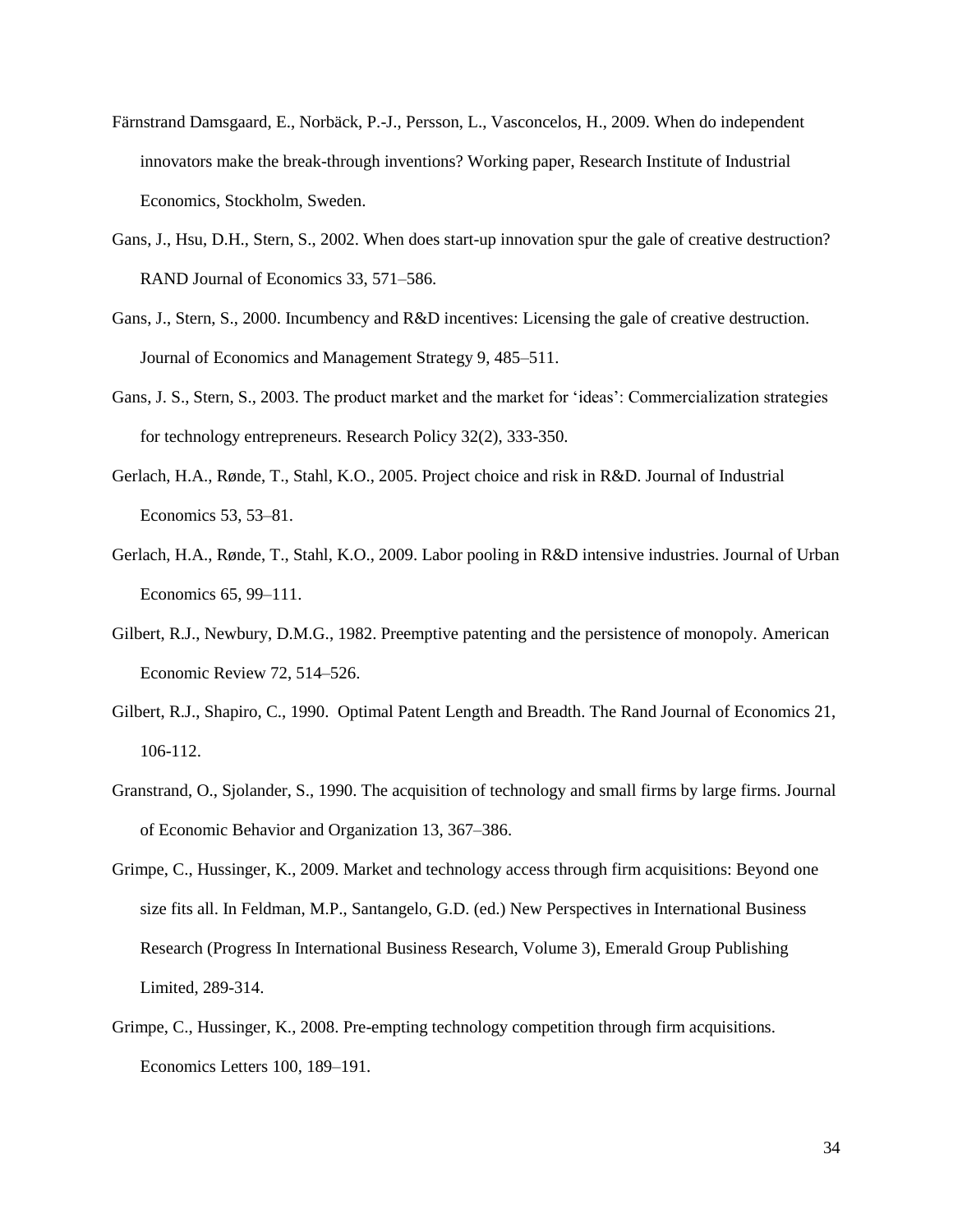Färnstrand Damsgaard, E., Norbäck, P.-J., Persson, L., Vasconcelos, H., 2009. When do independent innovators make the break-through inventions? Working paper, Research Institute of Industrial Economics, Stockholm, Sweden.

Gans, J., Hsu, D.H., Stern, S., 2002. When does start-up innovation spur the gale of creative destruction? RAND Journal of Economics 33, 571–586.

Gans, J., Stern, S., 2000. Incumbency and R&D incentives: Licensing the gale of creative destruction. Journal of Economics and Management Strategy 9, 485–511.

Gans, J. S., Stern, S., 2003. The product market and the market for 'ideas': Commercialization strategies for technology entrepreneurs. Research Policy 32(2), 333-350.

Gerlach, H.A., Rønde, T., Stahl, K.O., 2005. Project choice and risk in R&D. Journal of Industrial Economics 53, 53–81.

Gerlach, H.A., Rønde, T., Stahl, K.O., 2009. Labor pooling in R&D intensive industries. Journal of Urban Economics 65, 99–111.

Gilbert, R.J., Newbury, D.M.G., 1982. Preemptive patenting and the persistence of monopoly. American Economic Review 72, 514–526.

Gilbert, R.J., Shapiro, C., 1990. Optimal Patent Length and Breadth. The Rand Journal of Economics 21, 106-112.

Granstrand, O., Sjolander, S., 1990. The acquisition of technology and small firms by large firms. Journal of Economic Behavior and Organization 13, 367–386.

Grimpe, C., Hussinger, K., 2009. Market and technology access through firm acquisitions: Beyond one size fits all. In Feldman, M.P., Santangelo, G.D. (ed.) New Perspectives in International Business Research (Progress In International Business Research, Volume 3), Emerald Group Publishing Limited, 289-314.

Grimpe, C., Hussinger, K., 2008. Pre-empting technology competition through firm acquisitions. Economics Letters 100, 189–191.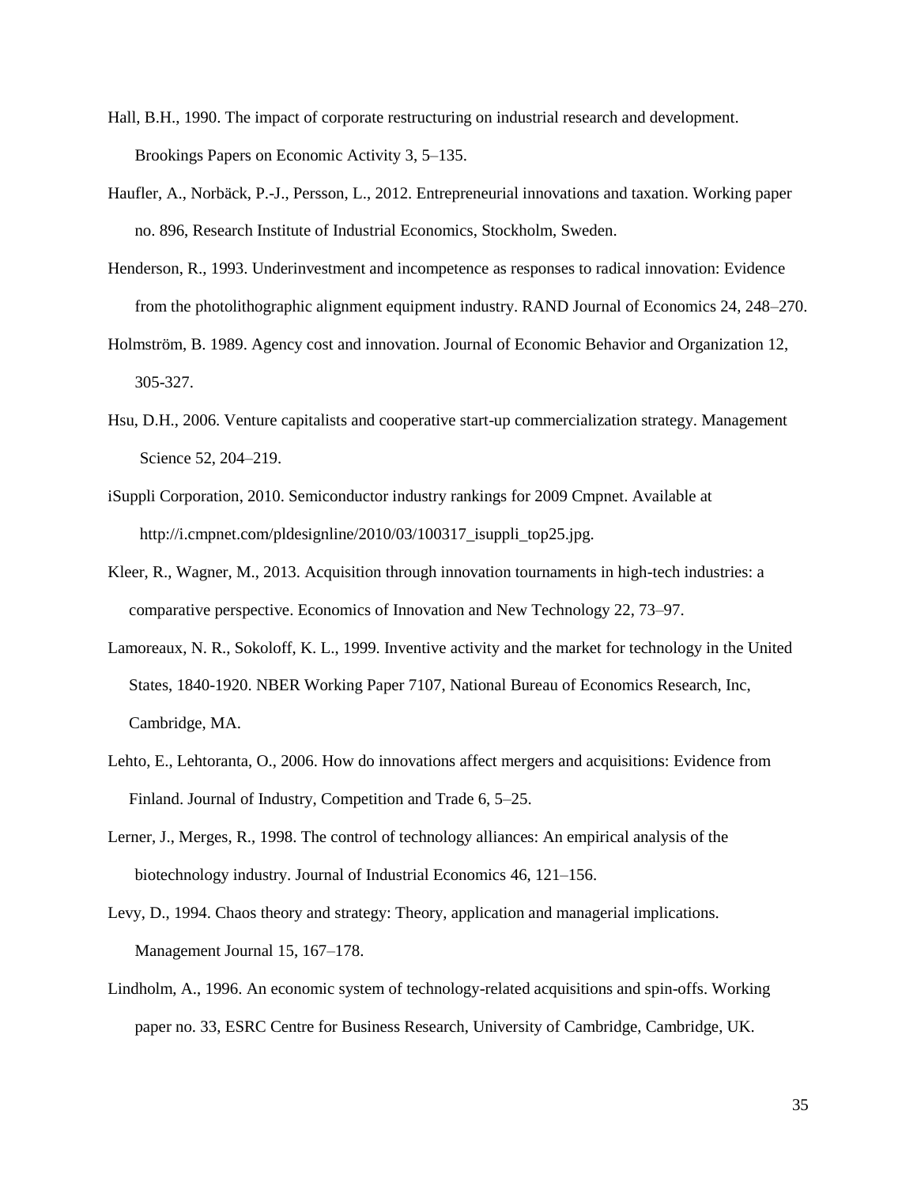Hall, B.H., 1990. The impact of corporate restructuring on industrial research and development. Brookings Papers on Economic Activity 3, 5–135.

Haufler, A., Norbäck, P.-J., Persson, L., 2012. Entrepreneurial innovations and taxation. Working paper no. 896, Research Institute of Industrial Economics, Stockholm, Sweden.

Henderson, R., 1993. Underinvestment and incompetence as responses to radical innovation: Evidence from the photolithographic alignment equipment industry. RAND Journal of Economics 24, 248–270.

Holmström, B. 1989. Agency cost and innovation. Journal of Economic Behavior and Organization 12, 305-327.

Hsu, D.H., 2006. Venture capitalists and cooperative start-up commercialization strategy. Management Science 52, 204–219.

iSuppli Corporation, 2010. Semiconductor industry rankings for 2009 Cmpnet. Available at http://i.cmpnet.com/pldesignline/2010/03/100317_isuppli_top25.jpg.

Kleer, R., Wagner, M., 2013. Acquisition through innovation tournaments in high-tech industries: a comparative perspective. Economics of Innovation and New Technology 22, 73–97.

Lamoreaux, N. R., Sokoloff, K. L., 1999. Inventive activity and the market for technology in the United States, 1840-1920. NBER Working Paper 7107, National Bureau of Economics Research, Inc, Cambridge, MA.

Lehto, E., Lehtoranta, O., 2006. How do innovations affect mergers and acquisitions: Evidence from Finland. Journal of Industry, Competition and Trade 6, 5–25.

Lerner, J., Merges, R., 1998. The control of technology alliances: An empirical analysis of the biotechnology industry. Journal of Industrial Economics 46, 121–156.

Levy, D., 1994. Chaos theory and strategy: Theory, application and managerial implications. Management Journal 15, 167–178.

Lindholm, A., 1996. An economic system of technology-related acquisitions and spin-offs. Working paper no. 33, ESRC Centre for Business Research, University of Cambridge, Cambridge, UK.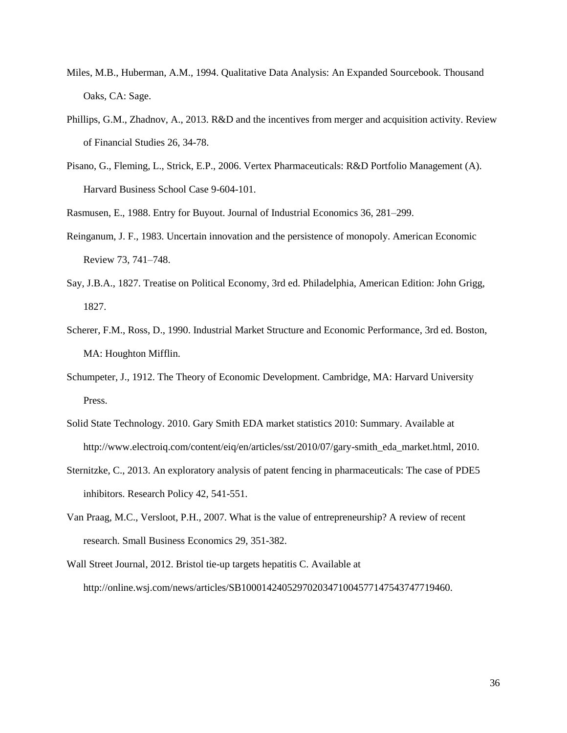Miles, M.B., Huberman, A.M., 1994. Qualitative Data Analysis: An Expanded Sourcebook. Thousand Oaks, CA: Sage.

Phillips, G.M., Zhadnov, A., 2013. R&D and the incentives from merger and acquisition activity. Review of Financial Studies 26, 34-78.

Pisano, G., Fleming, L., Strick, E.P., 2006. Vertex Pharmaceuticals: R&D Portfolio Management (A). Harvard Business School Case 9-604-101.

Rasmusen, E., 1988. Entry for Buyout. Journal of Industrial Economics 36, 281–299.

Reinganum, J. F., 1983. Uncertain innovation and the persistence of monopoly. American Economic Review 73, 741–748.

Say, J.B.A., 1827. Treatise on Political Economy, 3rd ed. Philadelphia, American Edition: John Grigg, 1827.

Scherer, F.M., Ross, D., 1990. Industrial Market Structure and Economic Performance, 3rd ed. Boston, MA: Houghton Mifflin.

Schumpeter, J., 1912. The Theory of Economic Development. Cambridge, MA: Harvard University Press.

Solid State Technology. 2010. Gary Smith EDA market statistics 2010: Summary. Available at http://www.electroiq.com/content/eiq/en/articles/sst/2010/07/gary-smith_eda_market.html, 2010.

Sternitzke, C., 2013. An exploratory analysis of patent fencing in pharmaceuticals: The case of PDE5 inhibitors. Research Policy 42, 541-551.

Van Praag, M.C., Versloot, P.H., 2007. What is the value of entrepreneurship? A review of recent research. Small Business Economics 29, 351-382.

Wall Street Journal, 2012. Bristol tie-up targets hepatitis C. Available at http://online.wsj.com/news/articles/SB10001424052970203471004577147543747719460.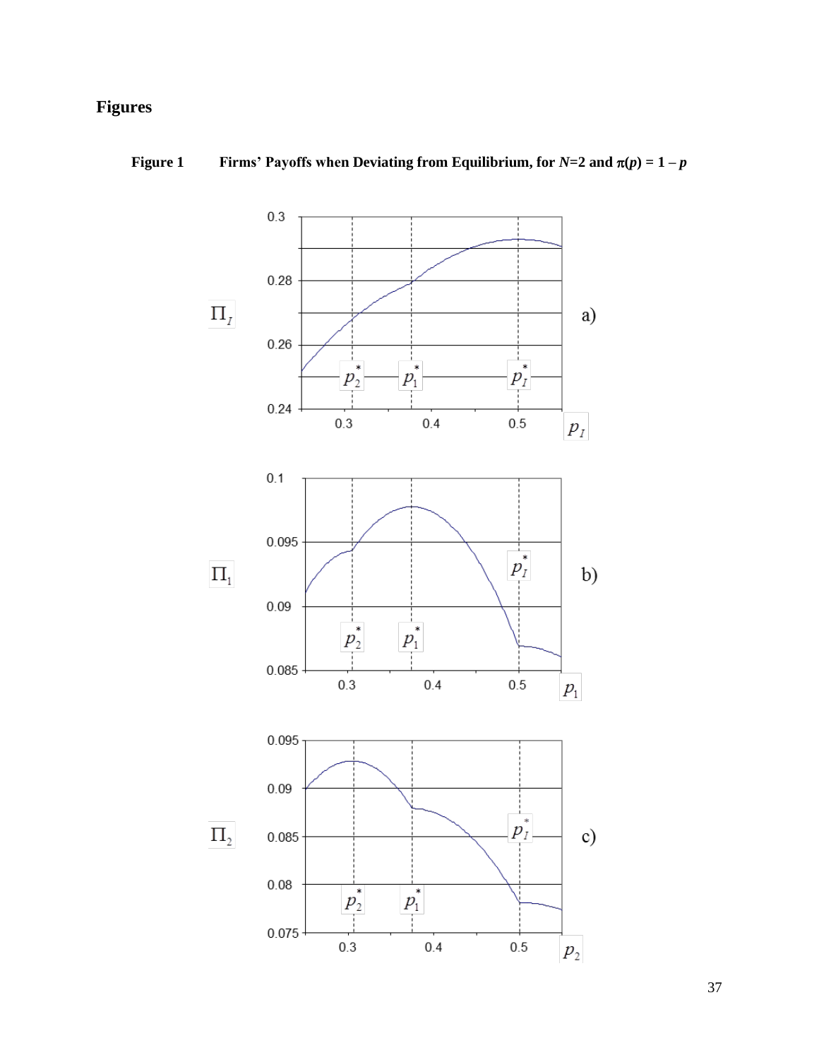# Figures

**Figure 1 Firms' Payoffs when Deviating from Equilibrium, for $N$=2 and $\pi(p) = 1 - p$**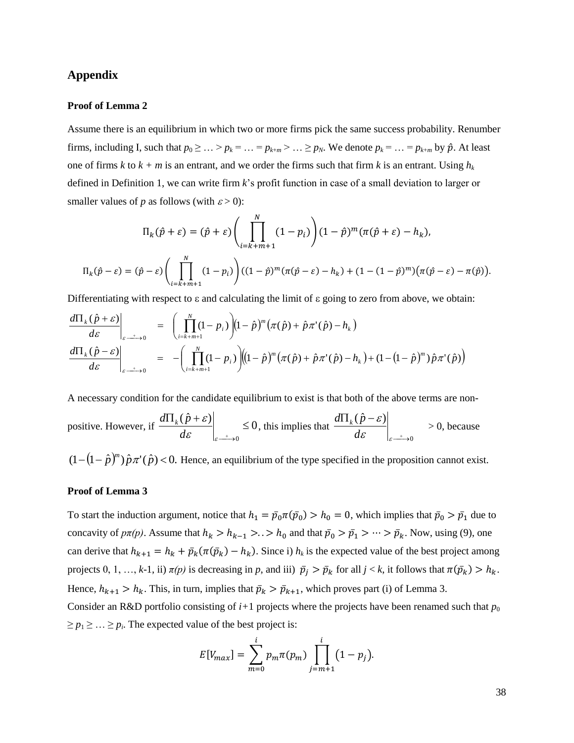## Appendix

### Proof of Lemma 2

Assume there is an equilibrium in which two or more firms pick the same success probability. Renumber firms, including I, such that $p_0 \geq \ldots > p_k = \ldots = p_{k+m} > \ldots \geq p_N$. We denote $p_k = \ldots = p_{k+m}$ by $\hat{p}$. At least one of firms $k$ to $k + m$ is an entrant, and we order the firms such that firm $k$ is an entrant. Using $h_k$ defined in Definition 1, we can write firm $k$'s profit function in case of a small deviation to larger or smaller values of $p$ as follows (with $\varepsilon > 0$):

$$\Pi_k(\hat{p}+\varepsilon) = (\hat{p}+\varepsilon)\left(\prod_{i=k+m+1}^{N}(1-p_i)\right)(1-\hat{p})^m(\pi(\hat{p}+\varepsilon)-h_k),$$

$$\Pi_k(\hat{p}-\varepsilon) = (\hat{p}-\varepsilon)\left(\prod_{i=k+m+1}^{N}(1-p_i)\right)((1-\hat{p})^m(\pi(\hat{p}-\varepsilon)-h_k)+(1-(1-\hat{p})^m)(\pi(\hat{p}-\varepsilon)-\pi(\hat{p})).$$

Differentiating with respect to ε and calculating the limit of ε going to zero from above, we obtain:

$$\left.\frac{d\Pi_k(\hat{p}+\varepsilon)}{d\varepsilon}\right|_{\varepsilon \xrightarrow{+} 0} = \left(\prod_{i=k+m+1}^{N}(1-p_i)\right)(1-\hat{p})^m\left(\pi(\hat{p})+\hat{p}\pi'(\hat{p})-h_k\right)$$

$$\left.\frac{d\Pi_k(\hat{p}-\varepsilon)}{d\varepsilon}\right|_{\varepsilon \xrightarrow{+} 0} = -\left(\prod_{i=k+m+1}^{N}(1-p_i)\right)\left((1-\hat{p})^m\left(\pi(\hat{p})+\hat{p}\pi'(\hat{p})-h_k\right)+(1-(1-\hat{p})^m)\hat{p}\pi'(\hat{p})\right)$$

A necessary condition for the candidate equilibrium to exist is that both of the above terms are non-positive. However, if $\left.\frac{d\Pi_k(\hat{p}+\varepsilon)}{d\varepsilon}\right|_{\varepsilon \xrightarrow{+} 0} \leq 0$, this implies that $\left.\frac{d\Pi_k(\hat{p}-\varepsilon)}{d\varepsilon}\right|_{\varepsilon \xrightarrow{+} 0} > 0$, because $(1-(1-\hat{p})^m)\hat{p}\pi'(\hat{p}) < 0.$ Hence, an equilibrium of the type specified in the proposition cannot exist.

### Proof of Lemma 3

To start the induction argument, notice that $h_1 = \bar{p}_0\pi(\bar{p}_0) > h_0 = 0$, which implies that $\bar{p}_0 > \bar{p}_1$ due to concavity of $p\pi(p)$. Assume that $h_k > h_{k-1} > .. > h_0$ and that $\bar{p}_0 > \bar{p}_1 > \cdots > \bar{p}_k$. Now, using (9), one can derive that $h_{k+1} = h_k + \bar{p}_k(\pi(\bar{p}_k) - h_k)$. Since i) $h_k$ is the expected value of the best project among projects 0, 1, …, $k$-1, ii) $\pi(p)$ is decreasing in $p$, and iii) $\bar{p}_j > \bar{p}_k$ for all $j < k$, it follows that $\pi(\bar{p}_k) > h_k$. Hence, $h_{k+1} > h_k$. This, in turn, implies that $\bar{p}_k > \bar{p}_{k+1}$, which proves part (i) of Lemma 3.

Consider an R&D portfolio consisting of $i$+1 projects where the projects have been renamed such that $p_0 \geq p_1 \geq \ldots \geq p_i$. The expected value of the best project is:

$$E[V_{max}] = \sum_{m=0}^{i} p_m\pi(p_m)\prod_{j=m+1}^{i}(1-p_j).$$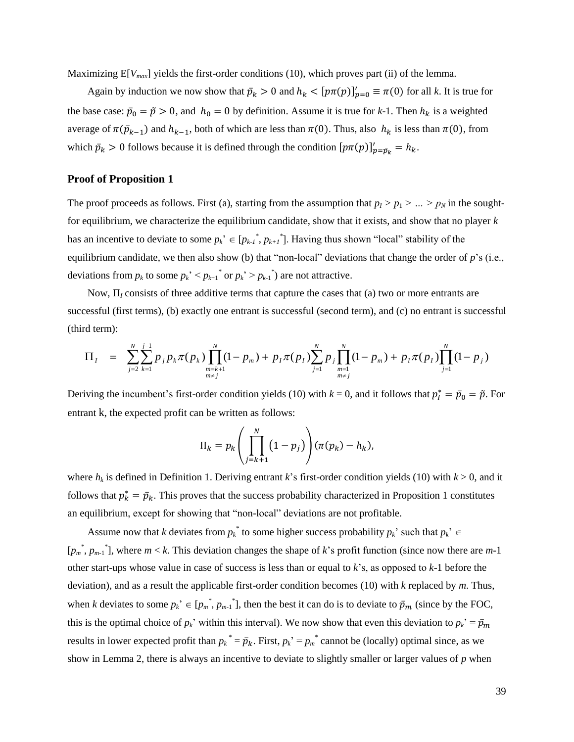Maximizing E[$V_{max}$] yields the first-order conditions (10), which proves part (ii) of the lemma.

Again by induction we now show that $\bar{p}_k > 0$ and $h_k < [p\pi(p)]'_{p=0} \equiv \pi(0)$ for all $k$. It is true for the base case: $\bar{p}_0 = \tilde{p} > 0$, and $h_0 = 0$ by definition. Assume it is true for $k$-1. Then $h_k$ is a weighted average of $\pi(\bar{p}_{k-1})$ and $h_{k-1}$, both of which are less than $\pi(0)$. Thus, also $h_k$ is less than $\pi(0)$, from which $\bar{p}_k > 0$ follows because it is defined through the condition $[p\pi(p)]'_{p=\bar{p}_k} = h_k$.

### Proof of Proposition 1

The proof proceeds as follows. First (a), starting from the assumption that $p_I > p_1 > \ldots > p_N$ in the sought-for equilibrium, we characterize the equilibrium candidate, show that it exists, and show that no player $k$ has an incentive to deviate to some $p_k' \in [p_{k-1}^*, p_{k+1}^*]$. Having thus shown "local" stability of the equilibrium candidate, we then also show (b) that "non-local" deviations that change the order of $p$'s (i.e., deviations from $p_k$ to some $p_k' < p_{k+1}^*$ or $p_k' > p_{k-1}^*$) are not attractive.

Now, $\Pi_I$ consists of three additive terms that capture the cases that (a) two or more entrants are successful (first terms), (b) exactly one entrant is successful (second term), and (c) no entrant is successful (third term):

$$\Pi_I = \sum_{j=2}^{N}\sum_{k=1}^{j-1} p_j p_k \pi(p_k) \prod_{\substack{m=k+1 \\ m\neq j}}^{N}(1-p_m) + p_I\pi(p_I)\sum_{j=1}^{N} p_j \prod_{\substack{m=1 \\ m\neq j}}^{N}(1-p_m) + p_I\pi(p_I)\prod_{j=1}^{N}(1-p_j)$$

Deriving the incumbent's first-order condition yields (10) with $k = 0$, and it follows that $p_I^* = \bar{p}_0 = \tilde{p}$. For entrant k, the expected profit can be written as follows:

$$\Pi_k = p_k \left( \prod_{j=k+1}^{N} (1-p_j) \right) (\pi(p_k) - h_k),$$

where $h_k$ is defined in Definition 1. Deriving entrant $k$'s first-order condition yields (10) with $k > 0$, and it follows that $p_k^* = \bar{p}_k$. This proves that the success probability characterized in Proposition 1 constitutes an equilibrium, except for showing that "non-local" deviations are not profitable.

Assume now that $k$ deviates from $p_k^*$ to some higher success probability $p_k'$ such that $p_k' \in [p_m^*, p_{m-1}^*]$, where $m < k$. This deviation changes the shape of $k$'s profit function (since now there are $m$-1 other start-ups whose value in case of success is less than or equal to $k$'s, as opposed to $k$-1 before the deviation), and as a result the applicable first-order condition becomes (10) with $k$ replaced by $m$. Thus, when $k$ deviates to some $p_k' \in [p_m^*, p_{m-1}^*]$, then the best it can do is to deviate to $\bar{p}_m$ (since by the FOC, this is the optimal choice of $p_k'$ within this interval). We now show that even this deviation to $p_k' = \bar{p}_m$ results in lower expected profit than $p_k^* = \bar{p}_k$. First, $p_k' = p_m^*$ cannot be (locally) optimal since, as we show in Lemma 2, there is always an incentive to deviate to slightly smaller or larger values of $p$ when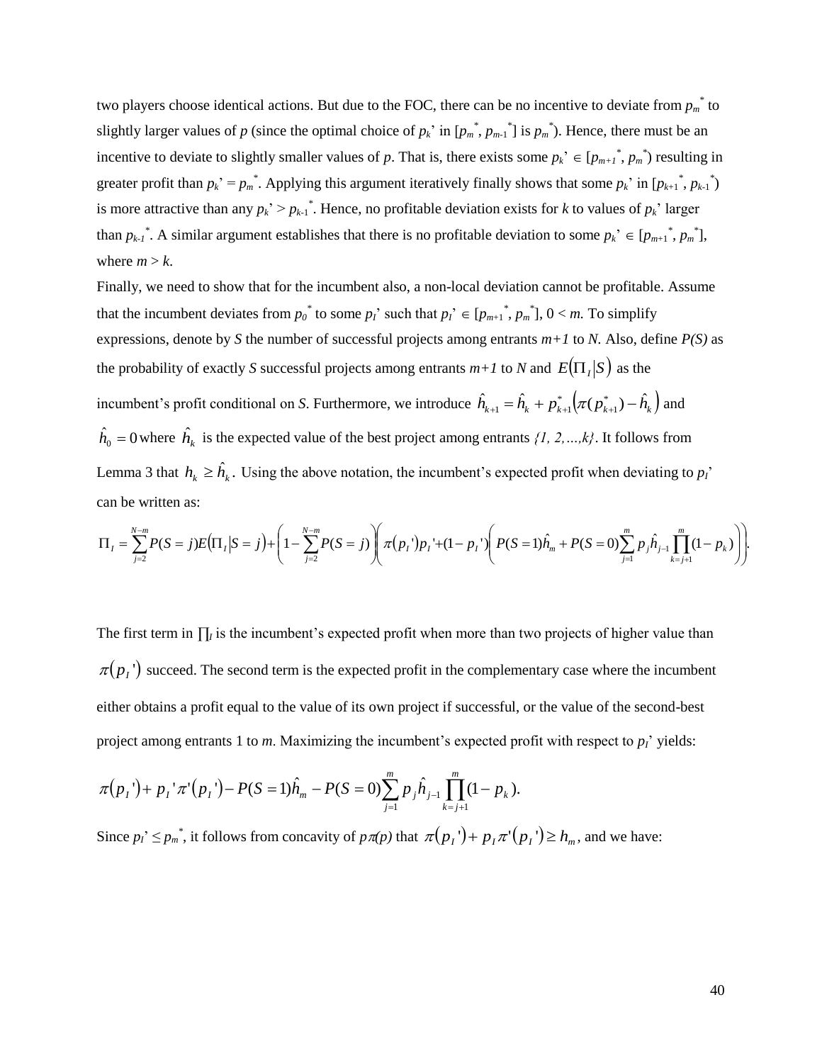two players choose identical actions. But due to the FOC, there can be no incentive to deviate from $p_m^*$ to slightly larger values of $p$ (since the optimal choice of $p_k$' in $[p_m^*, p_{m-1}^*]$ is $p_m^*$). Hence, there must be an incentive to deviate to slightly smaller values of $p$. That is, there exists some $p_k' \in [p_{m+1}^*, p_m^*)$ resulting in greater profit than $p_k' = p_m^*$. Applying this argument iteratively finally shows that some $p_k'$ in $[p_{k+1}^*, p_{k-1}^*)$ is more attractive than any $p_k' > p_{k-1}^*$. Hence, no profitable deviation exists for $k$ to values of $p_k'$ larger than $p_{k-1}^*$. A similar argument establishes that there is no profitable deviation to some $p_k' \in [p_{m+1}^*, p_m^*]$, where $m > k$.

Finally, we need to show that for the incumbent also, a non-local deviation cannot be profitable. Assume that the incumbent deviates from $p_0^*$ to some $p_I'$ such that $p_I' \in [p_{m+1}^*, p_m^*]$, $0 < m$. To simplify expressions, denote by $S$ the number of successful projects among entrants $m+1$ to $N$. Also, define $P(S)$ as the probability of exactly $S$ successful projects among entrants $m+1$ to $N$ and $E(\Pi_I|S)$ as the incumbent's profit conditional on $S$. Furthermore, we introduce $\hat{h}_{k+1} = \hat{h}_k + p_{k+1}^*(\pi(p_{k+1}^*) - \hat{h}_k)$ and $\hat{h}_0 = 0$ where $\hat{h}_k$ is the expected value of the best project among entrants *{1, 2,…,k}*. It follows from Lemma 3 that $h_k \geq \hat{h}_k$. Using the above notation, the incumbent's expected profit when deviating to $p_I'$ can be written as:

$$\Pi_I = \sum_{j=2}^{N-m} P(S=j)E(\Pi_I|S=j) + \left(1 - \sum_{j=2}^{N-m} P(S=j)\right)\left(\pi(p_I')p_I' + (1-p_I')\left(P(S=1)\hat{h}_m + P(S=0)\sum_{j=1}^{m} p_j \hat{h}_{j-1} \prod_{k=j+1}^{m}(1-p_k)\right)\right).$$

The first term in $\prod_I$ is the incumbent's expected profit when more than two projects of higher value than $\pi(p_I')$ succeed. The second term is the expected profit in the complementary case where the incumbent either obtains a profit equal to the value of its own project if successful, or the value of the second-best project among entrants 1 to $m$. Maximizing the incumbent's expected profit with respect to $p_I'$ yields:

$$\pi(p_I') + p_I'\pi'(p_I') - P(S=1)\hat{h}_m - P(S=0)\sum_{j=1}^{m} p_j \hat{h}_{j-1} \prod_{k=j+1}^{m}(1-p_k).$$

Since $p_I' \leq p_m^*$, it follows from concavity of $p\pi(p)$ that $\pi(p_I') + p_I\pi'(p_I') \geq h_m$, and we have: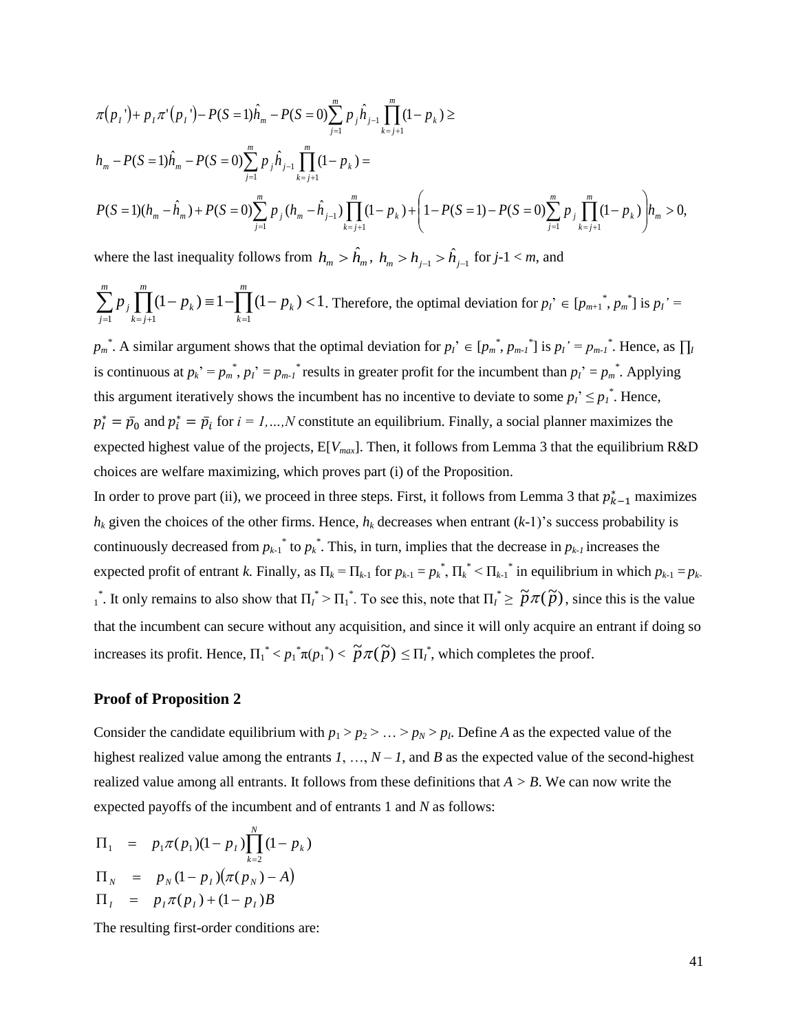$$
\pi(p_I') + p_I \pi'(p_I') - P(S=1)\hat{h}_m - P(S=0)\sum_{j=1}^{m} p_j \hat{h}_{j-1} \prod_{k=j+1}^{m}(1-p_k) \geq
$$

$$
h_m - P(S=1)\hat{h}_m - P(S=0)\sum_{j=1}^{m} p_j \hat{h}_{j-1} \prod_{k=j+1}^{m}(1-p_k) =
$$

$$
P(S=1)(h_m - \hat{h}_m) + P(S=0)\sum_{j=1}^{m} p_j (h_m - \hat{h}_{j-1}) \prod_{k=j+1}^{m}(1-p_k) + \left(1 - P(S=1) - P(S=0)\sum_{j=1}^{m} p_j \prod_{k=j+1}^{m}(1-p_k)\right) h_m > 0,
$$

where the last inequality follows from $h_m > \hat{h}_m$, $h_m > h_{j-1} > \hat{h}_{j-1}$ for $j$-1 < $m$, and

$\sum_{j=1}^{m} p_j \prod_{k=j+1}^{m}(1-p_k) \equiv 1 - \prod_{k=1}^{m}(1-p_k) < 1$. Therefore, the optimal deviation for $p_I' \in [p_{m+1}^*, p_m^*]$ is $p_I' = p_m^*$. A similar argument shows that the optimal deviation for $p_I' \in [p_m^*, p_{m-1}^*]$ is $p_I' = p_{m-1}^*$. Hence, as $\prod_I$ is continuous at $p_k' = p_m^*$, $p_I' = p_{m-1}^*$ results in greater profit for the incumbent than $p_I' = p_m^*$. Applying this argument iteratively shows the incumbent has no incentive to deviate to some $p_I' \leq p_I^*$. Hence, $p_I^* = \bar{p}_0$ and $p_i^* = \bar{p}_i$ for $i = 1,\ldots,N$ constitute an equilibrium. Finally, a social planner maximizes the expected highest value of the projects, E[$V_{max}$]. Then, it follows from Lemma 3 that the equilibrium R&D choices are welfare maximizing, which proves part (i) of the Proposition.

In order to prove part (ii), we proceed in three steps. First, it follows from Lemma 3 that $p_{k-1}^*$ maximizes $h_k$ given the choices of the other firms. Hence, $h_k$ decreases when entrant ($k$-1)'s success probability is continuously decreased from $p_{k-1}^*$ to $p_k^*$. This, in turn, implies that the decrease in $p_{k-1}$ increases the expected profit of entrant $k$. Finally, as $\Pi_k = \Pi_{k-1}$ for $p_{k-1} = p_k^*$, $\Pi_k^* < \Pi_{k-1}^*$ in equilibrium in which $p_{k-1} = p_{k-1}^*$. It only remains to also show that $\Pi_I^* > \Pi_1^*$. To see this, note that $\Pi_I^* \geq \tilde{p}\pi(\tilde{p})$, since this is the value that the incumbent can secure without any acquisition, and since it will only acquire an entrant if doing so increases its profit. Hence, $\Pi_1^* < p_1^*\pi(p_1^*) < \tilde{p}\pi(\tilde{p}) \leq \Pi_I^*$, which completes the proof.

### Proof of Proposition 2

Consider the candidate equilibrium with $p_1 > p_2 > \ldots > p_N > p_I$. Define $A$ as the expected value of the highest realized value among the entrants $1, \ldots, N-1$, and $B$ as the expected value of the second-highest realized value among all entrants. It follows from these definitions that $A > B$. We can now write the expected payoffs of the incumbent and of entrants 1 and $N$ as follows:

$$
\begin{aligned}
\Pi_1 &= p_1 \pi(p_1)(1-p_I)\prod_{k=2}^{N}(1-p_k) \\
\Pi_N &= p_N(1-p_I)(\pi(p_N) - A) \\
\Pi_I &= p_I \pi(p_I) + (1-p_I)B
\end{aligned}
$$

The resulting first-order conditions are: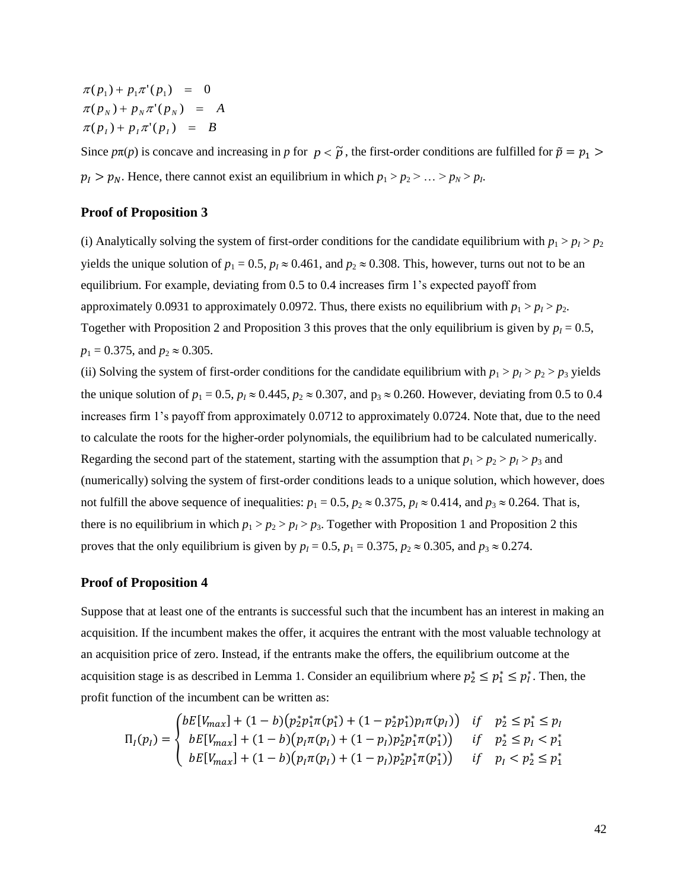$$\pi(p_1) + p_1\pi'(p_1) = 0$$
$$\pi(p_N) + p_N\pi'(p_N) = A$$
$$\pi(p_I) + p_I\pi'(p_I) = B$$

Since $p\pi(p)$ is concave and increasing in $p$ for $p < \tilde{p}$, the first-order conditions are fulfilled for $\tilde{p} = p_1 > p_I > p_N$. Hence, there cannot exist an equilibrium in which $p_1 > p_2 > \ldots > p_N > p_I$.

## Proof of Proposition 3

(i) Analytically solving the system of first-order conditions for the candidate equilibrium with $p_1 > p_I > p_2$ yields the unique solution of $p_1 = 0.5$, $p_I \approx 0.461$, and $p_2 \approx 0.308$. This, however, turns out not to be an equilibrium. For example, deviating from 0.5 to 0.4 increases firm 1's expected payoff from approximately 0.0931 to approximately 0.0972. Thus, there exists no equilibrium with $p_1 > p_I > p_2$. Together with Proposition 2 and Proposition 3 this proves that the only equilibrium is given by $p_I = 0.5$, $p_1 = 0.375$, and $p_2 \approx 0.305$.

(ii) Solving the system of first-order conditions for the candidate equilibrium with $p_1 > p_I > p_2 > p_3$ yields the unique solution of $p_1 = 0.5$, $p_I \approx 0.445$, $p_2 \approx 0.307$, and $p_3 \approx 0.260$. However, deviating from 0.5 to 0.4 increases firm 1's payoff from approximately 0.0712 to approximately 0.0724. Note that, due to the need to calculate the roots for the higher-order polynomials, the equilibrium had to be calculated numerically. Regarding the second part of the statement, starting with the assumption that $p_1 > p_2 > p_I > p_3$ and (numerically) solving the system of first-order conditions leads to a unique solution, which however, does not fulfill the above sequence of inequalities: $p_1 = 0.5$, $p_2 \approx 0.375$, $p_I \approx 0.414$, and $p_3 \approx 0.264$. That is, there is no equilibrium in which $p_1 > p_2 > p_I > p_3$. Together with Proposition 1 and Proposition 2 this proves that the only equilibrium is given by $p_I = 0.5$, $p_1 = 0.375$, $p_2 \approx 0.305$, and $p_3 \approx 0.274$.

## Proof of Proposition 4

Suppose that at least one of the entrants is successful such that the incumbent has an interest in making an acquisition. If the incumbent makes the offer, it acquires the entrant with the most valuable technology at an acquisition price of zero. Instead, if the entrants make the offers, the equilibrium outcome at the acquisition stage is as described in Lemma 1. Consider an equilibrium where $p_2^* \leq p_1^* \leq p_I^*$. Then, the profit function of the incumbent can be written as:

$$\Pi_I(p_I) = \begin{cases} bE[V_{max}] + (1-b)\big(p_2^* p_1^* \pi(p_1^*) + (1 - p_2^* p_1^*) p_I \pi(p_I)\big) & if \quad p_2^* \leq p_1^* \leq p_I \\ bE[V_{max}] + (1-b)\big(p_I \pi(p_I) + (1 - p_I) p_2^* p_1^* \pi(p_1^*)\big) & if \quad p_2^* \leq p_I < p_1^* \\ bE[V_{max}] + (1-b)\big(p_I \pi(p_I) + (1 - p_I) p_2^* p_1^* \pi(p_1^*)\big) & if \quad p_I < p_2^* \leq p_1^* \end{cases}$$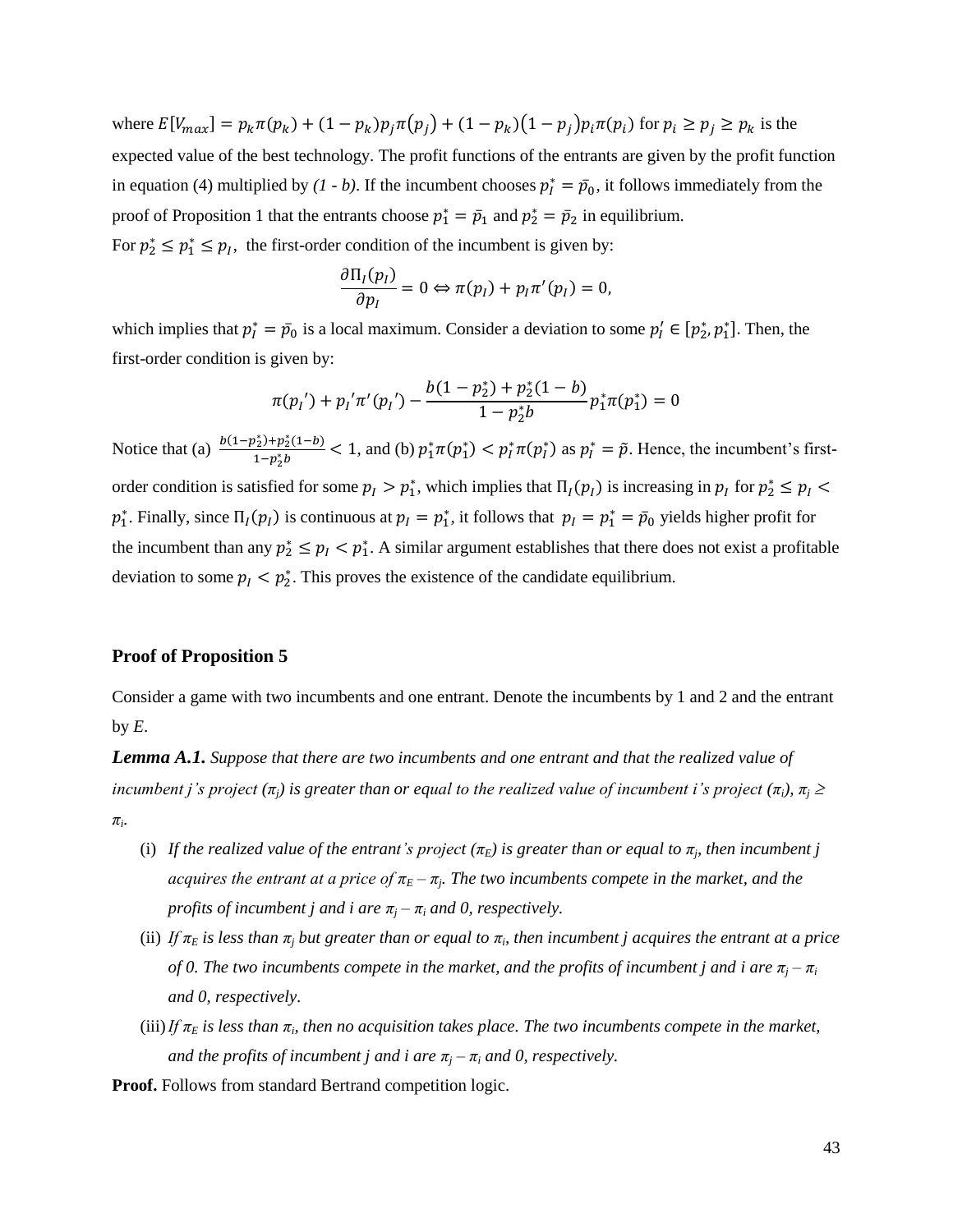where $E[V_{max}] = p_k\pi(p_k) + (1 - p_k)p_j\pi(p_j) + (1 - p_k)(1 - p_j)p_i\pi(p_i)$ for $p_i \geq p_j \geq p_k$ is the expected value of the best technology. The profit functions of the entrants are given by the profit function in equation (4) multiplied by *(1 - b)*. If the incumbent chooses $p_I^* = \bar{p}_0$, it follows immediately from the proof of Proposition 1 that the entrants choose $p_1^* = \bar{p}_1$ and $p_2^* = \bar{p}_2$ in equilibrium.

For $p_2^* \leq p_1^* \leq p_I$, the first-order condition of the incumbent is given by:

$$\frac{\partial \Pi_I(p_I)}{\partial p_I} = 0 \Leftrightarrow \pi(p_I) + p_I\pi'(p_I) = 0,$$

which implies that $p_I^* = \bar{p}_0$ is a local maximum. Consider a deviation to some $p_I' \in [p_2^*, p_1^*]$. Then, the first-order condition is given by:

$$\pi(p_I{}') + p_I{}'\pi'(p_I{}') - \frac{b(1 - p_2^*) + p_2^*(1 - b)}{1 - p_2^* b} p_1^*\pi(p_1^*) = 0$$

Notice that (a) $\frac{b(1-p_2^*)+p_2^*(1-b)}{1-p_2^* b} < 1$, and (b) $p_1^*\pi(p_1^*) < p_I^*\pi(p_I^*)$ as $p_I^* = \tilde{p}$. Hence, the incumbent's first-order condition is satisfied for some $p_I > p_1^*$, which implies that $\Pi_I(p_I)$ is increasing in $p_I$ for $p_2^* \leq p_I < p_1^*$. Finally, since $\Pi_I(p_I)$ is continuous at $p_I = p_1^*$, it follows that $p_I = p_1^* = \bar{p}_0$ yields higher profit for the incumbent than any $p_2^* \leq p_I < p_1^*$. A similar argument establishes that there does not exist a profitable deviation to some $p_I < p_2^*$. This proves the existence of the candidate equilibrium.

### Proof of Proposition 5

Consider a game with two incumbents and one entrant. Denote the incumbents by 1 and 2 and the entrant by *E*.

***Lemma A.1.*** *Suppose that there are two incumbents and one entrant and that the realized value of incumbent j's project ($\pi_j$) is greater than or equal to the realized value of incumbent i's project ($\pi_i$), $\pi_j \geq \pi_i$.*

(i) *If the realized value of the entrant's project ($\pi_E$) is greater than or equal to $\pi_j$, then incumbent j acquires the entrant at a price of $\pi_E - \pi_j$. The two incumbents compete in the market, and the profits of incumbent j and i are $\pi_j - \pi_i$ and 0, respectively.*

(ii) *If $\pi_E$ is less than $\pi_j$ but greater than or equal to $\pi_i$, then incumbent j acquires the entrant at a price of 0. The two incumbents compete in the market, and the profits of incumbent j and i are $\pi_j - \pi_i$ and 0, respectively.*

(iii) *If $\pi_E$ is less than $\pi_i$, then no acquisition takes place. The two incumbents compete in the market, and the profits of incumbent j and i are $\pi_j - \pi_i$ and 0, respectively.*

**Proof.** Follows from standard Bertrand competition logic.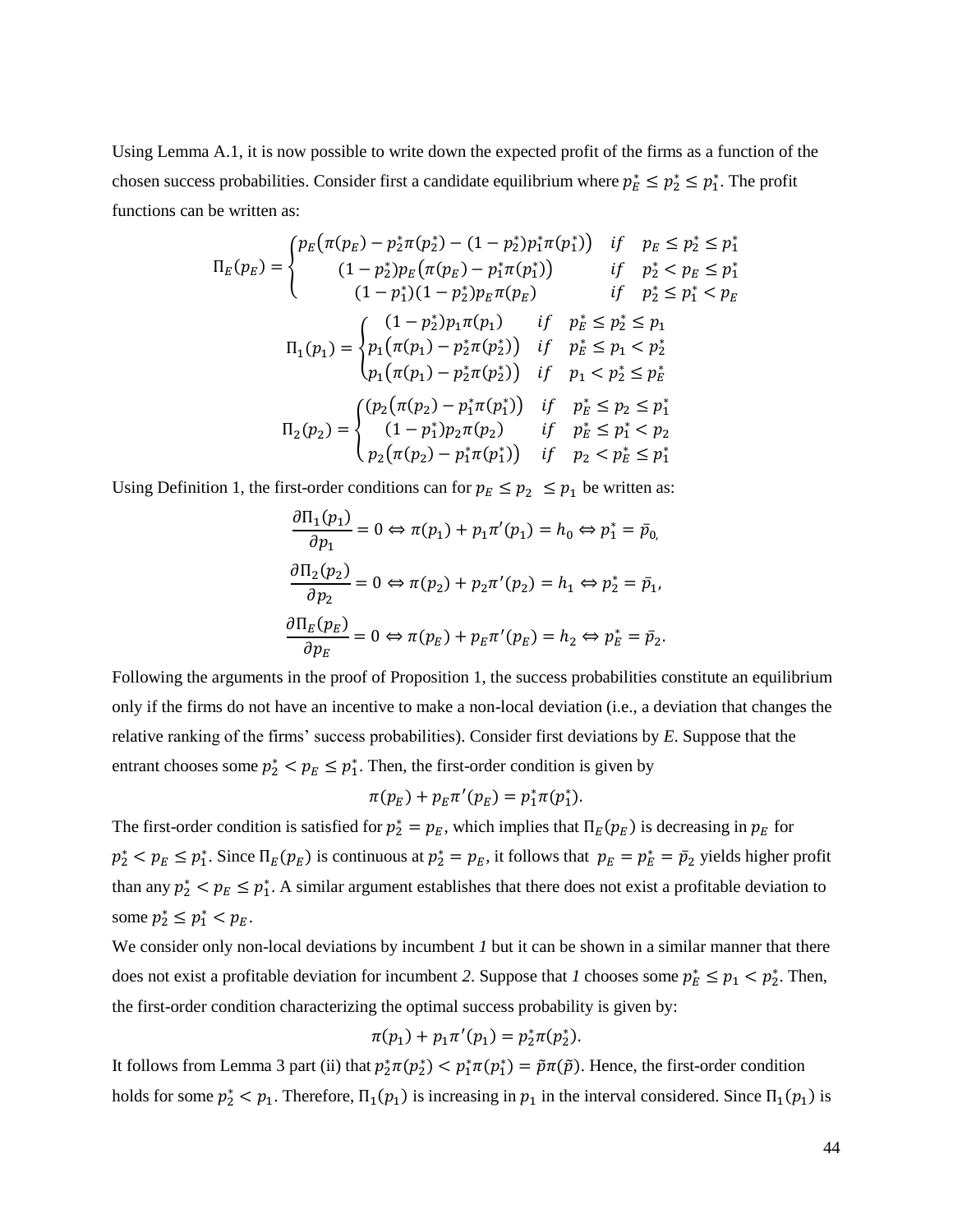Using Lemma A.1, it is now possible to write down the expected profit of the firms as a function of the chosen success probabilities. Consider first a candidate equilibrium where $p_E^* \leq p_2^* \leq p_1^*$. The profit functions can be written as:

$$\Pi_E(p_E) = \begin{cases} p_E\big(\pi(p_E) - p_2^*\pi(p_2^*) - (1-p_2^*)p_1^*\pi(p_1^*)\big) & if \quad p_E \leq p_2^* \leq p_1^* \\ (1-p_2^*)p_E\big(\pi(p_E) - p_1^*\pi(p_1^*)\big) & if \quad p_2^* < p_E \leq p_1^* \\ (1-p_1^*)(1-p_2^*)p_E\pi(p_E) & if \quad p_2^* \leq p_1^* < p_E \end{cases}$$

$$\Pi_1(p_1) = \begin{cases} (1-p_2^*)p_1\pi(p_1) & if \quad p_E^* \leq p_2^* \leq p_1 \\ p_1\big(\pi(p_1) - p_2^*\pi(p_2^*)\big) & if \quad p_E^* \leq p_1 < p_2^* \\ p_1\big(\pi(p_1) - p_2^*\pi(p_2^*)\big) & if \quad p_1 < p_2^* \leq p_E^* \end{cases}$$

$$\Pi_2(p_2) = \begin{cases} \big(p_2\big(\pi(p_2) - p_1^*\pi(p_1^*)\big) & if \quad p_E^* \leq p_2 \leq p_1^* \\ (1-p_1^*)p_2\pi(p_2) & if \quad p_E^* \leq p_1^* < p_2 \\ p_2\big(\pi(p_2) - p_1^*\pi(p_1^*)\big) & if \quad p_2 < p_E^* \leq p_1^* \end{cases}$$

Using Definition 1, the first-order conditions can for $p_E \leq p_2 \leq p_1$ be written as:

$$\frac{\partial \Pi_1(p_1)}{\partial p_1} = 0 \Leftrightarrow \pi(p_1) + p_1\pi'(p_1) = h_0 \Leftrightarrow p_1^* = \bar{p}_{0,}$$

$$\frac{\partial \Pi_2(p_2)}{\partial p_2} = 0 \Leftrightarrow \pi(p_2) + p_2\pi'(p_2) = h_1 \Leftrightarrow p_2^* = \bar{p}_1,$$

$$\frac{\partial \Pi_E(p_E)}{\partial p_E} = 0 \Leftrightarrow \pi(p_E) + p_E\pi'(p_E) = h_2 \Leftrightarrow p_E^* = \bar{p}_2.$$

Following the arguments in the proof of Proposition 1, the success probabilities constitute an equilibrium only if the firms do not have an incentive to make a non-local deviation (i.e., a deviation that changes the relative ranking of the firms' success probabilities). Consider first deviations by *E*. Suppose that the entrant chooses some $p_2^* < p_E \leq p_1^*$. Then, the first-order condition is given by

$$\pi(p_E) + p_E\pi'(p_E) = p_1^*\pi(p_1^*).$$

The first-order condition is satisfied for $p_2^* = p_E$, which implies that $\Pi_E(p_E)$ is decreasing in $p_E$ for $p_2^* < p_E \leq p_1^*$. Since $\Pi_E(p_E)$ is continuous at $p_2^* = p_E$, it follows that $p_E = p_E^* = \bar{p}_2$ yields higher profit than any $p_2^* < p_E \leq p_1^*$. A similar argument establishes that there does not exist a profitable deviation to some $p_2^* \leq p_1^* < p_E$.

We consider only non-local deviations by incumbent *1* but it can be shown in a similar manner that there does not exist a profitable deviation for incumbent *2*. Suppose that *1* chooses some $p_E^* \leq p_1 < p_2^*$. Then, the first-order condition characterizing the optimal success probability is given by:

$$\pi(p_1) + p_1\pi'(p_1) = p_2^*\pi(p_2^*).$$

It follows from Lemma 3 part (ii) that $p_2^*\pi(p_2^*) < p_1^*\pi(p_1^*) = \tilde{p}\pi(\tilde{p})$. Hence, the first-order condition holds for some $p_2^* < p_1$. Therefore, $\Pi_1(p_1)$ is increasing in $p_1$ in the interval considered. Since $\Pi_1(p_1)$ is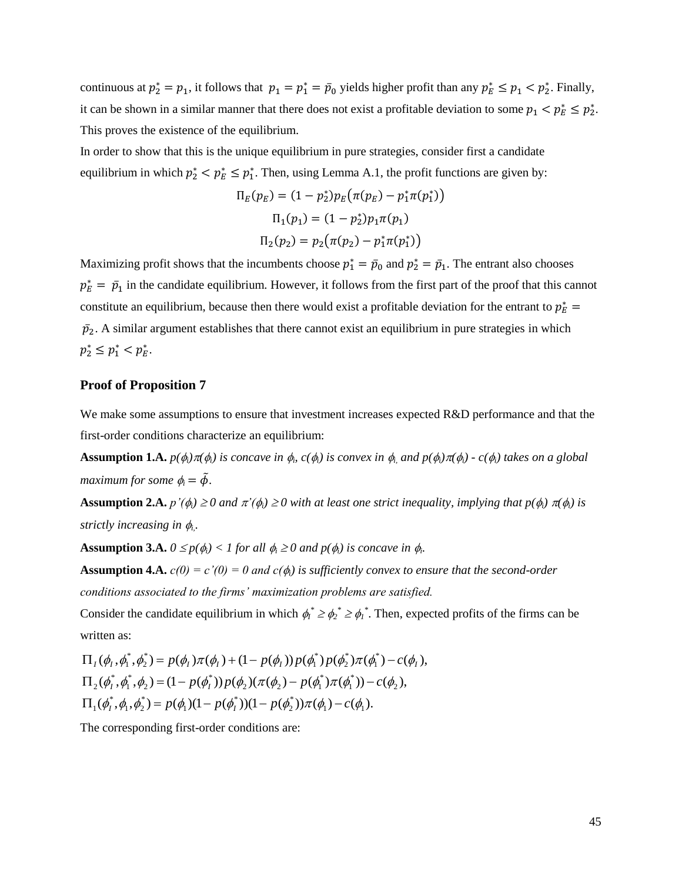continuous at $p_2^* = p_1$, it follows that $p_1 = p_1^* = \bar{p}_0$ yields higher profit than any $p_E^* \leq p_1 < p_2^*$. Finally, it can be shown in a similar manner that there does not exist a profitable deviation to some $p_1 < p_E^* \leq p_2^*$. This proves the existence of the equilibrium.

In order to show that this is the unique equilibrium in pure strategies, consider first a candidate equilibrium in which $p_2^* < p_E^* \leq p_1^*$. Then, using Lemma A.1, the profit functions are given by:

$$\Pi_E(p_E) = (1 - p_2^*)p_E\big(\pi(p_E) - p_1^*\pi(p_1^*)\big)$$

$$\Pi_1(p_1) = (1 - p_2^*)p_1\pi(p_1)$$

$$\Pi_2(p_2) = p_2\big(\pi(p_2) - p_1^*\pi(p_1^*)\big)$$

Maximizing profit shows that the incumbents choose $p_1^* = \bar{p}_0$ and $p_2^* = \bar{p}_1$. The entrant also chooses $p_E^* = \bar{p}_1$ in the candidate equilibrium. However, it follows from the first part of the proof that this cannot constitute an equilibrium, because then there would exist a profitable deviation for the entrant to $p_E^* = \bar{p}_2$. A similar argument establishes that there cannot exist an equilibrium in pure strategies in which $p_2^* \leq p_1^* < p_E^*$.

### Proof of Proposition 7

We make some assumptions to ensure that investment increases expected R&D performance and that the first-order conditions characterize an equilibrium:

**Assumption 1.A.** *$p(\phi_i)\pi(\phi_i)$ is concave in $\phi_i$, $c(\phi_i)$ is convex in $\phi_i$, and $p(\phi_i)\pi(\phi_i)$ - $c(\phi_i)$ takes on a global maximum for some $\phi_i = \tilde{\phi}$.*

**Assumption 2.A.** *$p'(\phi_i) \geq 0$ and $\pi'(\phi_i) \geq 0$ with at least one strict inequality, implying that $p(\phi_i)\ \pi(\phi_i)$ is strictly increasing in $\phi_i$.*

**Assumption 3.A.** *$0 \leq p(\phi_i) < 1$ for all $\phi_i \geq 0$ and $p(\phi_i)$ is concave in $\phi_i$.*

**Assumption 4.A.** *$c(0) = c'(0) = 0$ and $c(\phi_i)$ is sufficiently convex to ensure that the second-order conditions associated to the firms' maximization problems are satisfied.*

Consider the candidate equilibrium in which $\phi_I^* \geq \phi_2^* \geq \phi_I^*$. Then, expected profits of the firms can be written as:

$$\Pi_I(\phi_I, \phi_1^*, \phi_2^*) = p(\phi_I)\pi(\phi_I) + (1 - p(\phi_I))p(\phi_1^*)p(\phi_2^*)\pi(\phi_1^*) - c(\phi_I),$$

$$\Pi_2(\phi_I^*, \phi_1^*, \phi_2) = (1 - p(\phi_I^*))p(\phi_2)(\pi(\phi_2) - p(\phi_1^*)\pi(\phi_1^*)) - c(\phi_2),$$

$$\Pi_1(\phi_I^*, \phi_1, \phi_2^*) = p(\phi_1)(1 - p(\phi_I^*))(1 - p(\phi_2^*))\pi(\phi_1) - c(\phi_1).$$

The corresponding first-order conditions are: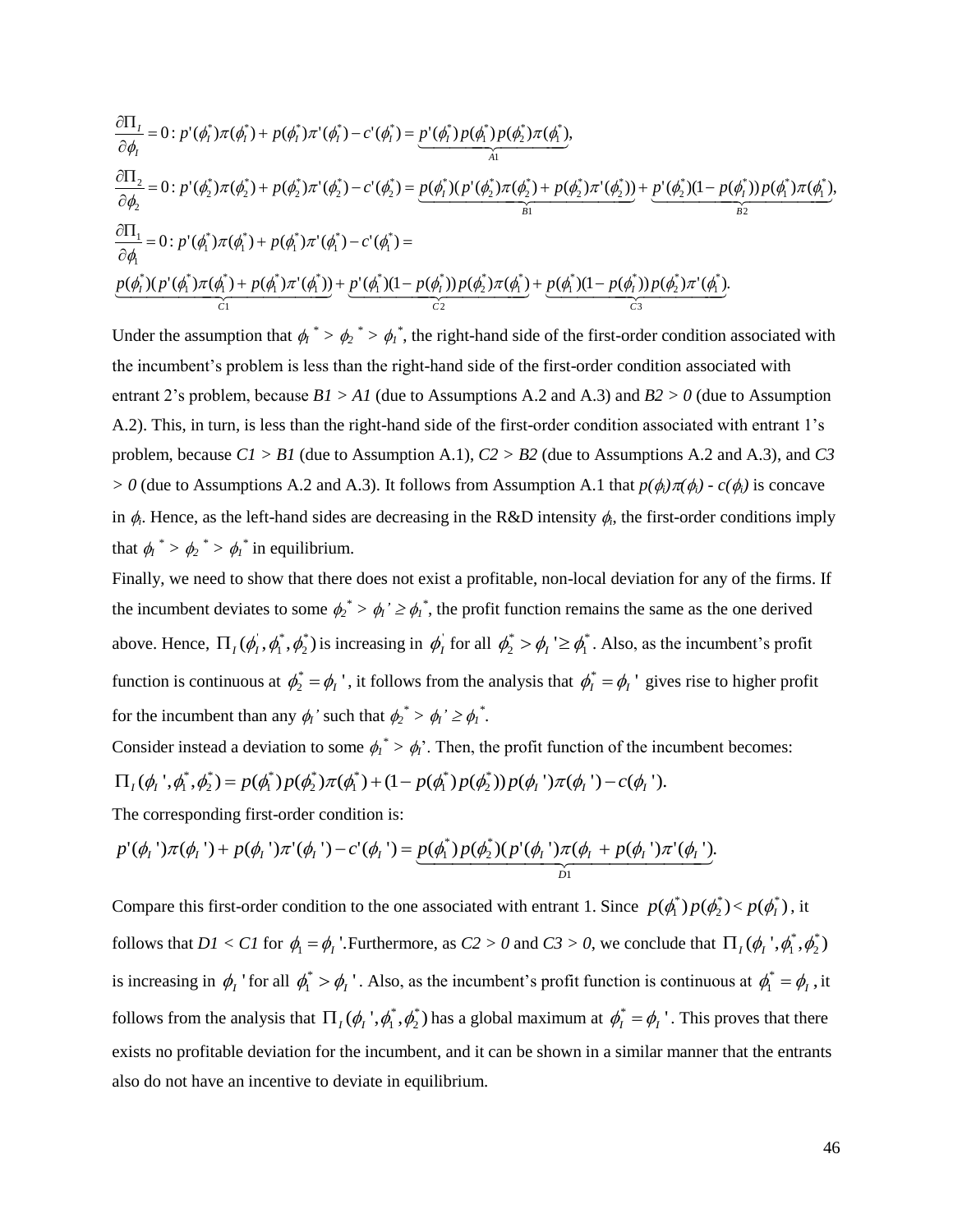$$\frac{\partial \Pi_I}{\partial \phi_I} = 0: p'(\phi_I^*)\pi(\phi_I^*) + p(\phi_I^*)\pi'(\phi_I^*) - c'(\phi_I^*) = \underbrace{p'(\phi_I^*)\,p(\phi_1^*)\,p(\phi_2^*)\pi(\phi_1^*)}_{A1},$$

$$\frac{\partial \Pi_2}{\partial \phi_2} = 0: p'(\phi_2^*)\pi(\phi_2^*) + p(\phi_2^*)\pi'(\phi_2^*) - c'(\phi_2^*) = \underbrace{p(\phi_I^*)(p'(\phi_2^*)\pi(\phi_2^*) + p(\phi_2^*)\pi'(\phi_2^*))}_{B1} + \underbrace{p'(\phi_2^*)(1-p(\phi_I^*))\,p(\phi_1^*)\pi(\phi_1^*)}_{B2},$$

$$\frac{\partial \Pi_1}{\partial \phi_1} = 0: p'(\phi_1^*)\pi(\phi_1^*) + p(\phi_1^*)\pi'(\phi_1^*) - c'(\phi_1^*) =$$

$$\underbrace{p(\phi_I^*)(p'(\phi_1^*)\pi(\phi_1^*) + p(\phi_1^*)\pi'(\phi_1^*))}_{C1} + \underbrace{p'(\phi_1^*)(1-p(\phi_I^*))\,p(\phi_2^*)\pi(\phi_1^*)}_{C2} + \underbrace{p(\phi_1^*)(1-p(\phi_I^*))\,p(\phi_2^*)\pi'(\phi_1^*)}_{C3}.$$

Under the assumption that $\phi_I^* > \phi_2^* > \phi_1^*$, the right-hand side of the first-order condition associated with the incumbent's problem is less than the right-hand side of the first-order condition associated with entrant 2's problem, because $B1 > A1$ (due to Assumptions A.2 and A.3) and $B2 > 0$ (due to Assumption A.2). This, in turn, is less than the right-hand side of the first-order condition associated with entrant 1's problem, because $C1 > B1$ (due to Assumption A.1), $C2 > B2$ (due to Assumptions A.2 and A.3), and $C3 > 0$ (due to Assumptions A.2 and A.3). It follows from Assumption A.1 that $p(\phi_i)\pi(\phi_i) - c(\phi_i)$ is concave in $\phi_i$. Hence, as the left-hand sides are decreasing in the R&D intensity $\phi_i$, the first-order conditions imply that $\phi_I^* > \phi_2^* > \phi_1^*$ in equilibrium.

Finally, we need to show that there does not exist a profitable, non-local deviation for any of the firms. If the incumbent deviates to some $\phi_2^* > \phi_I' \geq \phi_1^*$, the profit function remains the same as the one derived above. Hence, $\Pi_I(\phi_I', \phi_1^*, \phi_2^*)$ is increasing in $\phi_I'$ for all $\phi_2^* > \phi_I' \geq \phi_1^*$. Also, as the incumbent's profit function is continuous at $\phi_2^* = \phi_I'$, it follows from the analysis that $\phi_I^* = \phi_I'$ gives rise to higher profit for the incumbent than any $\phi_I'$ such that $\phi_2^* > \phi_I' \geq \phi_1^*$.

Consider instead a deviation to some $\phi_1^* > \phi_I'$. Then, the profit function of the incumbent becomes:

$$\Pi_I(\phi_I', \phi_1^*, \phi_2^*) = p(\phi_1^*)\,p(\phi_2^*)\pi(\phi_1^*) + (1 - p(\phi_1^*)\,p(\phi_2^*))\,p(\phi_I')\pi(\phi_I') - c(\phi_I').$$

The corresponding first-order condition is:

$$p'(\phi_I')\pi(\phi_I') + p(\phi_I')\pi'(\phi_I') - c'(\phi_I') = \underbrace{p(\phi_1^*)\,p(\phi_2^*)(p'(\phi_I')\pi(\phi_I + p(\phi_I')\pi'(\phi_I')}_{D1}.$$

Compare this first-order condition to the one associated with entrant 1. Since $p(\phi_1^*)\,p(\phi_2^*) < p(\phi_I^*)$, it follows that $D1 < C1$ for $\phi_1 = \phi_I'$. Furthermore, as $C2 > 0$ and $C3 > 0$, we conclude that $\Pi_I(\phi_I', \phi_1^*, \phi_2^*)$ is increasing in $\phi_I'$ for all $\phi_1^* > \phi_I'$. Also, as the incumbent's profit function is continuous at $\phi_1^* = \phi_I$, it follows from the analysis that $\Pi_I(\phi_I', \phi_1^*, \phi_2^*)$ has a global maximum at $\phi_I^* = \phi_I'$. This proves that there exists no profitable deviation for the incumbent, and it can be shown in a similar manner that the entrants also do not have an incentive to deviate in equilibrium.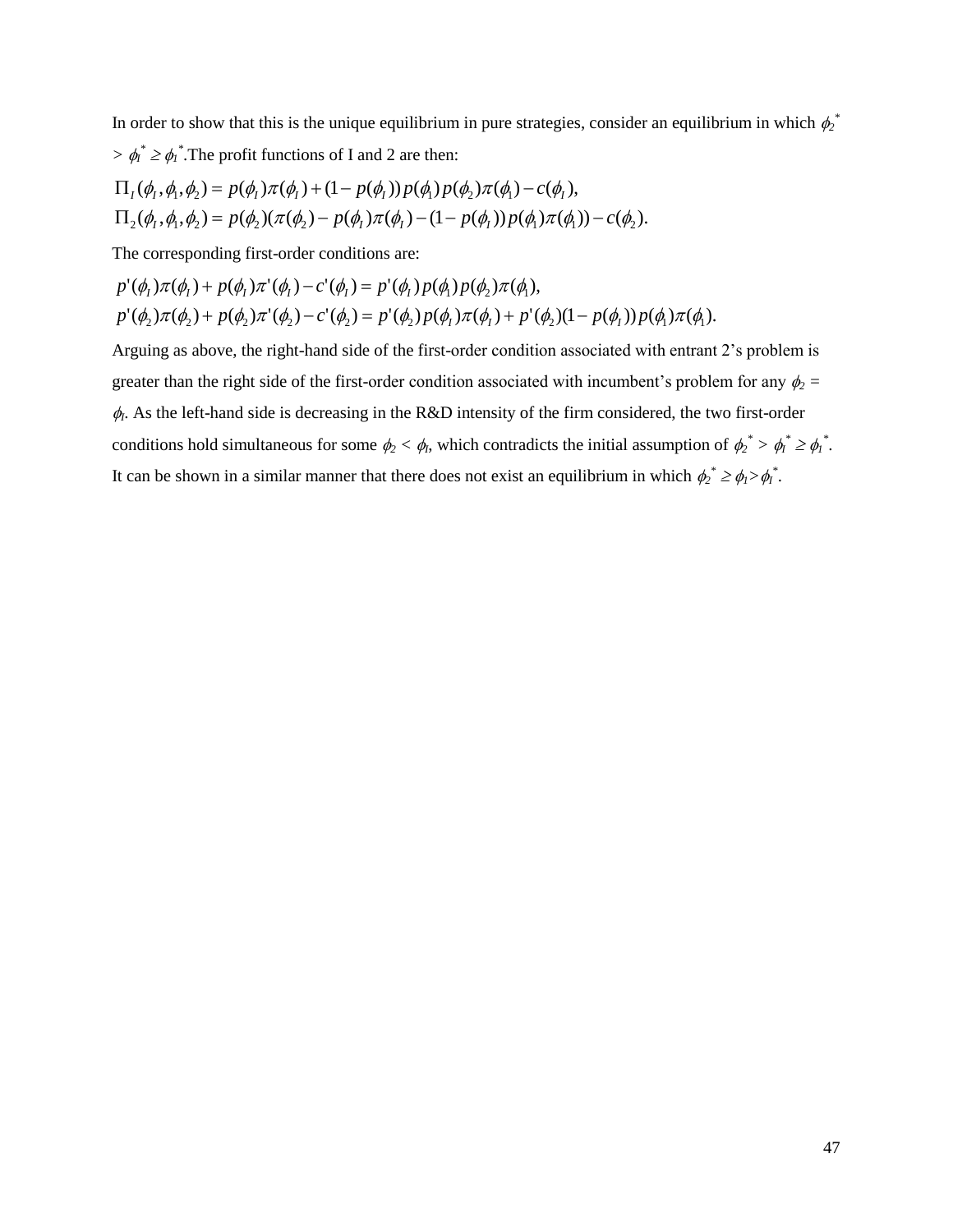In order to show that this is the unique equilibrium in pure strategies, consider an equilibrium in which $\phi_2^* > \phi_I^* \geq \phi_1^*$.The profit functions of I and 2 are then:

$$\Pi_I(\phi_I, \phi_1, \phi_2) = p(\phi_I)\pi(\phi_I) + (1 - p(\phi_I))\,p(\phi_1)\,p(\phi_2)\pi(\phi_1) - c(\phi_I),$$
$$\Pi_2(\phi_I, \phi_1, \phi_2) = p(\phi_2)(\pi(\phi_2) - p(\phi_I)\pi(\phi_I) - (1 - p(\phi_I))\,p(\phi_1)\pi(\phi_1)) - c(\phi_2).$$

The corresponding first-order conditions are:

$$p'(\phi_I)\pi(\phi_I) + p(\phi_I)\pi'(\phi_I) - c'(\phi_I) = p'(\phi_I)\,p(\phi_1)\,p(\phi_2)\pi(\phi_1),$$
$$p'(\phi_2)\pi(\phi_2) + p(\phi_2)\pi'(\phi_2) - c'(\phi_2) = p'(\phi_2)\,p(\phi_I)\pi(\phi_I) + p'(\phi_2)(1 - p(\phi_I))\,p(\phi_1)\pi(\phi_1).$$

Arguing as above, the right-hand side of the first-order condition associated with entrant 2's problem is greater than the right side of the first-order condition associated with incumbent's problem for any $\phi_2 = \phi_I$. As the left-hand side is decreasing in the R&D intensity of the firm considered, the two first-order conditions hold simultaneous for some $\phi_2 < \phi_I$, which contradicts the initial assumption of $\phi_2^* > \phi_I^* \geq \phi_1^*$. It can be shown in a similar manner that there does not exist an equilibrium in which $\phi_2^* \geq \phi_1 > \phi_I^*$.